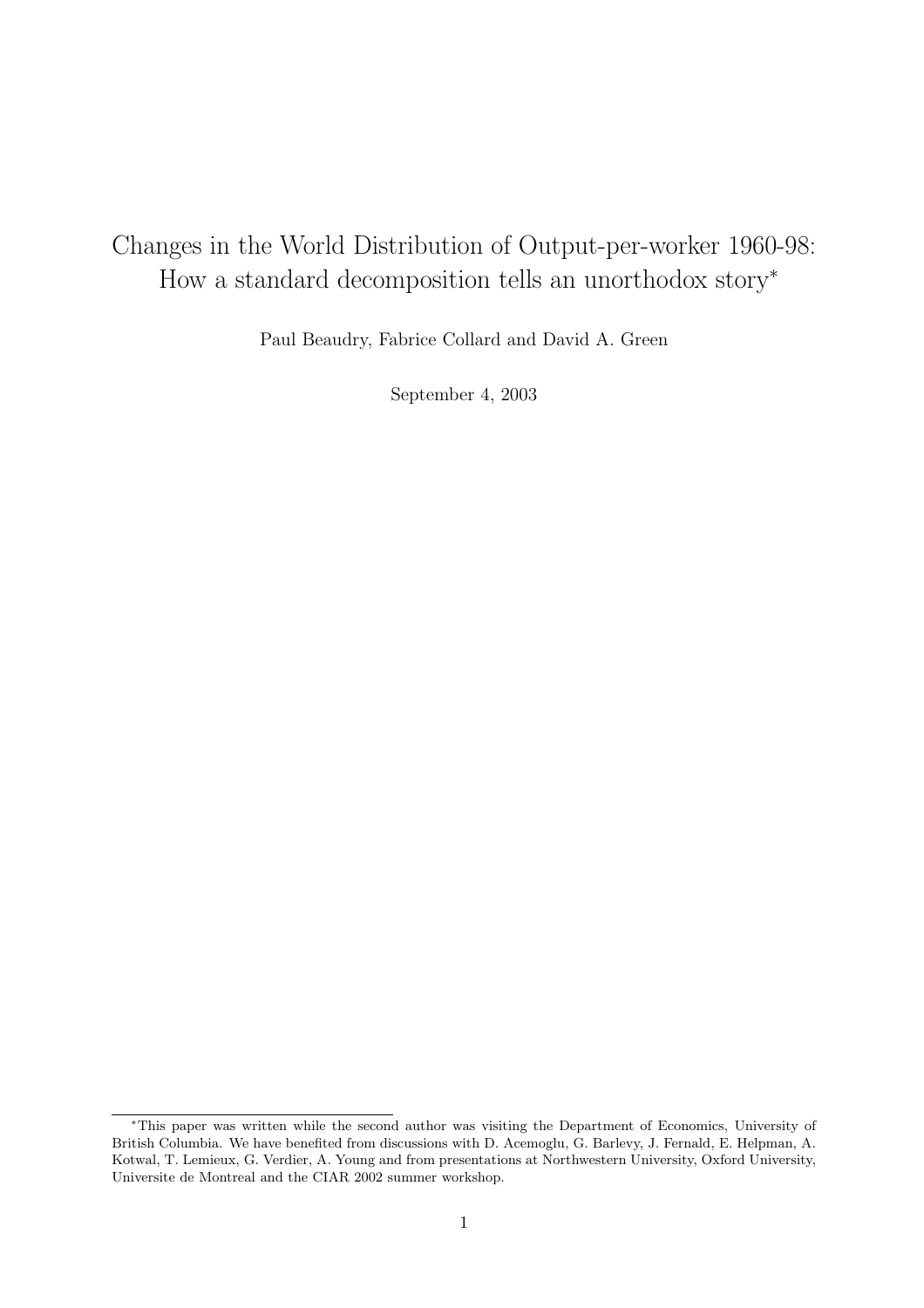# Changes in the World Distribution of Output-per-worker 1960-98: How a standard decomposition tells an unorthodox story*

Paul Beaudry, Fabrice Collard and David A. Green

September 4, 2003

---

*This paper was written while the second author was visiting the Department of Economics, University of British Columbia. We have benefited from discussions with D. Acemoglu, G. Barlevy, J. Fernald, E. Helpman, A. Kotwal, T. Lemieux, G. Verdier, A. Young and from presentations at Northwestern University, Oxford University, Universite de Montreal and the CIAR 2002 summer workshop.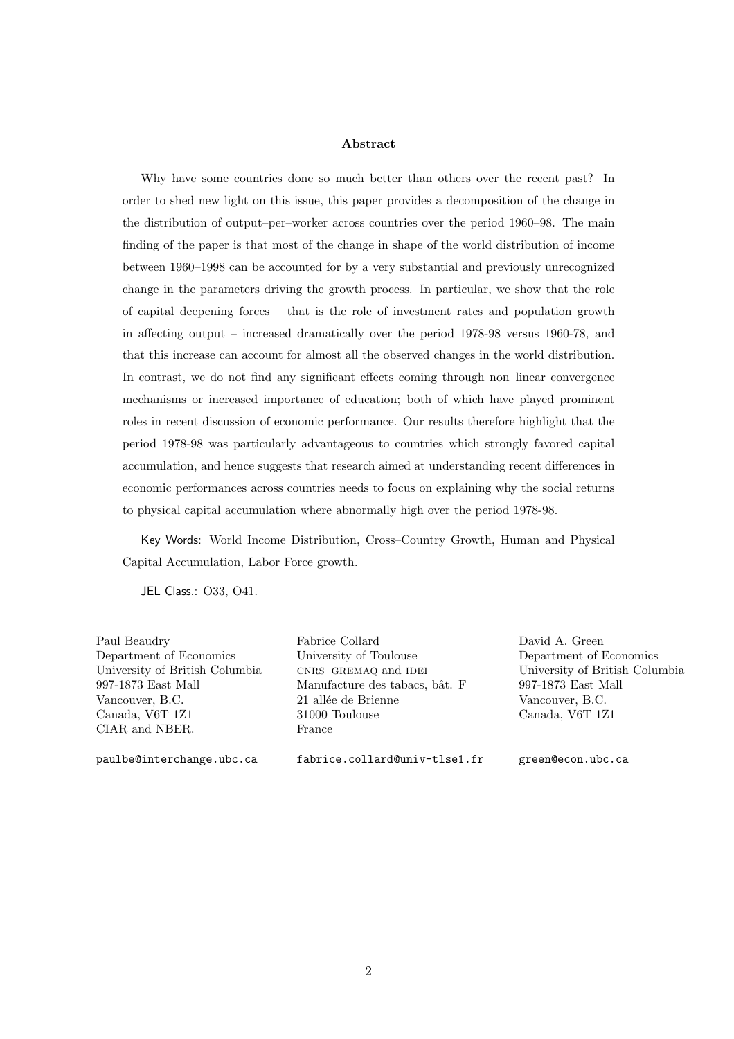### Abstract

Why have some countries done so much better than others over the recent past? In order to shed new light on this issue, this paper provides a decomposition of the change in the distribution of output–per–worker across countries over the period 1960–98. The main finding of the paper is that most of the change in shape of the world distribution of income between 1960–1998 can be accounted for by a very substantial and previously unrecognized change in the parameters driving the growth process. In particular, we show that the role of capital deepening forces – that is the role of investment rates and population growth in affecting output – increased dramatically over the period 1978-98 versus 1960-78, and that this increase can account for almost all the observed changes in the world distribution. In contrast, we do not find any significant effects coming through non–linear convergence mechanisms or increased importance of education; both of which have played prominent roles in recent discussion of economic performance. Our results therefore highlight that the period 1978-98 was particularly advantageous to countries which strongly favored capital accumulation, and hence suggests that research aimed at understanding recent differences in economic performances across countries needs to focus on explaining why the social returns to physical capital accumulation where abnormally high over the period 1978-98.

Key Words: World Income Distribution, Cross–Country Growth, Human and Physical Capital Accumulation, Labor Force growth.

JEL Class.: O33, O41.

Paul Beaudry
Department of Economics
University of British Columbia
997-1873 East Mall
Vancouver, B.C.
Canada, V6T 1Z1
CIAR and NBER.

paulbe@interchange.ubc.ca

Fabrice Collard
University of Toulouse
CNRS–GREMAQ and IDEI
Manufacture des tabacs, bât. F
21 allée de Brienne
31000 Toulouse
France

fabrice.collard@univ-tlse1.fr

David A. Green
Department of Economics
University of British Columbia
997-1873 East Mall
Vancouver, B.C.
Canada, V6T 1Z1

green@econ.ubc.ca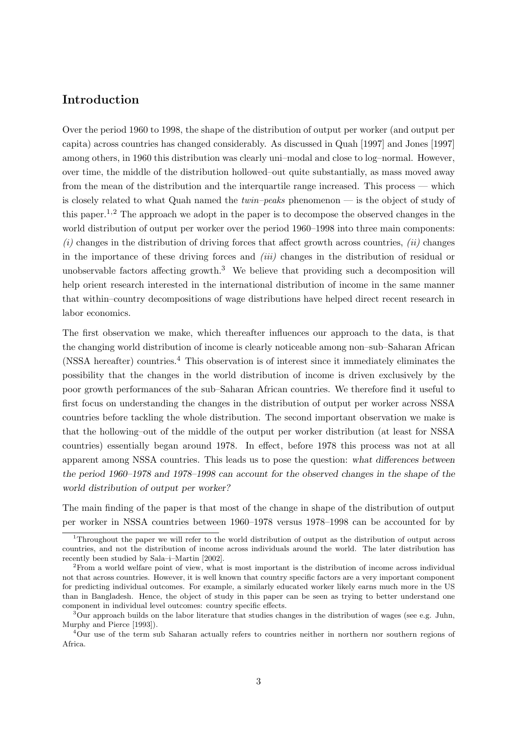## Introduction

Over the period 1960 to 1998, the shape of the distribution of output per worker (and output per capita) across countries has changed considerably. As discussed in Quah [1997] and Jones [1997] among others, in 1960 this distribution was clearly uni–modal and close to log–normal. However, over time, the middle of the distribution hollowed–out quite substantially, as mass moved away from the mean of the distribution and the interquartile range increased. This process — which is closely related to what Quah named the *twin–peaks* phenomenon — is the object of study of this paper.[1,2] The approach we adopt in the paper is to decompose the observed changes in the world distribution of output per worker over the period 1960–1998 into three main components: *(i)* changes in the distribution of driving forces that affect growth across countries, *(ii)* changes in the importance of these driving forces and *(iii)* changes in the distribution of residual or unobservable factors affecting growth.[3] We believe that providing such a decomposition will help orient research interested in the international distribution of income in the same manner that within–country decompositions of wage distributions have helped direct recent research in labor economics.

The first observation we make, which thereafter influences our approach to the data, is that the changing world distribution of income is clearly noticeable among non–sub–Saharan African (NSSA hereafter) countries.[4] This observation is of interest since it immediately eliminates the possibility that the changes in the world distribution of income is driven exclusively by the poor growth performances of the sub–Saharan African countries. We therefore find it useful to first focus on understanding the changes in the distribution of output per worker across NSSA countries before tackling the whole distribution. The second important observation we make is that the hollowing–out of the middle of the output per worker distribution (at least for NSSA countries) essentially began around 1978. In effect, before 1978 this process was not at all apparent among NSSA countries. This leads us to pose the question: *what differences between the period 1960–1978 and 1978–1998 can account for the observed changes in the shape of the world distribution of output per worker?*

The main finding of the paper is that most of the change in shape of the distribution of output per worker in NSSA countries between 1960–1978 versus 1978–1998 can be accounted for by

[1] Throughout the paper we will refer to the world distribution of output as the distribution of output across countries, and not the distribution of income across individuals around the world. The later distribution has recently been studied by Sala–i–Martin [2002].

[2] From a world welfare point of view, what is most important is the distribution of income across individual not that across countries. However, it is well known that country specific factors are a very important component for predicting individual outcomes. For example, a similarly educated worker likely earns much more in the US than in Bangladesh. Hence, the object of study in this paper can be seen as trying to better understand one component in individual level outcomes: country specific effects.

[3] Our approach builds on the labor literature that studies changes in the distribution of wages (see e.g. Juhn, Murphy and Pierce [1993]).

[4] Our use of the term sub Saharan actually refers to countries neither in northern nor southern regions of Africa.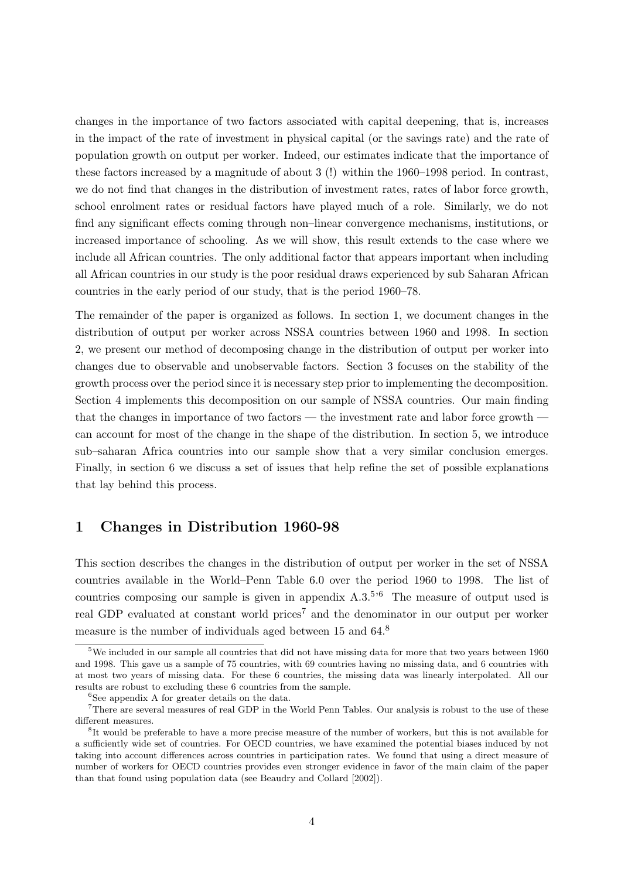changes in the importance of two factors associated with capital deepening, that is, increases in the impact of the rate of investment in physical capital (or the savings rate) and the rate of population growth on output per worker. Indeed, our estimates indicate that the importance of these factors increased by a magnitude of about 3 (!) within the 1960–1998 period. In contrast, we do not find that changes in the distribution of investment rates, rates of labor force growth, school enrolment rates or residual factors have played much of a role. Similarly, we do not find any significant effects coming through non–linear convergence mechanisms, institutions, or increased importance of schooling. As we will show, this result extends to the case where we include all African countries. The only additional factor that appears important when including all African countries in our study is the poor residual draws experienced by sub Saharan African countries in the early period of our study, that is the period 1960–78.

The remainder of the paper is organized as follows. In section 1, we document changes in the distribution of output per worker across NSSA countries between 1960 and 1998. In section 2, we present our method of decomposing change in the distribution of output per worker into changes due to observable and unobservable factors. Section 3 focuses on the stability of the growth process over the period since it is necessary step prior to implementing the decomposition. Section 4 implements this decomposition on our sample of NSSA countries. Our main finding that the changes in importance of two factors — the investment rate and labor force growth — can account for most of the change in the shape of the distribution. In section 5, we introduce sub–saharan Africa countries into our sample show that a very similar conclusion emerges. Finally, in section 6 we discuss a set of issues that help refine the set of possible explanations that lay behind this process.

# 1 Changes in Distribution 1960-98

This section describes the changes in the distribution of output per worker in the set of NSSA countries available in the World–Penn Table 6.0 over the period 1960 to 1998. The list of countries composing our sample is given in appendix A.3.[5,6] The measure of output used is real GDP evaluated at constant world prices[7] and the denominator in our output per worker measure is the number of individuals aged between 15 and 64.[8]

---

[5] We included in our sample all countries that did not have missing data for more that two years between 1960 and 1998. This gave us a sample of 75 countries, with 69 countries having no missing data, and 6 countries with at most two years of missing data. For these 6 countries, the missing data was linearly interpolated. All our results are robust to excluding these 6 countries from the sample.

[6] See appendix A for greater details on the data.

[7] There are several measures of real GDP in the World Penn Tables. Our analysis is robust to the use of these different measures.

[8] It would be preferable to have a more precise measure of the number of workers, but this is not available for a sufficiently wide set of countries. For OECD countries, we have examined the potential biases induced by not taking into account differences across countries in participation rates. We found that using a direct measure of number of workers for OECD countries provides even stronger evidence in favor of the main claim of the paper than that found using population data (see Beaudry and Collard [2002]).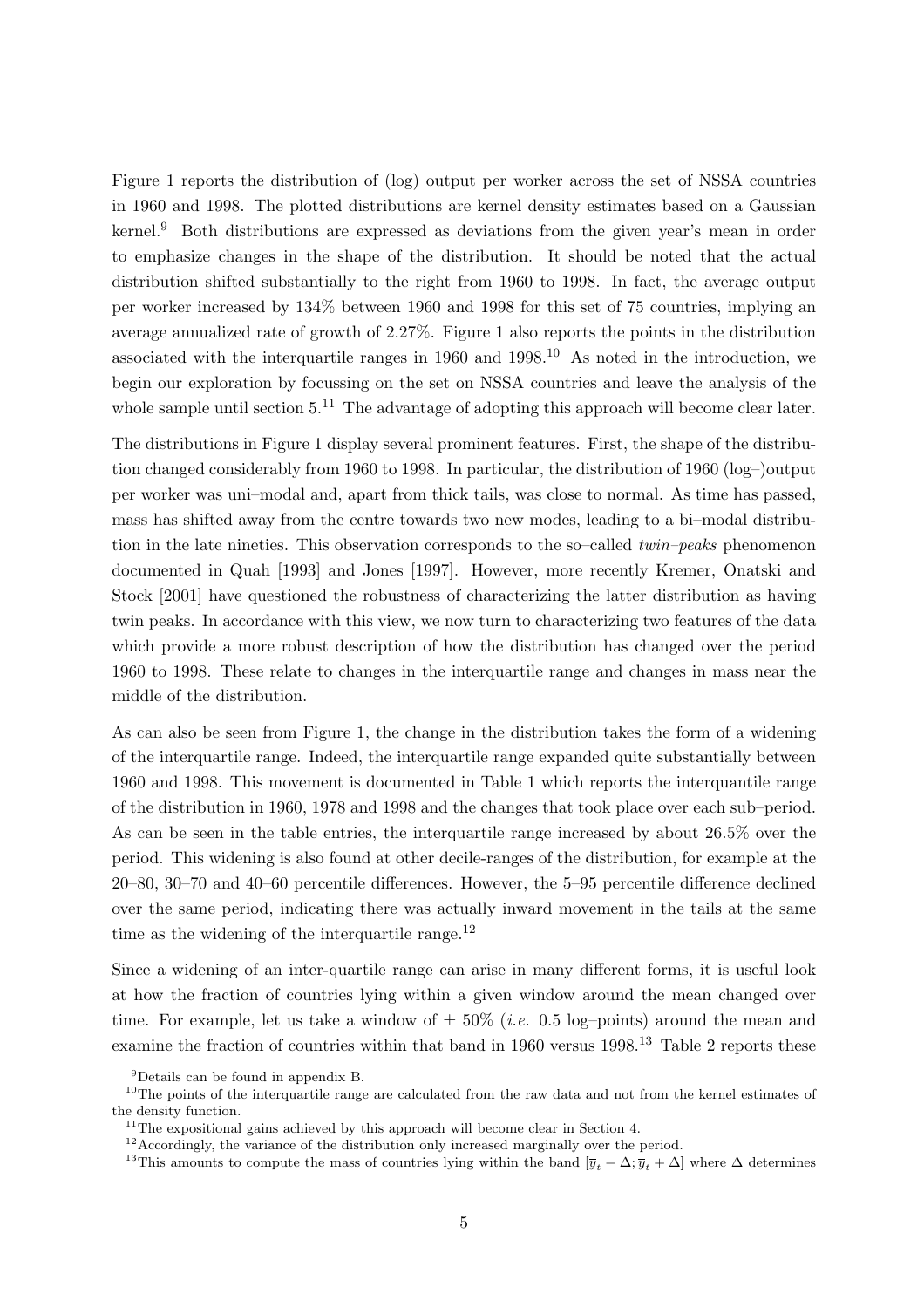Figure 1 reports the distribution of (log) output per worker across the set of NSSA countries in 1960 and 1998. The plotted distributions are kernel density estimates based on a Gaussian kernel.[9] Both distributions are expressed as deviations from the given year's mean in order to emphasize changes in the shape of the distribution. It should be noted that the actual distribution shifted substantially to the right from 1960 to 1998. In fact, the average output per worker increased by 134% between 1960 and 1998 for this set of 75 countries, implying an average annualized rate of growth of 2.27%. Figure 1 also reports the points in the distribution associated with the interquartile ranges in 1960 and 1998.[10] As noted in the introduction, we begin our exploration by focussing on the set on NSSA countries and leave the analysis of the whole sample until section 5.[11] The advantage of adopting this approach will become clear later.

The distributions in Figure 1 display several prominent features. First, the shape of the distribution changed considerably from 1960 to 1998. In particular, the distribution of 1960 (log–)output per worker was uni–modal and, apart from thick tails, was close to normal. As time has passed, mass has shifted away from the centre towards two new modes, leading to a bi–modal distribution in the late nineties. This observation corresponds to the so–called *twin–peaks* phenomenon documented in Quah [1993] and Jones [1997]. However, more recently Kremer, Onatski and Stock [2001] have questioned the robustness of characterizing the latter distribution as having twin peaks. In accordance with this view, we now turn to characterizing two features of the data which provide a more robust description of how the distribution has changed over the period 1960 to 1998. These relate to changes in the interquartile range and changes in mass near the middle of the distribution.

As can also be seen from Figure 1, the change in the distribution takes the form of a widening of the interquartile range. Indeed, the interquartile range expanded quite substantially between 1960 and 1998. This movement is documented in Table 1 which reports the interquantile range of the distribution in 1960, 1978 and 1998 and the changes that took place over each sub–period. As can be seen in the table entries, the interquartile range increased by about 26.5% over the period. This widening is also found at other decile-ranges of the distribution, for example at the 20–80, 30–70 and 40–60 percentile differences. However, the 5–95 percentile difference declined over the same period, indicating there was actually inward movement in the tails at the same time as the widening of the interquartile range.[12]

Since a widening of an inter-quartile range can arise in many different forms, it is useful look at how the fraction of countries lying within a given window around the mean changed over time. For example, let us take a window of ± 50% (*i.e.* 0.5 log–points) around the mean and examine the fraction of countries within that band in 1960 versus 1998.[13] Table 2 reports these

[9] Details can be found in appendix B.

[10] The points of the interquartile range are calculated from the raw data and not from the kernel estimates of the density function.

[11] The expositional gains achieved by this approach will become clear in Section 4.

[12] Accordingly, the variance of the distribution only increased marginally over the period.

[13] This amounts to compute the mass of countries lying within the band $[\overline{y}_t - \Delta; \overline{y}_t + \Delta]$ where $\Delta$ determines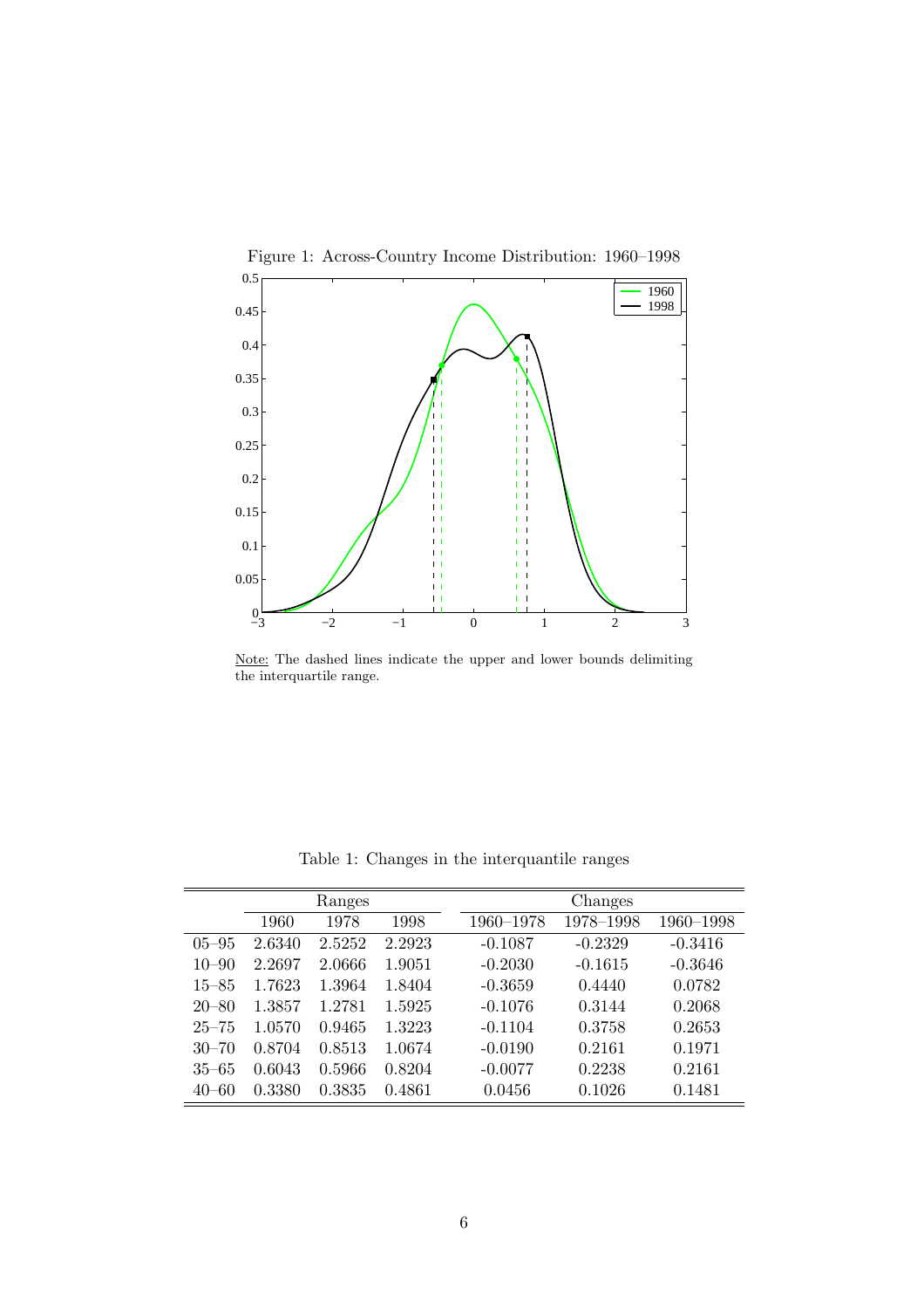Figure 1: Across-Country Income Distribution: 1960–1998

Note: The dashed lines indicate the upper and lower bounds delimiting the interquartile range.

Table 1: Changes in the interquantile ranges

| | Ranges | | | Changes | | |
|---|---|---|---|---|---|---|
| | 1960 | 1978 | 1998 | 1960–1978 | 1978–1998 | 1960–1998 |
| 05–95 | 2.6340 | 2.5252 | 2.2923 | -0.1087 | -0.2329 | -0.3416 |
| 10–90 | 2.2697 | 2.0666 | 1.9051 | -0.2030 | -0.1615 | -0.3646 |
| 15–85 | 1.7623 | 1.3964 | 1.8404 | -0.3659 | 0.4440 | 0.0782 |
| 20–80 | 1.3857 | 1.2781 | 1.5925 | -0.1076 | 0.3144 | 0.2068 |
| 25–75 | 1.0570 | 0.9465 | 1.3223 | -0.1104 | 0.3758 | 0.2653 |
| 30–70 | 0.8704 | 0.8513 | 1.0674 | -0.0190 | 0.2161 | 0.1971 |
| 35–65 | 0.6043 | 0.5966 | 0.8204 | -0.0077 | 0.2238 | 0.2161 |
| 40–60 | 0.3380 | 0.3835 | 0.4861 | 0.0456 | 0.1026 | 0.1481 |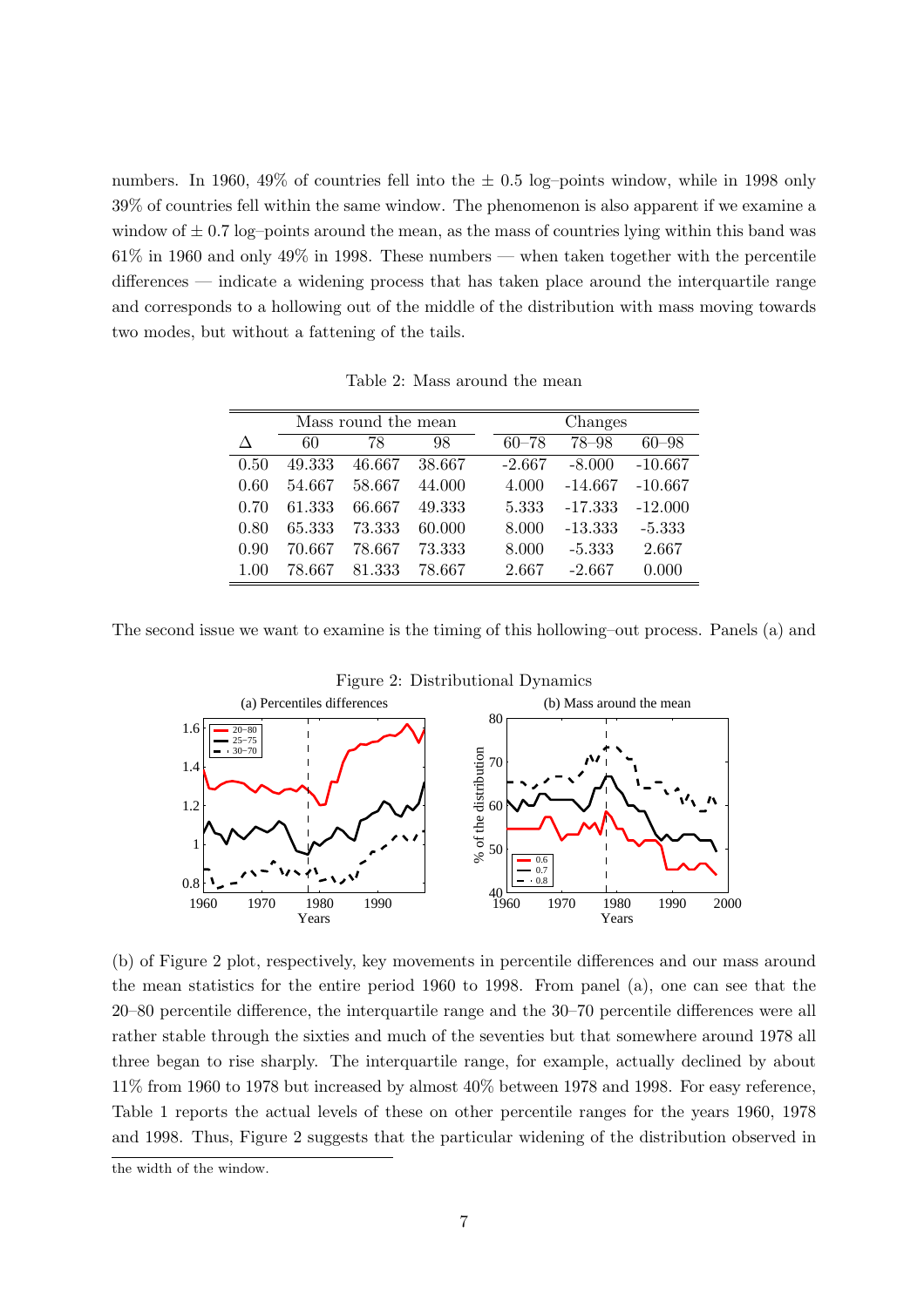numbers. In 1960, 49% of countries fell into the ± 0.5 log–points window, while in 1998 only 39% of countries fell within the same window. The phenomenon is also apparent if we examine a window of ± 0.7 log–points around the mean, as the mass of countries lying within this band was 61% in 1960 and only 49% in 1998. These numbers — when taken together with the percentile differences — indicate a widening process that has taken place around the interquartile range and corresponds to a hollowing out of the middle of the distribution with mass moving towards two modes, but without a fattening of the tails.

Table 2: Mass around the mean

| | Mass round the mean | | | Changes | | |
|---|---|---|---|---|---|---|
| $\Delta$ | 60 | 78 | 98 | 60–78 | 78–98 | 60–98 |
| 0.50 | 49.333 | 46.667 | 38.667 | -2.667 | -8.000 | -10.667 |
| 0.60 | 54.667 | 58.667 | 44.000 | 4.000 | -14.667 | -10.667 |
| 0.70 | 61.333 | 66.667 | 49.333 | 5.333 | -17.333 | -12.000 |
| 0.80 | 65.333 | 73.333 | 60.000 | 8.000 | -13.333 | -5.333 |
| 0.90 | 70.667 | 78.667 | 73.333 | 8.000 | -5.333 | 2.667 |
| 1.00 | 78.667 | 81.333 | 78.667 | 2.667 | -2.667 | 0.000 |

The second issue we want to examine is the timing of this hollowing–out process. Panels (a) and (b) of Figure 2 plot, respectively, key movements in percentile differences and our mass around the mean statistics for the entire period 1960 to 1998. From panel (a), one can see that the 20–80 percentile difference, the interquartile range and the 30–70 percentile differences were all rather stable through the sixties and much of the seventies but that somewhere around 1978 all three began to rise sharply. The interquartile range, for example, actually declined by about 11% from 1960 to 1978 but increased by almost 40% between 1978 and 1998. For easy reference, Table 1 reports the actual levels of these on other percentile ranges for the years 1960, 1978 and 1998. Thus, Figure 2 suggests that the particular widening of the distribution observed in

Figure 2: Distributional Dynamics

the width of the window.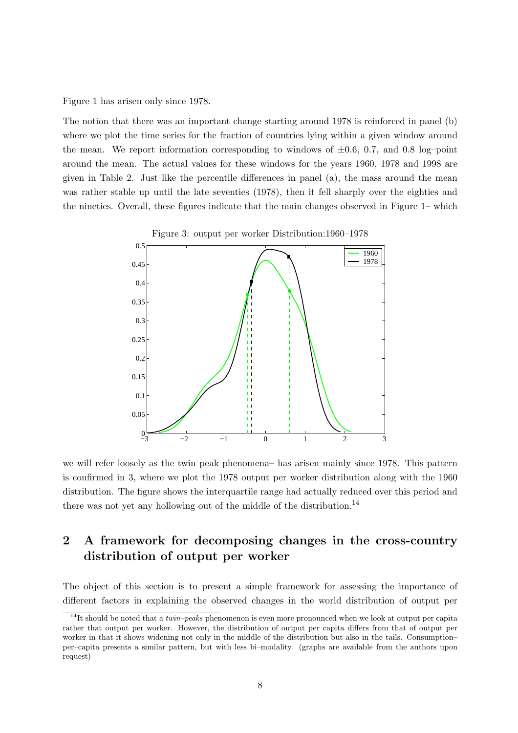Figure 1 has arisen only since 1978.

The notion that there was an important change starting around 1978 is reinforced in panel (b) where we plot the time series for the fraction of countries lying within a given window around the mean. We report information corresponding to windows of $\pm 0.6$, 0.7, and 0.8 log–point around the mean. The actual values for these windows for the years 1960, 1978 and 1998 are given in Table 2. Just like the percentile differences in panel (a), the mass around the mean was rather stable up until the late seventies (1978), then it fell sharply over the eighties and the nineties. Overall, these figures indicate that the main changes observed in Figure 1– which we will refer loosely as the twin peak phenomena– has arisen mainly since 1978. This pattern is confirmed in 3, where we plot the 1978 output per worker distribution along with the 1960 distribution. The figure shows the interquartile range had actually reduced over this period and there was not yet any hollowing out of the middle of the distribution.[14]

Figure 3: output per worker Distribution:1960–1978

## 2 A framework for decomposing changes in the cross-country distribution of output per worker

The object of this section is to present a simple framework for assessing the importance of different factors in explaining the observed changes in the world distribution of output per

[14] It should be noted that a *twin–peaks* phenomenon is even more pronounced when we look at output per capita rather that output per worker. However, the distribution of output per capita differs from that of output per worker in that it shows widening not only in the middle of the distribution but also in the tails. Consumption–per–capita presents a similar pattern, but with less bi–modality. (graphs are available from the authors upon request)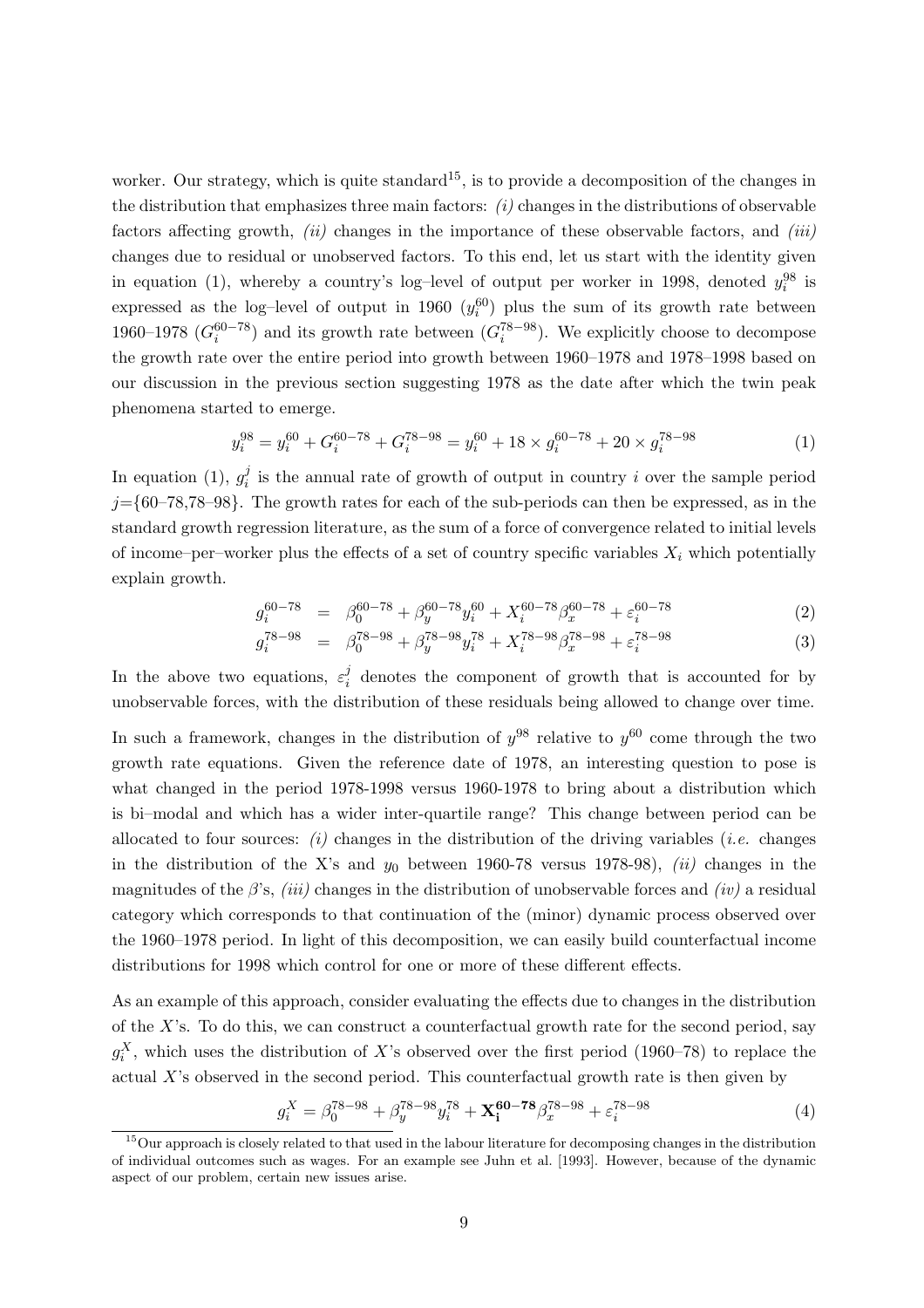worker. Our strategy, which is quite standard[15], is to provide a decomposition of the changes in the distribution that emphasizes three main factors: *(i)* changes in the distributions of observable factors affecting growth, *(ii)* changes in the importance of these observable factors, and *(iii)* changes due to residual or unobserved factors. To this end, let us start with the identity given in equation (1), whereby a country's log–level of output per worker in 1998, denoted $y_i^{98}$ is expressed as the log–level of output in 1960 ($y_i^{60}$) plus the sum of its growth rate between 1960–1978 ($G_i^{60-78}$) and its growth rate between ($G_i^{78-98}$). We explicitly choose to decompose the growth rate over the entire period into growth between 1960–1978 and 1978–1998 based on our discussion in the previous section suggesting 1978 as the date after which the twin peak phenomena started to emerge.

$$y_i^{98} = y_i^{60} + G_i^{60-78} + G_i^{78-98} = y_i^{60} + 18 \times g_i^{60-78} + 20 \times g_i^{78-98} \tag{1}$$

In equation (1), $g_i^j$ is the annual rate of growth of output in country $i$ over the sample period $j$={60–78,78–98}. The growth rates for each of the sub-periods can then be expressed, as in the standard growth regression literature, as the sum of a force of convergence related to initial levels of income–per–worker plus the effects of a set of country specific variables $X_i$ which potentially explain growth.

$$g_i^{60-78} = \beta_0^{60-78} + \beta_y^{60-78} y_i^{60} + X_i^{60-78}\beta_x^{60-78} + \varepsilon_i^{60-78} \tag{2}$$

$$g_i^{78-98} = \beta_0^{78-98} + \beta_y^{78-98} y_i^{78} + X_i^{78-98}\beta_x^{78-98} + \varepsilon_i^{78-98} \tag{3}$$

In the above two equations, $\varepsilon_i^j$ denotes the component of growth that is accounted for by unobservable forces, with the distribution of these residuals being allowed to change over time.

In such a framework, changes in the distribution of $y^{98}$ relative to $y^{60}$ come through the two growth rate equations. Given the reference date of 1978, an interesting question to pose is what changed in the period 1978-1998 versus 1960-1978 to bring about a distribution which is bi–modal and which has a wider inter-quartile range? This change between period can be allocated to four sources: *(i)* changes in the distribution of the driving variables (*i.e.* changes in the distribution of the X's and $y_0$ between 1960-78 versus 1978-98), *(ii)* changes in the magnitudes of the $\beta$'s, *(iii)* changes in the distribution of unobservable forces and *(iv)* a residual category which corresponds to that continuation of the (minor) dynamic process observed over the 1960–1978 period. In light of this decomposition, we can easily build counterfactual income distributions for 1998 which control for one or more of these different effects.

As an example of this approach, consider evaluating the effects due to changes in the distribution of the $X$'s. To do this, we can construct a counterfactual growth rate for the second period, say $g_i^X$, which uses the distribution of $X$'s observed over the first period (1960–78) to replace the actual $X$'s observed in the second period. This counterfactual growth rate is then given by

$$g_i^X = \beta_0^{78-98} + \beta_y^{78-98} y_i^{78} + \mathbf{X_i^{60-78}}\beta_x^{78-98} + \varepsilon_i^{78-98} \tag{4}$$

[15] Our approach is closely related to that used in the labour literature for decomposing changes in the distribution of individual outcomes such as wages. For an example see Juhn et al. [1993]. However, because of the dynamic aspect of our problem, certain new issues arise.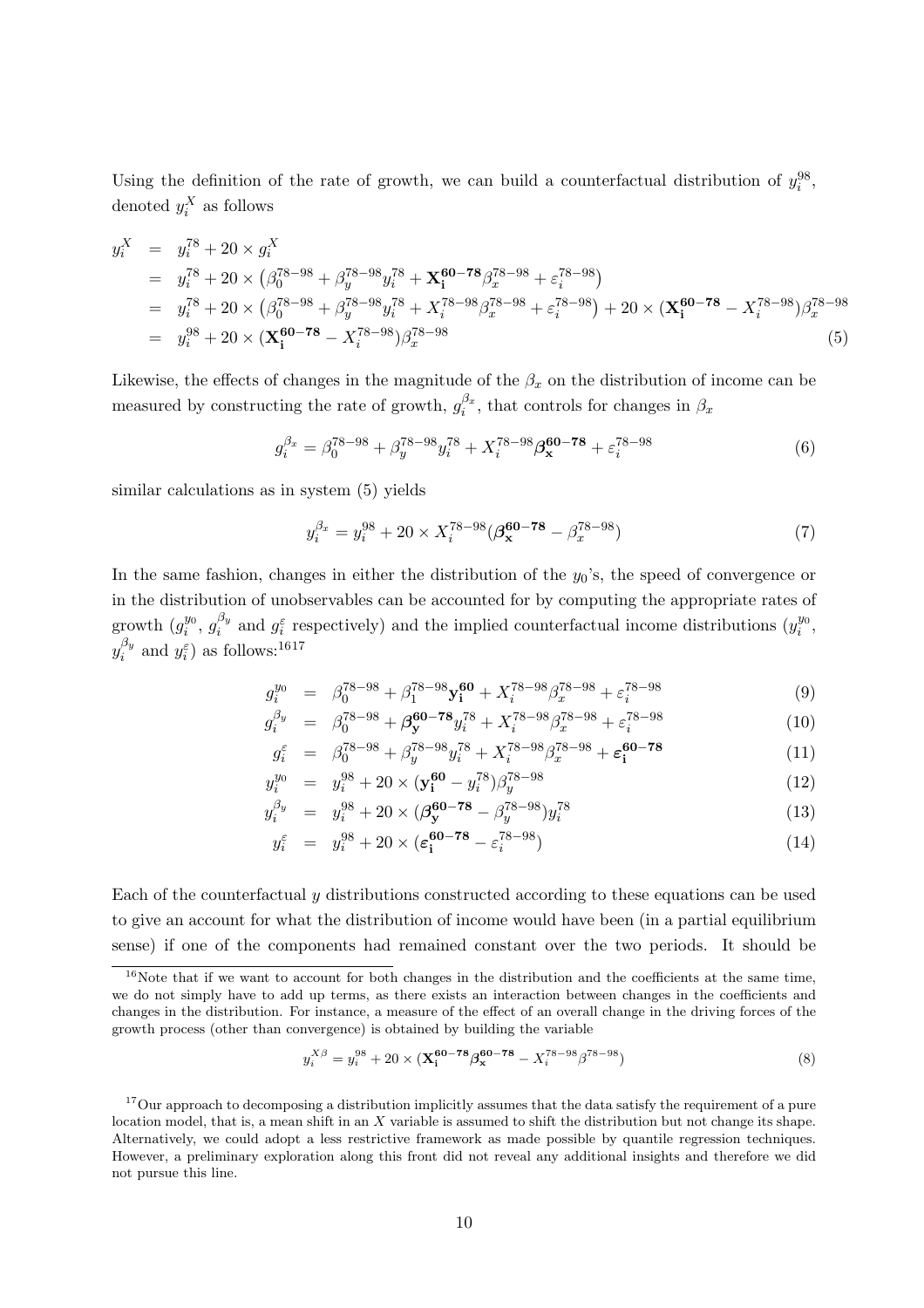Using the definition of the rate of growth, we can build a counterfactual distribution of $y_i^{98}$, denoted $y_i^X$ as follows

$$
\begin{aligned}
y_i^X &= y_i^{78} + 20 \times g_i^X \\
&= y_i^{78} + 20 \times \left(\beta_0^{78-98} + \beta_y^{78-98} y_i^{78} + \mathbf{X_i^{60-78}} \beta_x^{78-98} + \varepsilon_i^{78-98}\right) \\
&= y_i^{78} + 20 \times \left(\beta_0^{78-98} + \beta_y^{78-98} y_i^{78} + X_i^{78-98} \beta_x^{78-98} + \varepsilon_i^{78-98}\right) + 20 \times (\mathbf{X_i^{60-78}} - X_i^{78-98}) \beta_x^{78-98} \\
&= y_i^{98} + 20 \times (\mathbf{X_i^{60-78}} - X_i^{78-98}) \beta_x^{78-98}
\end{aligned} \tag{5}
$$

Likewise, the effects of changes in the magnitude of the $\beta_x$ on the distribution of income can be measured by constructing the rate of growth, $g_i^{\beta_x}$, that controls for changes in $\beta_x$

$$
g_i^{\beta_x} = \beta_0^{78-98} + \beta_y^{78-98} y_i^{78} + X_i^{78-98} \boldsymbol{\beta_x^{60-78}} + \varepsilon_i^{78-98} \tag{6}
$$

similar calculations as in system (5) yields

$$
y_i^{\beta_x} = y_i^{98} + 20 \times X_i^{78-98} (\boldsymbol{\beta_x^{60-78}} - \beta_x^{78-98}) \tag{7}
$$

In the same fashion, changes in either the distribution of the $y_0$'s, the speed of convergence or in the distribution of unobservables can be accounted for by computing the appropriate rates of growth ($g_i^{y_0}$, $g_i^{\beta_y}$ and $g_i^{\varepsilon}$ respectively) and the implied counterfactual income distributions ($y_i^{y_0}$, $y_i^{\beta_y}$ and $y_i^{\varepsilon}$) as follows:[16][17]

$$
\begin{aligned}
g_i^{y_0} &= \beta_0^{78-98} + \beta_1^{78-98} \mathbf{y_i^{60}} + X_i^{78-98} \beta_x^{78-98} + \varepsilon_i^{78-98} && (9) \\
g_i^{\beta_y} &= \beta_0^{78-98} + \boldsymbol{\beta_y^{60-78}} y_i^{78} + X_i^{78-98} \beta_x^{78-98} + \varepsilon_i^{78-98} && (10) \\
g_i^{\varepsilon} &= \beta_0^{78-98} + \beta_y^{78-98} y_i^{78} + X_i^{78-98} \beta_x^{78-98} + \boldsymbol{\varepsilon_i^{60-78}} && (11) \\
y_i^{y_0} &= y_i^{98} + 20 \times (\mathbf{y_i^{60}} - y_i^{78}) \beta_y^{78-98} && (12) \\
y_i^{\beta_y} &= y_i^{98} + 20 \times (\boldsymbol{\beta_y^{60-78}} - \beta_y^{78-98}) y_i^{78} && (13) \\
y_i^{\varepsilon} &= y_i^{98} + 20 \times (\boldsymbol{\varepsilon_i^{60-78}} - \varepsilon_i^{78-98}) && (14)
\end{aligned}
$$

Each of the counterfactual $y$ distributions constructed according to these equations can be used to give an account for what the distribution of income would have been (in a partial equilibrium sense) if one of the components had remained constant over the two periods. It should be

---

[16] Note that if we want to account for both changes in the distribution and the coefficients at the same time, we do not simply have to add up terms, as there exists an interaction between changes in the coefficients and changes in the distribution. For instance, a measure of the effect of an overall change in the driving forces of the growth process (other than convergence) is obtained by building the variable

$$
y_i^{X\beta} = y_i^{98} + 20 \times (\mathbf{X_i^{60-78}} \boldsymbol{\beta_x^{60-78}} - X_i^{78-98} \beta^{78-98}) \tag{8}
$$

[17] Our approach to decomposing a distribution implicitly assumes that the data satisfy the requirement of a pure location model, that is, a mean shift in an $X$ variable is assumed to shift the distribution but not change its shape. Alternatively, we could adopt a less restrictive framework as made possible by quantile regression techniques. However, a preliminary exploration along this front did not reveal any additional insights and therefore we did not pursue this line.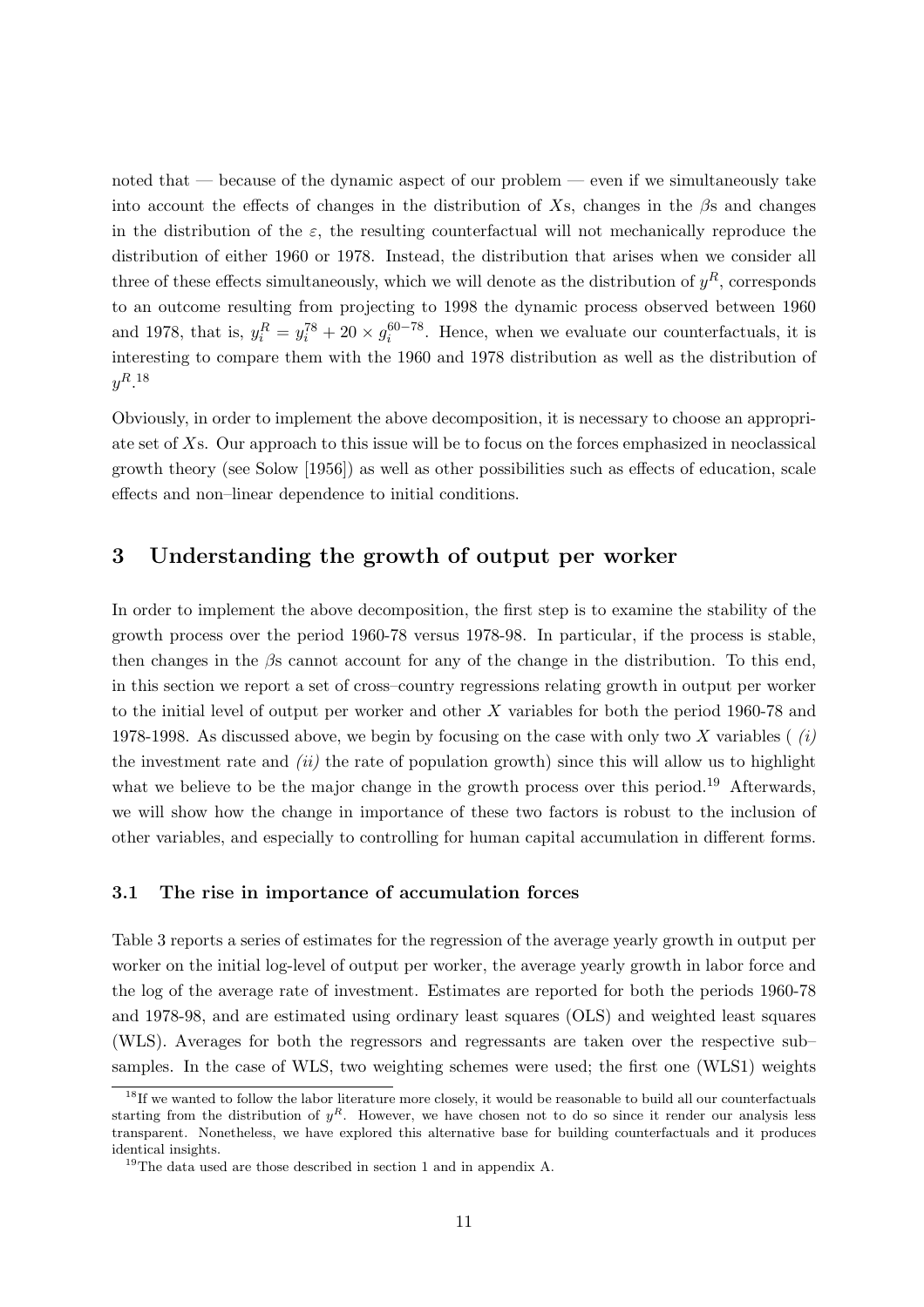noted that — because of the dynamic aspect of our problem — even if we simultaneously take into account the effects of changes in the distribution of $X$s, changes in the $\beta$s and changes in the distribution of the $\varepsilon$, the resulting counterfactual will not mechanically reproduce the distribution of either 1960 or 1978. Instead, the distribution that arises when we consider all three of these effects simultaneously, which we will denote as the distribution of $y^R$, corresponds to an outcome resulting from projecting to 1998 the dynamic process observed between 1960 and 1978, that is, $y_i^R = y_i^{78} + 20 \times g_i^{60-78}$. Hence, when we evaluate our counterfactuals, it is interesting to compare them with the 1960 and 1978 distribution as well as the distribution of $y^R$.[18]

Obviously, in order to implement the above decomposition, it is necessary to choose an appropriate set of $X$s. Our approach to this issue will be to focus on the forces emphasized in neoclassical growth theory (see Solow [1956]) as well as other possibilities such as effects of education, scale effects and non–linear dependence to initial conditions.

## 3 Understanding the growth of output per worker

In order to implement the above decomposition, the first step is to examine the stability of the growth process over the period 1960-78 versus 1978-98. In particular, if the process is stable, then changes in the $\beta$s cannot account for any of the change in the distribution. To this end, in this section we report a set of cross–country regressions relating growth in output per worker to the initial level of output per worker and other $X$ variables for both the period 1960-78 and 1978-1998. As discussed above, we begin by focusing on the case with only two $X$ variables ( *(i)* the investment rate and *(ii)* the rate of population growth) since this will allow us to highlight what we believe to be the major change in the growth process over this period.[19] Afterwards, we will show how the change in importance of these two factors is robust to the inclusion of other variables, and especially to controlling for human capital accumulation in different forms.

### 3.1 The rise in importance of accumulation forces

Table 3 reports a series of estimates for the regression of the average yearly growth in output per worker on the initial log-level of output per worker, the average yearly growth in labor force and the log of the average rate of investment. Estimates are reported for both the periods 1960-78 and 1978-98, and are estimated using ordinary least squares (OLS) and weighted least squares (WLS). Averages for both the regressors and regressants are taken over the respective sub–samples. In the case of WLS, two weighting schemes were used; the first one (WLS1) weights

[18] If we wanted to follow the labor literature more closely, it would be reasonable to build all our counterfactuals starting from the distribution of $y^R$. However, we have chosen not to do so since it render our analysis less transparent. Nonetheless, we have explored this alternative base for building counterfactuals and it produces identical insights.

[19] The data used are those described in section 1 and in appendix A.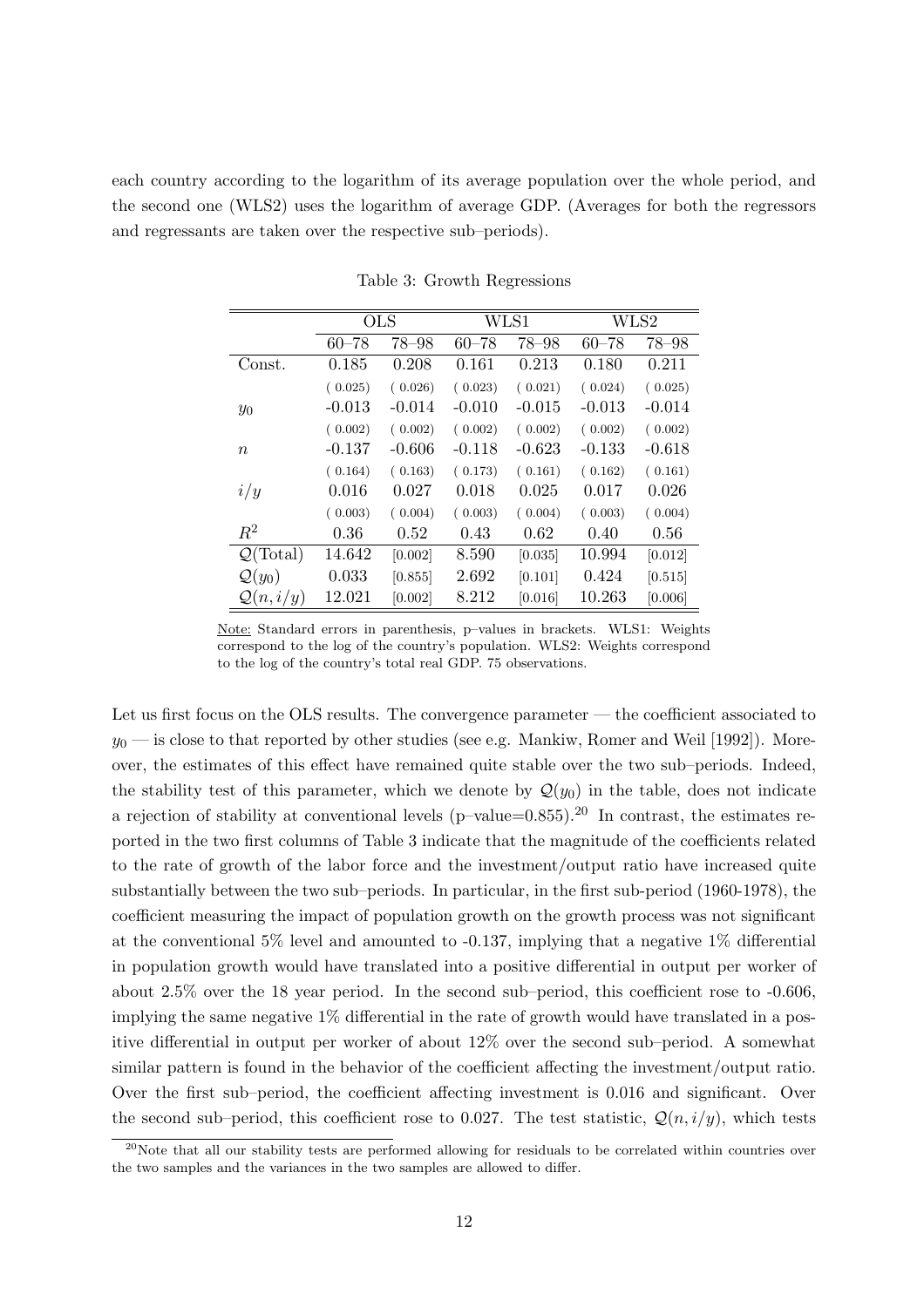each country according to the logarithm of its average population over the whole period, and the second one (WLS2) uses the logarithm of average GDP. (Averages for both the regressors and regressants are taken over the respective sub–periods).

Table 3: Growth Regressions

| | OLS | | WLS1 | | WLS2 | |
|---|---|---|---|---|---|---|
| | 60–78 | 78–98 | 60–78 | 78–98 | 60–78 | 78–98 |
| Const. | 0.185 | 0.208 | 0.161 | 0.213 | 0.180 | 0.211 |
| | ( 0.025) | ( 0.026) | ( 0.023) | ( 0.021) | ( 0.024) | ( 0.025) |
| $y_0$ | -0.013 | -0.014 | -0.010 | -0.015 | -0.013 | -0.014 |
| | ( 0.002) | ( 0.002) | ( 0.002) | ( 0.002) | ( 0.002) | ( 0.002) |
| $n$ | -0.137 | -0.606 | -0.118 | -0.623 | -0.133 | -0.618 |
| | ( 0.164) | ( 0.163) | ( 0.173) | ( 0.161) | ( 0.162) | ( 0.161) |
| $i/y$ | 0.016 | 0.027 | 0.018 | 0.025 | 0.017 | 0.026 |
| | ( 0.003) | ( 0.004) | ( 0.003) | ( 0.004) | ( 0.003) | ( 0.004) |
| $R^2$ | 0.36 | 0.52 | 0.43 | 0.62 | 0.40 | 0.56 |
| $\mathcal{Q}$(Total) | 14.642 | [0.002] | 8.590 | [0.035] | 10.994 | [0.012] |
| $\mathcal{Q}(y_0)$ | 0.033 | [0.855] | 2.692 | [0.101] | 0.424 | [0.515] |
| $\mathcal{Q}(n, i/y)$ | 12.021 | [0.002] | 8.212 | [0.016] | 10.263 | [0.006] |

Note: Standard errors in parenthesis, p–values in brackets. WLS1: Weights correspond to the log of the country's population. WLS2: Weights correspond to the log of the country's total real GDP. 75 observations.

Let us first focus on the OLS results. The convergence parameter — the coefficient associated to $y_0$ — is close to that reported by other studies (see e.g. Mankiw, Romer and Weil [1992]). Moreover, the estimates of this effect have remained quite stable over the two sub–periods. Indeed, the stability test of this parameter, which we denote by $\mathcal{Q}(y_0)$ in the table, does not indicate a rejection of stability at conventional levels (p–value=0.855).[20] In contrast, the estimates reported in the two first columns of Table 3 indicate that the magnitude of the coefficients related to the rate of growth of the labor force and the investment/output ratio have increased quite substantially between the two sub–periods. In particular, in the first sub-period (1960-1978), the coefficient measuring the impact of population growth on the growth process was not significant at the conventional 5% level and amounted to -0.137, implying that a negative 1% differential in population growth would have translated into a positive differential in output per worker of about 2.5% over the 18 year period. In the second sub–period, this coefficient rose to -0.606, implying the same negative 1% differential in the rate of growth would have translated in a positive differential in output per worker of about 12% over the second sub–period. A somewhat similar pattern is found in the behavior of the coefficient affecting the investment/output ratio. Over the first sub–period, the coefficient affecting investment is 0.016 and significant. Over the second sub–period, this coefficient rose to 0.027. The test statistic, $\mathcal{Q}(n, i/y)$, which tests

[20] Note that all our stability tests are performed allowing for residuals to be correlated within countries over the two samples and the variances in the two samples are allowed to differ.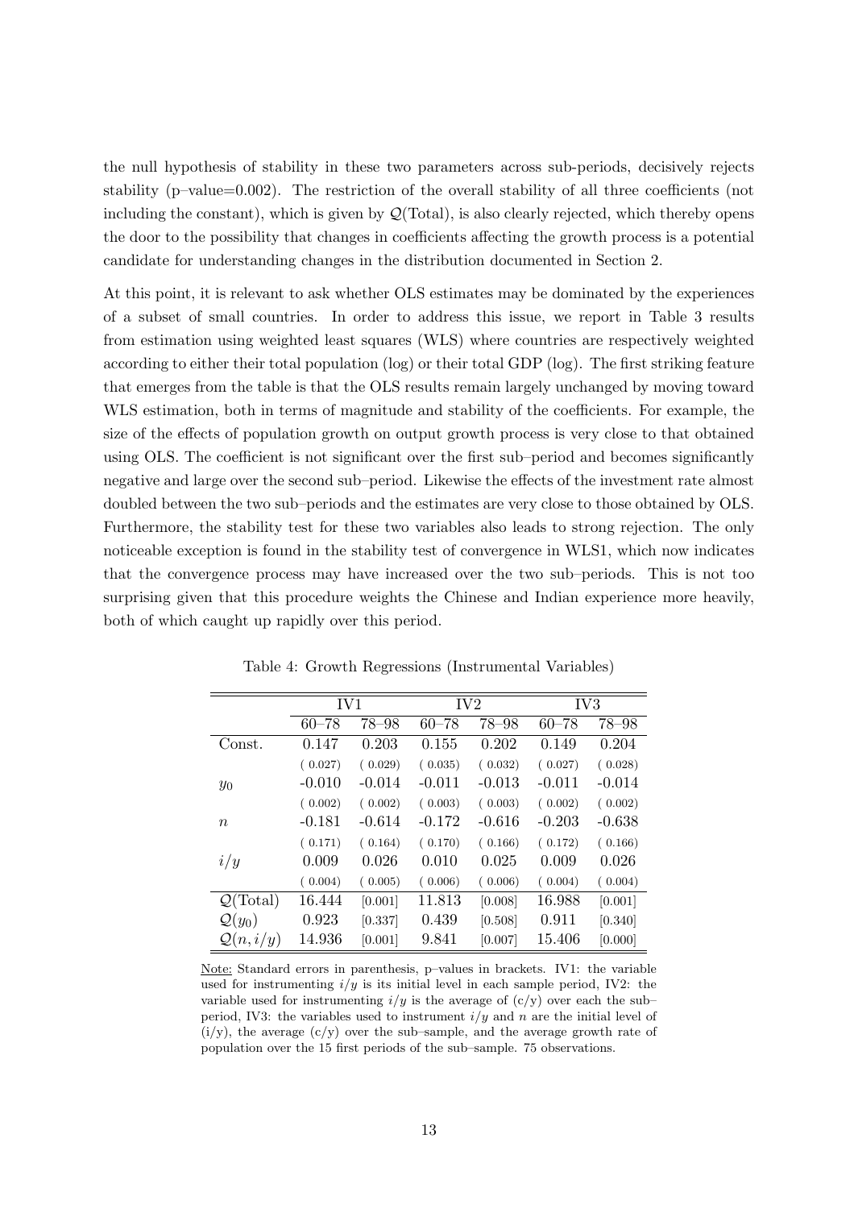the null hypothesis of stability in these two parameters across sub-periods, decisively rejects stability (p–value=0.002). The restriction of the overall stability of all three coefficients (not including the constant), which is given by $\mathcal{Q}$(Total), is also clearly rejected, which thereby opens the door to the possibility that changes in coefficients affecting the growth process is a potential candidate for understanding changes in the distribution documented in Section 2.

At this point, it is relevant to ask whether OLS estimates may be dominated by the experiences of a subset of small countries. In order to address this issue, we report in Table 3 results from estimation using weighted least squares (WLS) where countries are respectively weighted according to either their total population (log) or their total GDP (log). The first striking feature that emerges from the table is that the OLS results remain largely unchanged by moving toward WLS estimation, both in terms of magnitude and stability of the coefficients. For example, the size of the effects of population growth on output growth process is very close to that obtained using OLS. The coefficient is not significant over the first sub–period and becomes significantly negative and large over the second sub–period. Likewise the effects of the investment rate almost doubled between the two sub–periods and the estimates are very close to those obtained by OLS. Furthermore, the stability test for these two variables also leads to strong rejection. The only noticeable exception is found in the stability test of convergence in WLS1, which now indicates that the convergence process may have increased over the two sub–periods. This is not too surprising given that this procedure weights the Chinese and Indian experience more heavily, both of which caught up rapidly over this period.

Table 4: Growth Regressions (Instrumental Variables)

| | IV1 | | IV2 | | IV3 | |
|---|---|---|---|---|---|---|
| | 60–78 | 78–98 | 60–78 | 78–98 | 60–78 | 78–98 |
| Const. | 0.147 | 0.203 | 0.155 | 0.202 | 0.149 | 0.204 |
| | ( 0.027) | ( 0.029) | ( 0.035) | ( 0.032) | ( 0.027) | ( 0.028) |
| $y_0$ | -0.010 | -0.014 | -0.011 | -0.013 | -0.011 | -0.014 |
| | ( 0.002) | ( 0.002) | ( 0.003) | ( 0.003) | ( 0.002) | ( 0.002) |
| $n$ | -0.181 | -0.614 | -0.172 | -0.616 | -0.203 | -0.638 |
| | ( 0.171) | ( 0.164) | ( 0.170) | ( 0.166) | ( 0.172) | ( 0.166) |
| $i/y$ | 0.009 | 0.026 | 0.010 | 0.025 | 0.009 | 0.026 |
| | ( 0.004) | ( 0.005) | ( 0.006) | ( 0.006) | ( 0.004) | ( 0.004) |
| $\mathcal{Q}$(Total) | 16.444 | [0.001] | 11.813 | [0.008] | 16.988 | [0.001] |
| $\mathcal{Q}(y_0)$ | 0.923 | [0.337] | 0.439 | [0.508] | 0.911 | [0.340] |
| $\mathcal{Q}(n, i/y)$ | 14.936 | [0.001] | 9.841 | [0.007] | 15.406 | [0.000] |

Note: Standard errors in parenthesis, p–values in brackets. IV1: the variable used for instrumenting $i/y$ is its initial level in each sample period, IV2: the variable used for instrumenting $i/y$ is the average of (c/y) over each the sub–period, IV3: the variables used to instrument $i/y$ and $n$ are the initial level of (i/y), the average (c/y) over the sub–sample, and the average growth rate of population over the 15 first periods of the sub–sample. 75 observations.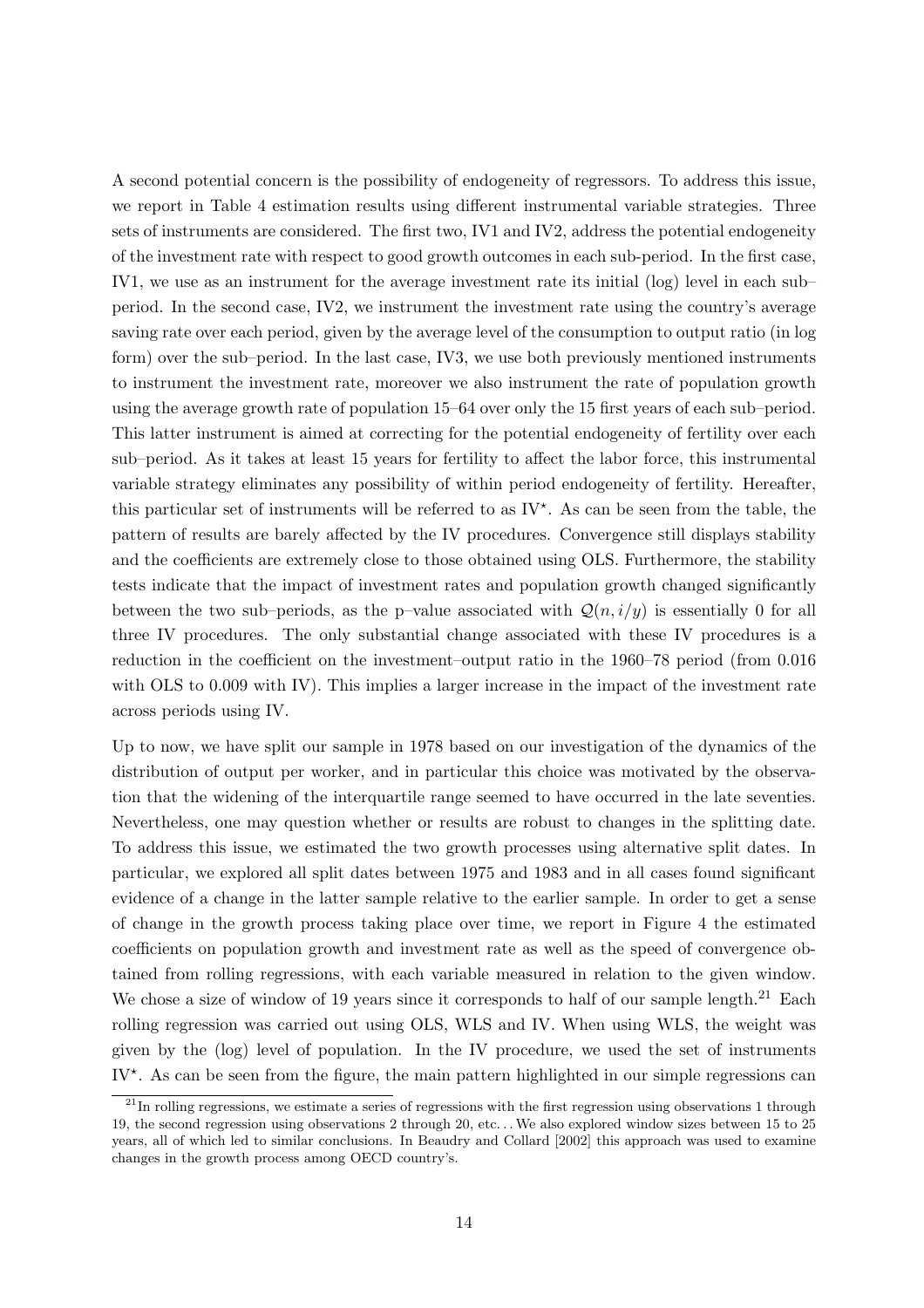A second potential concern is the possibility of endogeneity of regressors. To address this issue, we report in Table 4 estimation results using different instrumental variable strategies. Three sets of instruments are considered. The first two, IV1 and IV2, address the potential endogeneity of the investment rate with respect to good growth outcomes in each sub-period. In the first case, IV1, we use as an instrument for the average investment rate its initial (log) level in each sub–period. In the second case, IV2, we instrument the investment rate using the country's average saving rate over each period, given by the average level of the consumption to output ratio (in log form) over the sub–period. In the last case, IV3, we use both previously mentioned instruments to instrument the investment rate, moreover we also instrument the rate of population growth using the average growth rate of population 15–64 over only the 15 first years of each sub–period. This latter instrument is aimed at correcting for the potential endogeneity of fertility over each sub–period. As it takes at least 15 years for fertility to affect the labor force, this instrumental variable strategy eliminates any possibility of within period endogeneity of fertility. Hereafter, this particular set of instruments will be referred to as $\text{IV}^{\star}$. As can be seen from the table, the pattern of results are barely affected by the IV procedures. Convergence still displays stability and the coefficients are extremely close to those obtained using OLS. Furthermore, the stability tests indicate that the impact of investment rates and population growth changed significantly between the two sub–periods, as the p–value associated with $\mathcal{Q}(n, i/y)$ is essentially 0 for all three IV procedures. The only substantial change associated with these IV procedures is a reduction in the coefficient on the investment–output ratio in the 1960–78 period (from 0.016 with OLS to 0.009 with IV). This implies a larger increase in the impact of the investment rate across periods using IV.

Up to now, we have split our sample in 1978 based on our investigation of the dynamics of the distribution of output per worker, and in particular this choice was motivated by the observation that the widening of the interquartile range seemed to have occurred in the late seventies. Nevertheless, one may question whether or results are robust to changes in the splitting date. To address this issue, we estimated the two growth processes using alternative split dates. In particular, we explored all split dates between 1975 and 1983 and in all cases found significant evidence of a change in the latter sample relative to the earlier sample. In order to get a sense of change in the growth process taking place over time, we report in Figure 4 the estimated coefficients on population growth and investment rate as well as the speed of convergence obtained from rolling regressions, with each variable measured in relation to the given window. We chose a size of window of 19 years since it corresponds to half of our sample length.[21] Each rolling regression was carried out using OLS, WLS and IV. When using WLS, the weight was given by the (log) level of population. In the IV procedure, we used the set of instruments $\text{IV}^{\star}$. As can be seen from the figure, the main pattern highlighted in our simple regressions can

[21] In rolling regressions, we estimate a series of regressions with the first regression using observations 1 through 19, the second regression using observations 2 through 20, etc. . . We also explored window sizes between 15 to 25 years, all of which led to similar conclusions. In Beaudry and Collard [2002] this approach was used to examine changes in the growth process among OECD country's.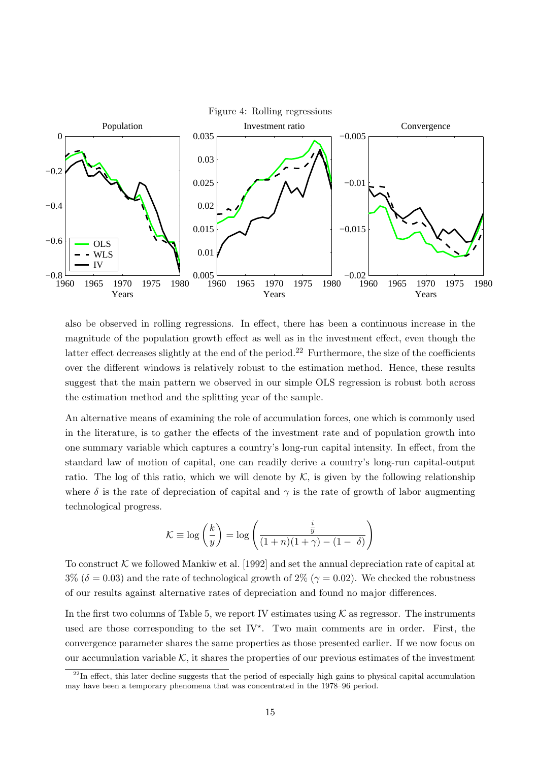Figure 4: Rolling regressions

also be observed in rolling regressions. In effect, there has been a continuous increase in the magnitude of the population growth effect as well as in the investment effect, even though the latter effect decreases slightly at the end of the period.[22] Furthermore, the size of the coefficients over the different windows is relatively robust to the estimation method. Hence, these results suggest that the main pattern we observed in our simple OLS regression is robust both across the estimation method and the splitting year of the sample.

An alternative means of examining the role of accumulation forces, one which is commonly used in the literature, is to gather the effects of the investment rate and of population growth into one summary variable which captures a country's long-run capital intensity. In effect, from the standard law of motion of capital, one can readily derive a country's long-run capital-output ratio. The log of this ratio, which we will denote by $\mathcal{K}$, is given by the following relationship where $\delta$ is the rate of depreciation of capital and $\gamma$ is the rate of growth of labor augmenting technological progress.

$$\mathcal{K} \equiv \log\left(\frac{k}{y}\right) = \log\left(\frac{\frac{i}{y}}{(1+n)(1+\gamma)-(1-\delta)}\right)$$

To construct $\mathcal{K}$ we followed Mankiw et al. [1992] and set the annual depreciation rate of capital at 3% ($\delta = 0.03$) and the rate of technological growth of 2% ($\gamma = 0.02$). We checked the robustness of our results against alternative rates of depreciation and found no major differences.

In the first two columns of Table 5, we report IV estimates using $\mathcal{K}$ as regressor. The instruments used are those corresponding to the set IV$^\star$. Two main comments are in order. First, the convergence parameter shares the same properties as those presented earlier. If we now focus on our accumulation variable $\mathcal{K}$, it shares the properties of our previous estimates of the investment

[22] In effect, this later decline suggests that the period of especially high gains to physical capital accumulation may have been a temporary phenomena that was concentrated in the 1978–96 period.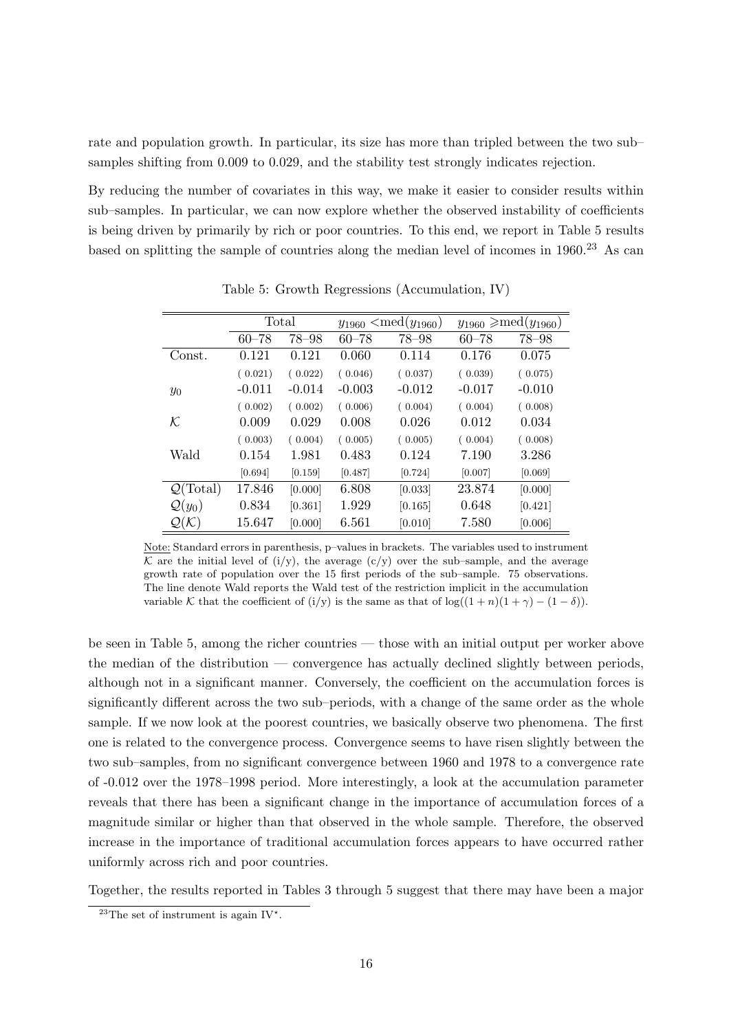rate and population growth. In particular, its size has more than tripled between the two sub–samples shifting from 0.009 to 0.029, and the stability test strongly indicates rejection.

By reducing the number of covariates in this way, we make it easier to consider results within sub–samples. In particular, we can now explore whether the observed instability of coefficients is being driven by primarily by rich or poor countries. To this end, we report in Table 5 results based on splitting the sample of countries along the median level of incomes in 1960.[23] As can

Table 5: Growth Regressions (Accumulation, IV)

| | Total | | $y_{1960}$ <med($y_{1960}$) | | $y_{1960}$ ⩾med($y_{1960}$) | |
|---|---|---|---|---|---|---|
| | 60–78 | 78–98 | 60–78 | 78–98 | 60–78 | 78–98 |
| Const. | 0.121 | 0.121 | 0.060 | 0.114 | 0.176 | 0.075 |
| | ( 0.021) | ( 0.022) | ( 0.046) | ( 0.037) | ( 0.039) | ( 0.075) |
| $y_0$ | -0.011 | -0.014 | -0.003 | -0.012 | -0.017 | -0.010 |
| | ( 0.002) | ( 0.002) | ( 0.006) | ( 0.004) | ( 0.004) | ( 0.008) |
| $\mathcal{K}$ | 0.009 | 0.029 | 0.008 | 0.026 | 0.012 | 0.034 |
| | ( 0.003) | ( 0.004) | ( 0.005) | ( 0.005) | ( 0.004) | ( 0.008) |
| Wald | 0.154 | 1.981 | 0.483 | 0.124 | 7.190 | 3.286 |
| | [0.694] | [0.159] | [0.487] | [0.724] | [0.007] | [0.069] |
| $\mathcal{Q}$(Total) | 17.846 | [0.000] | 6.808 | [0.033] | 23.874 | [0.000] |
| $\mathcal{Q}(y_0)$ | 0.834 | [0.361] | 1.929 | [0.165] | 0.648 | [0.421] |
| $\mathcal{Q}(\mathcal{K})$ | 15.647 | [0.000] | 6.561 | [0.010] | 7.580 | [0.006] |

Note: Standard errors in parenthesis, p–values in brackets. The variables used to instrument $\mathcal{K}$ are the initial level of (i/y), the average (c/y) over the sub–sample, and the average growth rate of population over the 15 first periods of the sub–sample. 75 observations. The line denote Wald reports the Wald test of the restriction implicit in the accumulation variable $\mathcal{K}$ that the coefficient of (i/y) is the same as that of $\log((1+n)(1+\gamma)-(1-\delta))$.

be seen in Table 5, among the richer countries — those with an initial output per worker above the median of the distribution — convergence has actually declined slightly between periods, although not in a significant manner. Conversely, the coefficient on the accumulation forces is significantly different across the two sub–periods, with a change of the same order as the whole sample. If we now look at the poorest countries, we basically observe two phenomena. The first one is related to the convergence process. Convergence seems to have risen slightly between the two sub–samples, from no significant convergence between 1960 and 1978 to a convergence rate of -0.012 over the 1978–1998 period. More interestingly, a look at the accumulation parameter reveals that there has been a significant change in the importance of accumulation forces of a magnitude similar or higher than that observed in the whole sample. Therefore, the observed increase in the importance of traditional accumulation forces appears to have occurred rather uniformly across rich and poor countries.

Together, the results reported in Tables 3 through 5 suggest that there may have been a major

[23] The set of instrument is again IV$^{\star}$.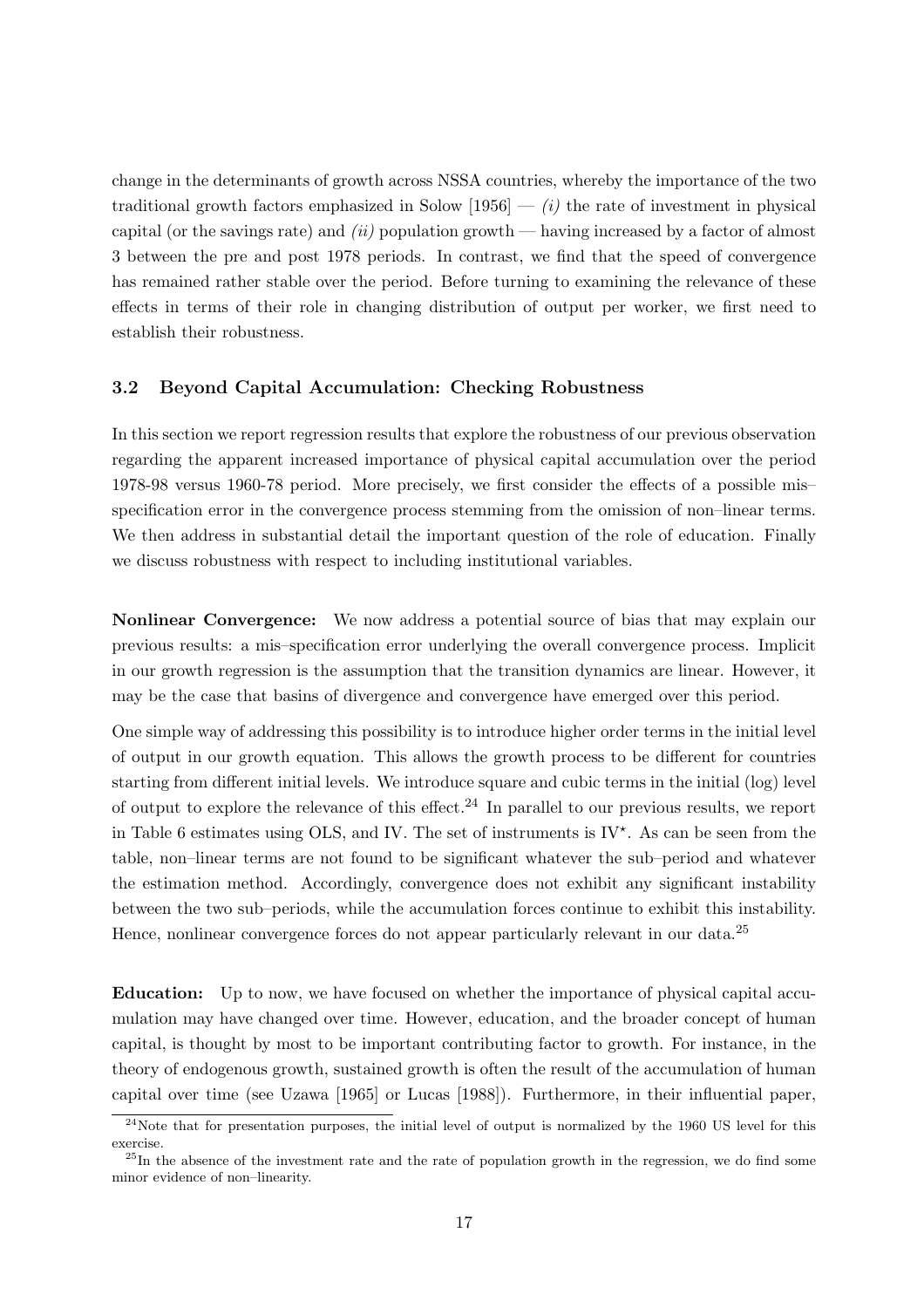change in the determinants of growth across NSSA countries, whereby the importance of the two traditional growth factors emphasized in Solow [1956] — *(i)* the rate of investment in physical capital (or the savings rate) and *(ii)* population growth — having increased by a factor of almost 3 between the pre and post 1978 periods. In contrast, we find that the speed of convergence has remained rather stable over the period. Before turning to examining the relevance of these effects in terms of their role in changing distribution of output per worker, we first need to establish their robustness.

### 3.2 Beyond Capital Accumulation: Checking Robustness

In this section we report regression results that explore the robustness of our previous observation regarding the apparent increased importance of physical capital accumulation over the period 1978-98 versus 1960-78 period. More precisely, we first consider the effects of a possible mis–specification error in the convergence process stemming from the omission of non–linear terms. We then address in substantial detail the important question of the role of education. Finally we discuss robustness with respect to including institutional variables.

**Nonlinear Convergence:** We now address a potential source of bias that may explain our previous results: a mis–specification error underlying the overall convergence process. Implicit in our growth regression is the assumption that the transition dynamics are linear. However, it may be the case that basins of divergence and convergence have emerged over this period.

One simple way of addressing this possibility is to introduce higher order terms in the initial level of output in our growth equation. This allows the growth process to be different for countries starting from different initial levels. We introduce square and cubic terms in the initial (log) level of output to explore the relevance of this effect.[24] In parallel to our previous results, we report in Table 6 estimates using OLS, and IV. The set of instruments is $\text{IV}^{\star}$. As can be seen from the table, non–linear terms are not found to be significant whatever the sub–period and whatever the estimation method. Accordingly, convergence does not exhibit any significant instability between the two sub–periods, while the accumulation forces continue to exhibit this instability. Hence, nonlinear convergence forces do not appear particularly relevant in our data.[25]

**Education:** Up to now, we have focused on whether the importance of physical capital accumulation may have changed over time. However, education, and the broader concept of human capital, is thought by most to be important contributing factor to growth. For instance, in the theory of endogenous growth, sustained growth is often the result of the accumulation of human capital over time (see Uzawa [1965] or Lucas [1988]). Furthermore, in their influential paper,

[24] Note that for presentation purposes, the initial level of output is normalized by the 1960 US level for this exercise.

[25] In the absence of the investment rate and the rate of population growth in the regression, we do find some minor evidence of non–linearity.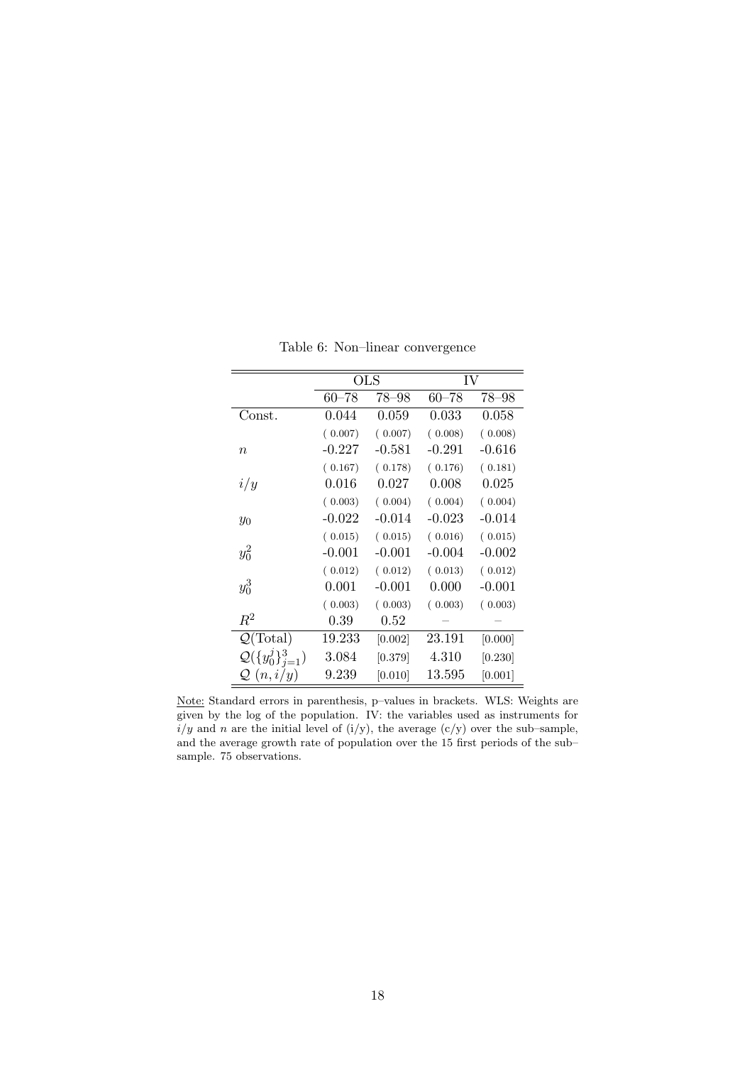Table 6: Non–linear convergence

| | OLS | | IV | |
|---|---|---|---|---|
| | 60–78 | 78–98 | 60–78 | 78–98 |
| Const. | 0.044 | 0.059 | 0.033 | 0.058 |
| | ( 0.007) | ( 0.007) | ( 0.008) | ( 0.008) |
| $n$ | -0.227 | -0.581 | -0.291 | -0.616 |
| | ( 0.167) | ( 0.178) | ( 0.176) | ( 0.181) |
| $i/y$ | 0.016 | 0.027 | 0.008 | 0.025 |
| | ( 0.003) | ( 0.004) | ( 0.004) | ( 0.004) |
| $y_0$ | -0.022 | -0.014 | -0.023 | -0.014 |
| | ( 0.015) | ( 0.015) | ( 0.016) | ( 0.015) |
| $y_0^2$ | -0.001 | -0.001 | -0.004 | -0.002 |
| | ( 0.012) | ( 0.012) | ( 0.013) | ( 0.012) |
| $y_0^3$ | 0.001 | -0.001 | 0.000 | -0.001 |
| | ( 0.003) | ( 0.003) | ( 0.003) | ( 0.003) |
| $R^2$ | 0.39 | 0.52 | – | – |
| $\mathcal{Q}$(Total) | 19.233 | [0.002] | 23.191 | [0.000] |
| $\mathcal{Q}(\{y_0^j\}_{j=1}^3)$ | 3.084 | [0.379] | 4.310 | [0.230] |
| $\mathcal{Q}$ $(n, i/y)$ | 9.239 | [0.010] | 13.595 | [0.001] |

Note: Standard errors in parenthesis, p–values in brackets. WLS: Weights are given by the log of the population. IV: the variables used as instruments for $i/y$ and $n$ are the initial level of (i/y), the average (c/y) over the sub–sample, and the average growth rate of population over the 15 first periods of the sub–sample. 75 observations.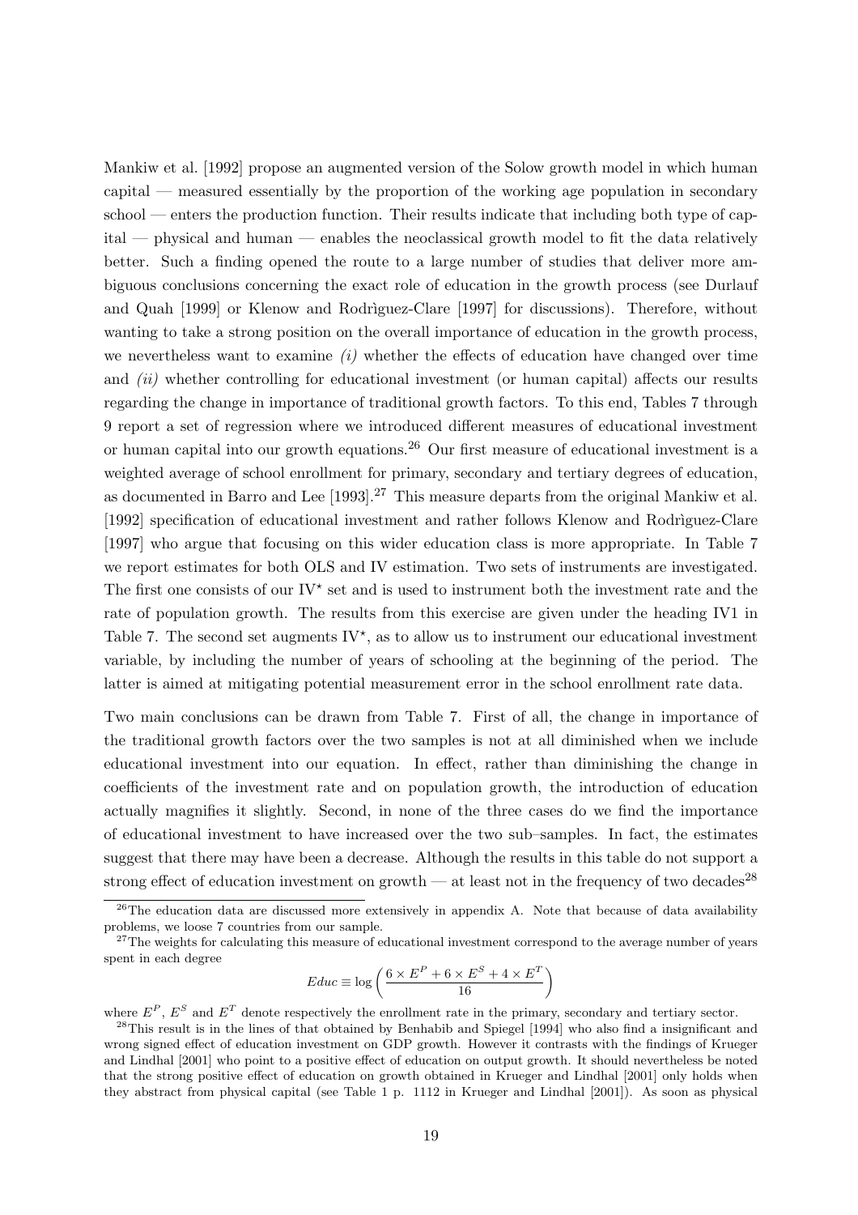Mankiw et al. [1992] propose an augmented version of the Solow growth model in which human capital — measured essentially by the proportion of the working age population in secondary school — enters the production function. Their results indicate that including both type of capital — physical and human — enables the neoclassical growth model to fit the data relatively better. Such a finding opened the route to a large number of studies that deliver more ambiguous conclusions concerning the exact role of education in the growth process (see Durlauf and Quah [1999] or Klenow and Rodrìguez-Clare [1997] for discussions). Therefore, without wanting to take a strong position on the overall importance of education in the growth process, we nevertheless want to examine *(i)* whether the effects of education have changed over time and *(ii)* whether controlling for educational investment (or human capital) affects our results regarding the change in importance of traditional growth factors. To this end, Tables 7 through 9 report a set of regression where we introduced different measures of educational investment or human capital into our growth equations.[26] Our first measure of educational investment is a weighted average of school enrollment for primary, secondary and tertiary degrees of education, as documented in Barro and Lee [1993].[27] This measure departs from the original Mankiw et al. [1992] specification of educational investment and rather follows Klenow and Rodrìguez-Clare [1997] who argue that focusing on this wider education class is more appropriate. In Table 7 we report estimates for both OLS and IV estimation. Two sets of instruments are investigated. The first one consists of our IV$^\star$ set and is used to instrument both the investment rate and the rate of population growth. The results from this exercise are given under the heading IV1 in Table 7. The second set augments IV$^\star$, as to allow us to instrument our educational investment variable, by including the number of years of schooling at the beginning of the period. The latter is aimed at mitigating potential measurement error in the school enrollment rate data.

Two main conclusions can be drawn from Table 7. First of all, the change in importance of the traditional growth factors over the two samples is not at all diminished when we include educational investment into our equation. In effect, rather than diminishing the change in coefficients of the investment rate and on population growth, the introduction of education actually magnifies it slightly. Second, in none of the three cases do we find the importance of educational investment to have increased over the two sub–samples. In fact, the estimates suggest that there may have been a decrease. Although the results in this table do not support a strong effect of education investment on growth — at least not in the frequency of two decades[28]

[26] The education data are discussed more extensively in appendix A. Note that because of data availability problems, we loose 7 countries from our sample.

[27] The weights for calculating this measure of educational investment correspond to the average number of years spent in each degree

$$Educ \equiv \log\left(\frac{6 \times E^P + 6 \times E^S + 4 \times E^T}{16}\right)$$

where $E^P$, $E^S$ and $E^T$ denote respectively the enrollment rate in the primary, secondary and tertiary sector.

[28] This result is in the lines of that obtained by Benhabib and Spiegel [1994] who also find a insignificant and wrong signed effect of education investment on GDP growth. However it contrasts with the findings of Krueger and Lindhal [2001] who point to a positive effect of education on output growth. It should nevertheless be noted that the strong positive effect of education on growth obtained in Krueger and Lindhal [2001] only holds when they abstract from physical capital (see Table 1 p. 1112 in Krueger and Lindhal [2001]). As soon as physical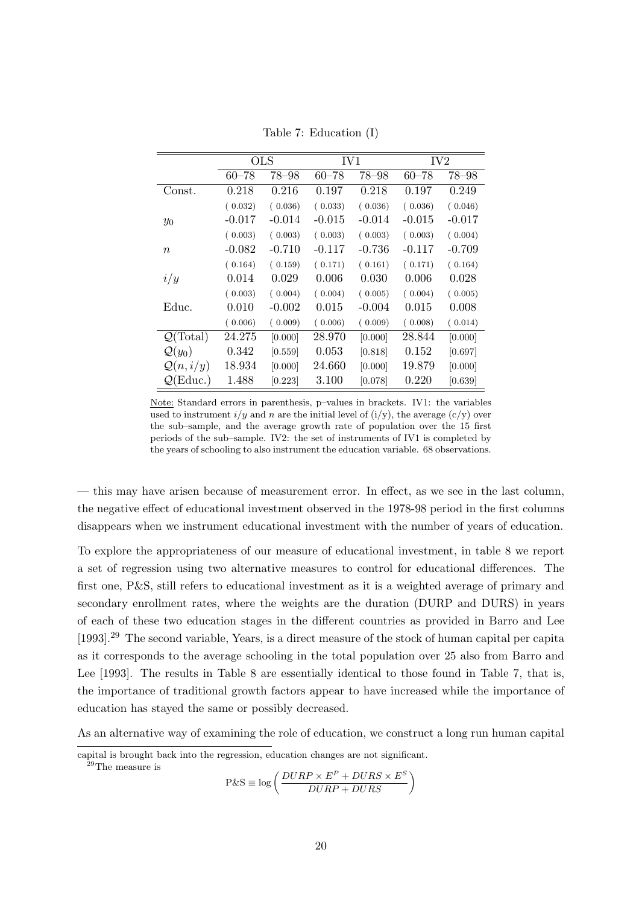Table 7: Education (I)

| | OLS | | IV1 | | IV2 | |
|---|---|---|---|---|---|---|
| | 60–78 | 78–98 | 60–78 | 78–98 | 60–78 | 78–98 |
| Const. | 0.218 | 0.216 | 0.197 | 0.218 | 0.197 | 0.249 |
| | ( 0.032) | ( 0.036) | ( 0.033) | ( 0.036) | ( 0.036) | ( 0.046) |
| $y_0$ | -0.017 | -0.014 | -0.015 | -0.014 | -0.015 | -0.017 |
| | ( 0.003) | ( 0.003) | ( 0.003) | ( 0.003) | ( 0.003) | ( 0.004) |
| $n$ | -0.082 | -0.710 | -0.117 | -0.736 | -0.117 | -0.709 |
| | ( 0.164) | ( 0.159) | ( 0.171) | ( 0.161) | ( 0.171) | ( 0.164) |
| $i/y$ | 0.014 | 0.029 | 0.006 | 0.030 | 0.006 | 0.028 |
| | ( 0.003) | ( 0.004) | ( 0.004) | ( 0.005) | ( 0.004) | ( 0.005) |
| Educ. | 0.010 | -0.002 | 0.015 | -0.004 | 0.015 | 0.008 |
| | ( 0.006) | ( 0.009) | ( 0.006) | ( 0.009) | ( 0.008) | ( 0.014) |
| $\mathcal{Q}$(Total) | 24.275 | [0.000] | 28.970 | [0.000] | 28.844 | [0.000] |
| $\mathcal{Q}(y_0)$ | 0.342 | [0.559] | 0.053 | [0.818] | 0.152 | [0.697] |
| $\mathcal{Q}(n, i/y)$ | 18.934 | [0.000] | 24.660 | [0.000] | 19.879 | [0.000] |
| $\mathcal{Q}$(Educ.) | 1.488 | [0.223] | 3.100 | [0.078] | 0.220 | [0.639] |

Note: Standard errors in parenthesis, p–values in brackets. IV1: the variables used to instrument $i/y$ and $n$ are the initial level of (i/y), the average (c/y) over the sub–sample, and the average growth rate of population over the 15 first periods of the sub–sample. IV2: the set of instruments of IV1 is completed by the years of schooling to also instrument the education variable. 68 observations.

— this may have arisen because of measurement error. In effect, as we see in the last column, the negative effect of educational investment observed in the 1978-98 period in the first columns disappears when we instrument educational investment with the number of years of education.

To explore the appropriateness of our measure of educational investment, in table 8 we report a set of regression using two alternative measures to control for educational differences. The first one, P&S, still refers to educational investment as it is a weighted average of primary and secondary enrollment rates, where the weights are the duration (DURP and DURS) in years of each of these two education stages in the different countries as provided in Barro and Lee [1993].[29] The second variable, Years, is a direct measure of the stock of human capital per capita as it corresponds to the average schooling in the total population over 25 also from Barro and Lee [1993]. The results in Table 8 are essentially identical to those found in Table 7, that is, the importance of traditional growth factors appear to have increased while the importance of education has stayed the same or possibly decreased.

As an alternative way of examining the role of education, we construct a long run human capital

capital is brought back into the regression, education changes are not significant.

[29]The measure is

$$\text{P\&S} \equiv \log\left(\frac{DURP \times E^P + DURS \times E^S}{DURP + DURS}\right)$$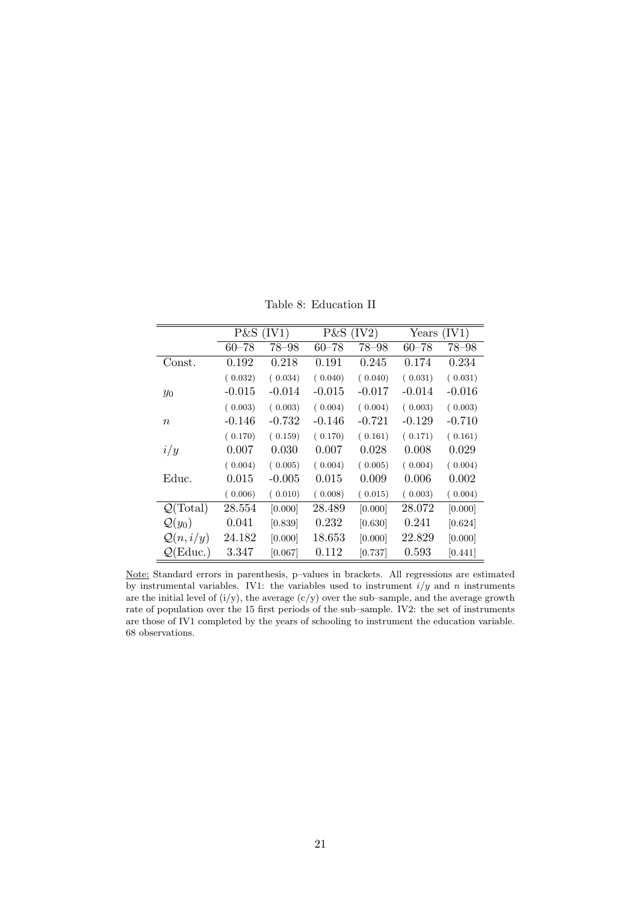Table 8: Education II

| | P&S (IV1) | | P&S (IV2) | | Years (IV1) | |
|---|---|---|---|---|---|---|
| | 60–78 | 78–98 | 60–78 | 78–98 | 60–78 | 78–98 |
| Const. | 0.192 | 0.218 | 0.191 | 0.245 | 0.174 | 0.234 |
| | ( 0.032) | ( 0.034) | ( 0.040) | ( 0.040) | ( 0.031) | ( 0.031) |
| $y_0$ | -0.015 | -0.014 | -0.015 | -0.017 | -0.014 | -0.016 |
| | ( 0.003) | ( 0.003) | ( 0.004) | ( 0.004) | ( 0.003) | ( 0.003) |
| $n$ | -0.146 | -0.732 | -0.146 | -0.721 | -0.129 | -0.710 |
| | ( 0.170) | ( 0.159) | ( 0.170) | ( 0.161) | ( 0.171) | ( 0.161) |
| $i/y$ | 0.007 | 0.030 | 0.007 | 0.028 | 0.008 | 0.029 |
| | ( 0.004) | ( 0.005) | ( 0.004) | ( 0.005) | ( 0.004) | ( 0.004) |
| Educ. | 0.015 | -0.005 | 0.015 | 0.009 | 0.006 | 0.002 |
| | ( 0.006) | ( 0.010) | ( 0.008) | ( 0.015) | ( 0.003) | ( 0.004) |
| $\mathcal{Q}$(Total) | 28.554 | [0.000] | 28.489 | [0.000] | 28.072 | [0.000] |
| $\mathcal{Q}(y_0)$ | 0.041 | [0.839] | 0.232 | [0.630] | 0.241 | [0.624] |
| $\mathcal{Q}(n, i/y)$ | 24.182 | [0.000] | 18.653 | [0.000] | 22.829 | [0.000] |
| $\mathcal{Q}$(Educ.) | 3.347 | [0.067] | 0.112 | [0.737] | 0.593 | [0.441] |

Note: Standard errors in parenthesis, p–values in brackets. All regressions are estimated by instrumental variables. IV1: the variables used to instrument $i/y$ and $n$ instruments are the initial level of (i/y), the average (c/y) over the sub–sample, and the average growth rate of population over the 15 first periods of the sub–sample. IV2: the set of instruments are those of IV1 completed by the years of schooling to instrument the education variable. 68 observations.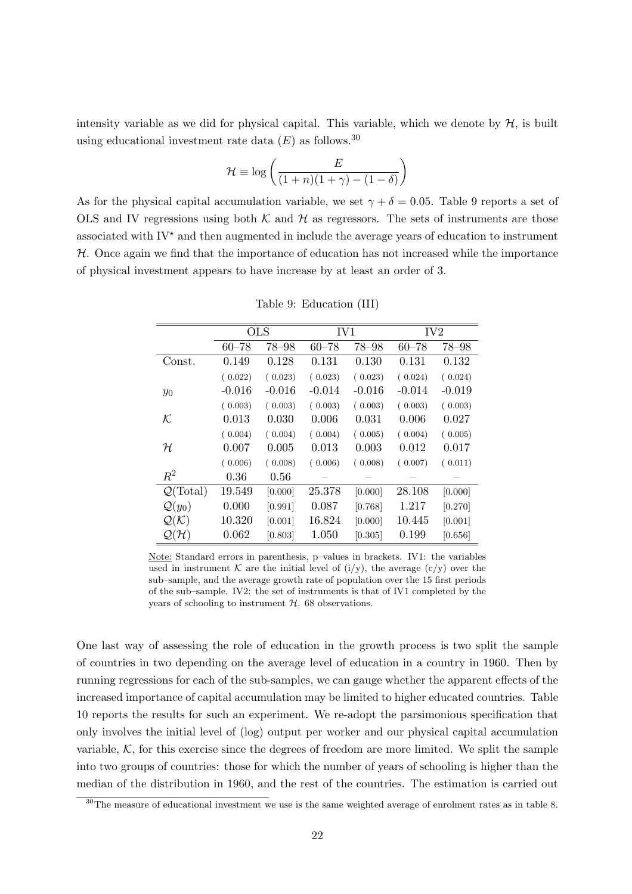intensity variable as we did for physical capital. This variable, which we denote by $\mathcal{H}$, is built using educational investment rate data ($E$) as follows.[30]

$$\mathcal{H} \equiv \log\left(\frac{E}{(1+n)(1+\gamma)-(1-\delta)}\right)$$

As for the physical capital accumulation variable, we set $\gamma + \delta = 0.05$. Table 9 reports a set of OLS and IV regressions using both $\mathcal{K}$ and $\mathcal{H}$ as regressors. The sets of instruments are those associated with IV$^\star$ and then augmented in include the average years of education to instrument $\mathcal{H}$. Once again we find that the importance of education has not increased while the importance of physical investment appears to have increase by at least an order of 3.

Table 9: Education (III)

| | OLS | | IV1 | | IV2 | |
|---|---|---|---|---|---|---|
| | 60–78 | 78–98 | 60–78 | 78–98 | 60–78 | 78–98 |
| Const. | 0.149 | 0.128 | 0.131 | 0.130 | 0.131 | 0.132 |
| | ( 0.022) | ( 0.023) | ( 0.023) | ( 0.023) | ( 0.024) | ( 0.024) |
| $y_0$ | -0.016 | -0.016 | -0.014 | -0.016 | -0.014 | -0.019 |
| | ( 0.003) | ( 0.003) | ( 0.003) | ( 0.003) | ( 0.003) | ( 0.003) |
| $\mathcal{K}$ | 0.013 | 0.030 | 0.006 | 0.031 | 0.006 | 0.027 |
| | ( 0.004) | ( 0.004) | ( 0.004) | ( 0.005) | ( 0.004) | ( 0.005) |
| $\mathcal{H}$ | 0.007 | 0.005 | 0.013 | 0.003 | 0.012 | 0.017 |
| | ( 0.006) | ( 0.008) | ( 0.006) | ( 0.008) | ( 0.007) | ( 0.011) |
| $R^2$ | 0.36 | 0.56 | – | – | – | – |
| $\mathcal{Q}$(Total) | 19.549 | [0.000] | 25.378 | [0.000] | 28.108 | [0.000] |
| $\mathcal{Q}(y_0)$ | 0.000 | [0.991] | 0.087 | [0.768] | 1.217 | [0.270] |
| $\mathcal{Q}(\mathcal{K})$ | 10.320 | [0.001] | 16.824 | [0.000] | 10.445 | [0.001] |
| $\mathcal{Q}(\mathcal{H})$ | 0.062 | [0.803] | 1.050 | [0.305] | 0.199 | [0.656] |

Note: Standard errors in parenthesis, p–values in brackets. IV1: the variables used in instrument $\mathcal{K}$ are the initial level of (i/y), the average (c/y) over the sub–sample, and the average growth rate of population over the 15 first periods of the sub–sample. IV2: the set of instruments is that of IV1 completed by the years of schooling to instrument $\mathcal{H}$. 68 observations.

One last way of assessing the role of education in the growth process is two split the sample of countries in two depending on the average level of education in a country in 1960. Then by running regressions for each of the sub-samples, we can gauge whether the apparent effects of the increased importance of capital accumulation may be limited to higher educated countries. Table 10 reports the results for such an experiment. We re-adopt the parsimonious specification that only involves the initial level of (log) output per worker and our physical capital accumulation variable, $\mathcal{K}$, for this exercise since the degrees of freedom are more limited. We split the sample into two groups of countries: those for which the number of years of schooling is higher than the median of the distribution in 1960, and the rest of the countries. The estimation is carried out

[30] The measure of educational investment we use is the same weighted average of enrolment rates as in table 8.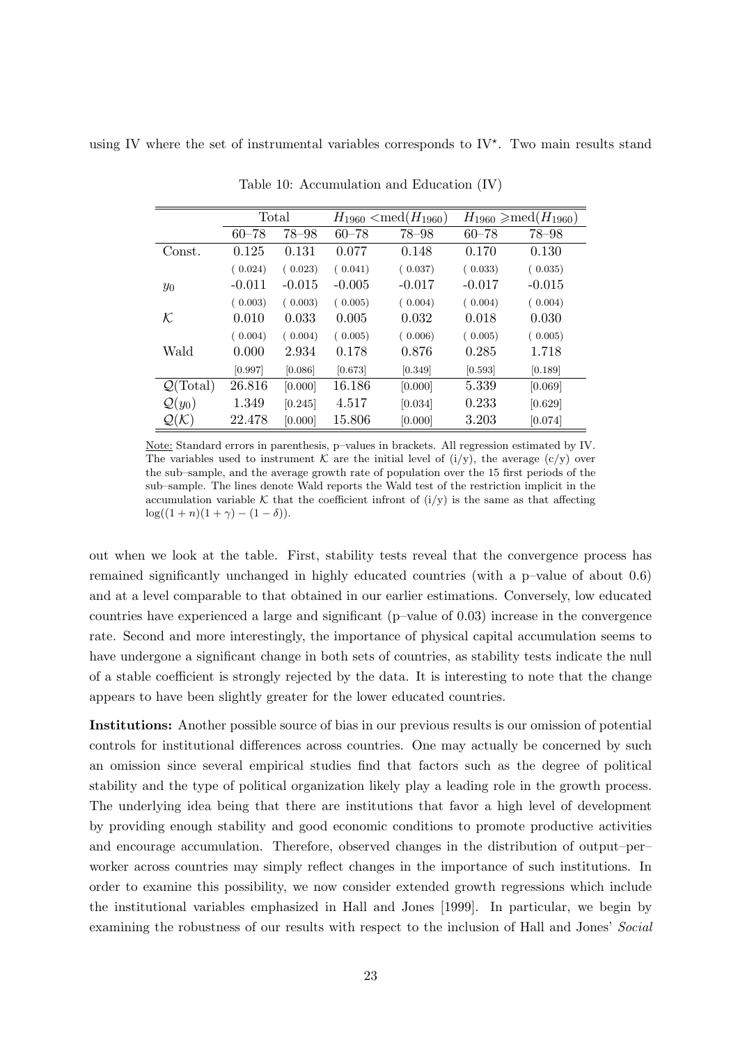using IV where the set of instrumental variables corresponds to IV$^{\star}$. Two main results stand

Table 10: Accumulation and Education (IV)

| | Total | | $H_{1960}$ <med($H_{1960}$) | | $H_{1960}$ ⩾med($H_{1960}$) | |
|---|---|---|---|---|---|---|
| | 60–78 | 78–98 | 60–78 | 78–98 | 60–78 | 78–98 |
| Const. | 0.125 | 0.131 | 0.077 | 0.148 | 0.170 | 0.130 |
| | ( 0.024) | ( 0.023) | ( 0.041) | ( 0.037) | ( 0.033) | ( 0.035) |
| $y_0$ | -0.011 | -0.015 | -0.005 | -0.017 | -0.017 | -0.015 |
| | ( 0.003) | ( 0.003) | ( 0.005) | ( 0.004) | ( 0.004) | ( 0.004) |
| $\mathcal{K}$ | 0.010 | 0.033 | 0.005 | 0.032 | 0.018 | 0.030 |
| | ( 0.004) | ( 0.004) | ( 0.005) | ( 0.006) | ( 0.005) | ( 0.005) |
| Wald | 0.000 | 2.934 | 0.178 | 0.876 | 0.285 | 1.718 |
| | [0.997] | [0.086] | [0.673] | [0.349] | [0.593] | [0.189] |
| $\mathcal{Q}$(Total) | 26.816 | [0.000] | 16.186 | [0.000] | 5.339 | [0.069] |
| $\mathcal{Q}(y_0)$ | 1.349 | [0.245] | 4.517 | [0.034] | 0.233 | [0.629] |
| $\mathcal{Q}(\mathcal{K})$ | 22.478 | [0.000] | 15.806 | [0.000] | 3.203 | [0.074] |

Note: Standard errors in parenthesis, p–values in brackets. All regression estimated by IV. The variables used to instrument $\mathcal{K}$ are the initial level of (i/y), the average (c/y) over the sub–sample, and the average growth rate of population over the 15 first periods of the sub–sample. The lines denote Wald reports the Wald test of the restriction implicit in the accumulation variable $\mathcal{K}$ that the coefficient infront of (i/y) is the same as that affecting $\log((1+n)(1+\gamma)-(1-\delta))$.

out when we look at the table. First, stability tests reveal that the convergence process has remained significantly unchanged in highly educated countries (with a p–value of about 0.6) and at a level comparable to that obtained in our earlier estimations. Conversely, low educated countries have experienced a large and significant (p–value of 0.03) increase in the convergence rate. Second and more interestingly, the importance of physical capital accumulation seems to have undergone a significant change in both sets of countries, as stability tests indicate the null of a stable coefficient is strongly rejected by the data. It is interesting to note that the change appears to have been slightly greater for the lower educated countries.

**Institutions:** Another possible source of bias in our previous results is our omission of potential controls for institutional differences across countries. One may actually be concerned by such an omission since several empirical studies find that factors such as the degree of political stability and the type of political organization likely play a leading role in the growth process. The underlying idea being that there are institutions that favor a high level of development by providing enough stability and good economic conditions to promote productive activities and encourage accumulation. Therefore, observed changes in the distribution of output–per–worker across countries may simply reflect changes in the importance of such institutions. In order to examine this possibility, we now consider extended growth regressions which include the institutional variables emphasized in Hall and Jones [1999]. In particular, we begin by examining the robustness of our results with respect to the inclusion of Hall and Jones' *Social*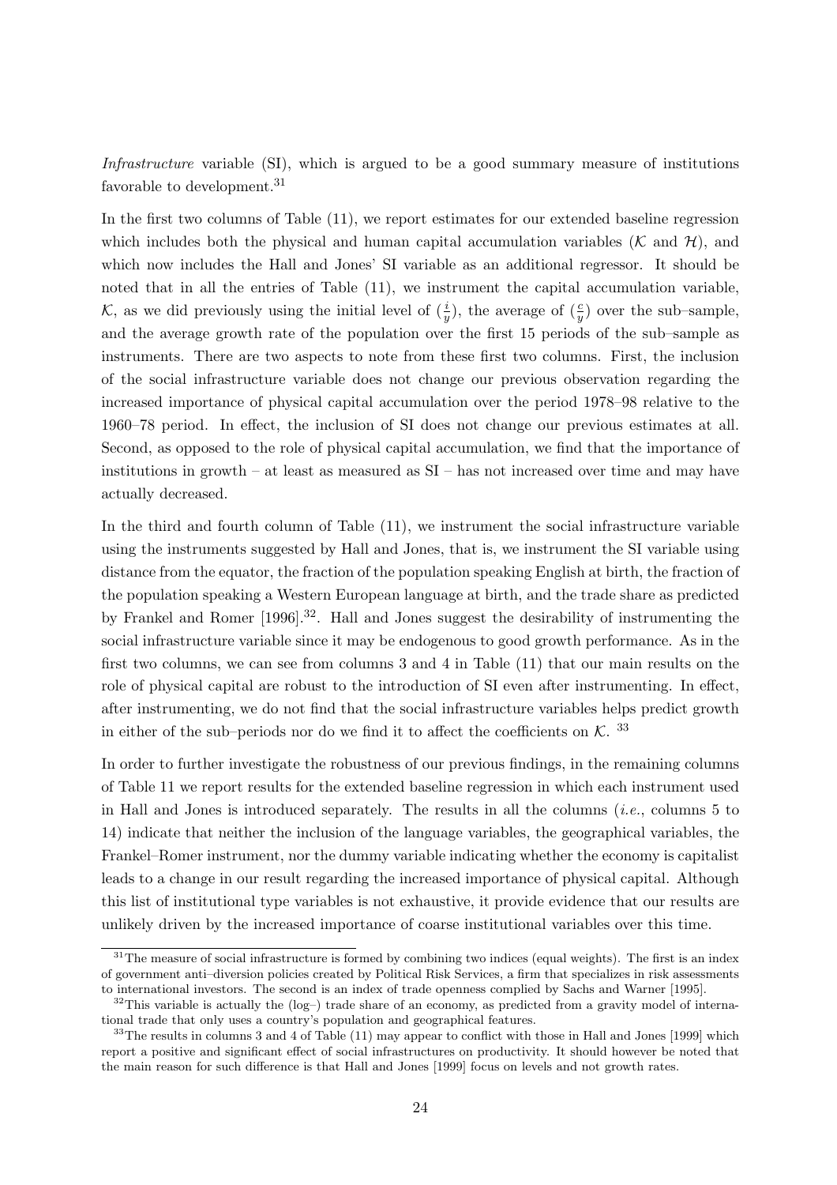*Infrastructure* variable (SI), which is argued to be a good summary measure of institutions favorable to development.[31]

In the first two columns of Table (11), we report estimates for our extended baseline regression which includes both the physical and human capital accumulation variables ($\mathcal{K}$ and $\mathcal{H}$), and which now includes the Hall and Jones' SI variable as an additional regressor. It should be noted that in all the entries of Table (11), we instrument the capital accumulation variable, $\mathcal{K}$, as we did previously using the initial level of $(\frac{i}{y})$, the average of $(\frac{c}{y})$ over the sub–sample, and the average growth rate of the population over the first 15 periods of the sub–sample as instruments. There are two aspects to note from these first two columns. First, the inclusion of the social infrastructure variable does not change our previous observation regarding the increased importance of physical capital accumulation over the period 1978–98 relative to the 1960–78 period. In effect, the inclusion of SI does not change our previous estimates at all. Second, as opposed to the role of physical capital accumulation, we find that the importance of institutions in growth – at least as measured as SI – has not increased over time and may have actually decreased.

In the third and fourth column of Table (11), we instrument the social infrastructure variable using the instruments suggested by Hall and Jones, that is, we instrument the SI variable using distance from the equator, the fraction of the population speaking English at birth, the fraction of the population speaking a Western European language at birth, and the trade share as predicted by Frankel and Romer [1996].[32]. Hall and Jones suggest the desirability of instrumenting the social infrastructure variable since it may be endogenous to good growth performance. As in the first two columns, we can see from columns 3 and 4 in Table (11) that our main results on the role of physical capital are robust to the introduction of SI even after instrumenting. In effect, after instrumenting, we do not find that the social infrastructure variables helps predict growth in either of the sub–periods nor do we find it to affect the coefficients on $\mathcal{K}$. [33]

In order to further investigate the robustness of our previous findings, in the remaining columns of Table 11 we report results for the extended baseline regression in which each instrument used in Hall and Jones is introduced separately. The results in all the columns (*i.e.*, columns 5 to 14) indicate that neither the inclusion of the language variables, the geographical variables, the Frankel–Romer instrument, nor the dummy variable indicating whether the economy is capitalist leads to a change in our result regarding the increased importance of physical capital. Although this list of institutional type variables is not exhaustive, it provide evidence that our results are unlikely driven by the increased importance of coarse institutional variables over this time.

[31] The measure of social infrastructure is formed by combining two indices (equal weights). The first is an index of government anti–diversion policies created by Political Risk Services, a firm that specializes in risk assessments to international investors. The second is an index of trade openness complied by Sachs and Warner [1995].

[32] This variable is actually the (log–) trade share of an economy, as predicted from a gravity model of international trade that only uses a country's population and geographical features.

[33] The results in columns 3 and 4 of Table (11) may appear to conflict with those in Hall and Jones [1999] which report a positive and significant effect of social infrastructures on productivity. It should however be noted that the main reason for such difference is that Hall and Jones [1999] focus on levels and not growth rates.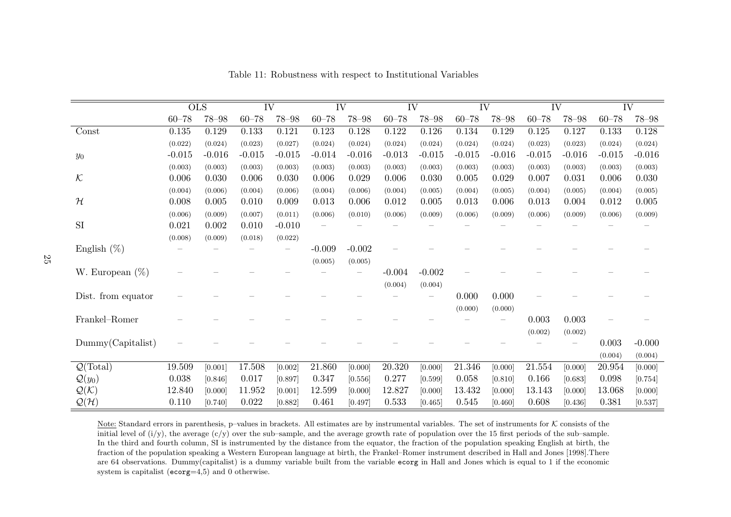Table 11: Robustness with respect to Institutional Variables

| | OLS | | IV | | IV | | IV | | IV | | IV | | IV | |
|---|---|---|---|---|---|---|---|---|---|---|---|---|---|---|
| | 60–78 | 78–98 | 60–78 | 78–98 | 60–78 | 78–98 | 60–78 | 78–98 | 60–78 | 78–98 | 60–78 | 78–98 | 60–78 | 78–98 |
| Const | 0.135 | 0.129 | 0.133 | 0.121 | 0.123 | 0.128 | 0.122 | 0.126 | 0.134 | 0.129 | 0.125 | 0.127 | 0.133 | 0.128 |
| | (0.022) | (0.024) | (0.023) | (0.027) | (0.024) | (0.024) | (0.024) | (0.024) | (0.024) | (0.024) | (0.023) | (0.023) | (0.024) | (0.024) |
| $y_0$ | -0.015 | -0.016 | -0.015 | -0.015 | -0.014 | -0.016 | -0.013 | -0.015 | -0.015 | -0.016 | -0.015 | -0.016 | -0.015 | -0.016 |
| | (0.003) | (0.003) | (0.003) | (0.003) | (0.003) | (0.003) | (0.003) | (0.003) | (0.003) | (0.003) | (0.003) | (0.003) | (0.003) | (0.003) |
| $\mathcal{K}$ | 0.006 | 0.030 | 0.006 | 0.030 | 0.006 | 0.029 | 0.006 | 0.030 | 0.005 | 0.029 | 0.007 | 0.031 | 0.006 | 0.030 |
| | (0.004) | (0.006) | (0.004) | (0.006) | (0.004) | (0.006) | (0.004) | (0.005) | (0.004) | (0.005) | (0.004) | (0.005) | (0.004) | (0.005) |
| $\mathcal{H}$ | 0.008 | 0.005 | 0.010 | 0.009 | 0.013 | 0.006 | 0.012 | 0.005 | 0.013 | 0.006 | 0.013 | 0.004 | 0.012 | 0.005 |
| | (0.006) | (0.009) | (0.007) | (0.011) | (0.006) | (0.010) | (0.006) | (0.009) | (0.006) | (0.009) | (0.006) | (0.009) | (0.006) | (0.009) |
| SI | 0.021 | 0.002 | 0.010 | -0.010 | – | – | – | – | – | – | – | – | – | – |
| | (0.008) | (0.009) | (0.018) | (0.022) | | | | | | | | | | |
| English (%) | – | – | – | – | -0.009 | -0.002 | – | – | – | – | – | – | – | – |
| | | | | | (0.005) | (0.005) | | | | | | | | |
| W. European (%) | – | – | – | – | – | – | -0.004 | -0.002 | – | – | – | – | – | – |
| | | | | | | | (0.004) | (0.004) | | | | | | |
| Dist. from equator | – | – | – | – | – | – | – | – | 0.000 | 0.000 | – | – | – | – |
| | | | | | | | | | (0.000) | (0.000) | | | | |
| Frankel–Romer | – | – | – | – | – | – | – | – | – | – | 0.003 | 0.003 | – | – |
| | | | | | | | | | | | (0.002) | (0.002) | | |
| Dummy(Capitalist) | – | – | – | – | – | – | – | – | – | – | – | – | 0.003 | -0.000 |
| | | | | | | | | | | | | | (0.004) | (0.004) |
| $\mathcal{Q}$(Total) | 19.509 | [0.001] | 17.508 | [0.002] | 21.860 | [0.000] | 20.320 | [0.000] | 21.346 | [0.000] | 21.554 | [0.000] | 20.954 | [0.000] |
| $\mathcal{Q}(y_0)$ | 0.038 | [0.846] | 0.017 | [0.897] | 0.347 | [0.556] | 0.277 | [0.599] | 0.058 | [0.810] | 0.166 | [0.683] | 0.098 | [0.754] |
| $\mathcal{Q}(\mathcal{K})$ | 12.840 | [0.000] | 11.952 | [0.001] | 12.599 | [0.000] | 12.827 | [0.000] | 13.432 | [0.000] | 13.143 | [0.000] | 13.068 | [0.000] |
| $\mathcal{Q}(\mathcal{H})$ | 0.110 | [0.740] | 0.022 | [0.882] | 0.461 | [0.497] | 0.533 | [0.465] | 0.545 | [0.460] | 0.608 | [0.436] | 0.381 | [0.537] |

Note: Standard errors in parenthesis, p–values in brackets. All estimates are by instrumental variables. The set of instruments for $\mathcal{K}$ consists of the initial level of (i/y), the average (c/y) over the sub–sample, and the average growth rate of population over the 15 first periods of the sub–sample. In the third and fourth column, SI is instrumented by the distance from the equator, the fraction of the population speaking English at birth, the fraction of the population speaking a Western European language at birth, the Frankel–Romer instrument described in Hall and Jones [1998].There are 64 observations. Dummy(capitalist) is a dummy variable built from the variable `ecorg` in Hall and Jones which is equal to 1 if the economic system is capitalist (`ecorg`=4,5) and 0 otherwise.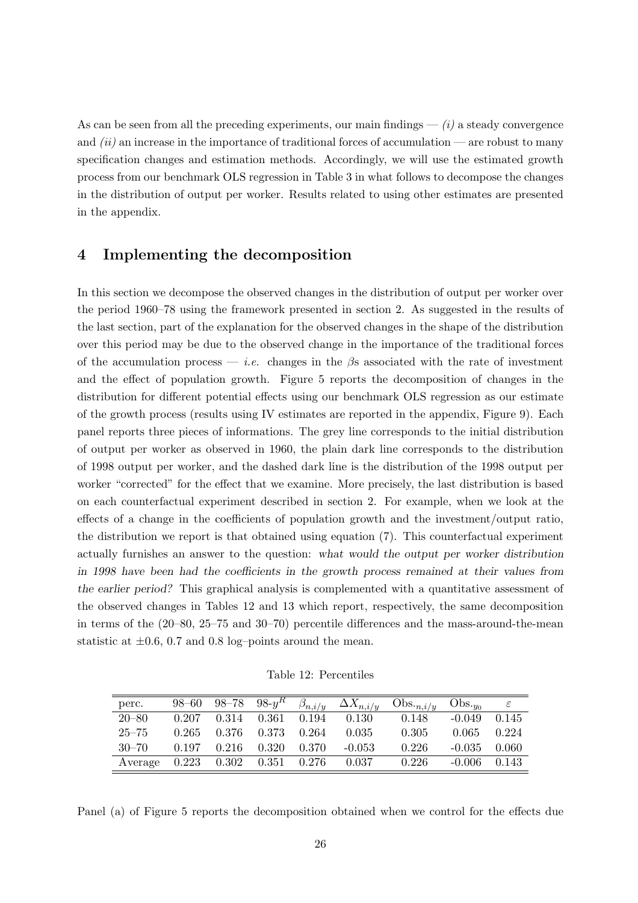As can be seen from all the preceding experiments, our main findings — *(i)* a steady convergence and *(ii)* an increase in the importance of traditional forces of accumulation — are robust to many specification changes and estimation methods. Accordingly, we will use the estimated growth process from our benchmark OLS regression in Table 3 in what follows to decompose the changes in the distribution of output per worker. Results related to using other estimates are presented in the appendix.

## 4 Implementing the decomposition

In this section we decompose the observed changes in the distribution of output per worker over the period 1960–78 using the framework presented in section 2. As suggested in the results of the last section, part of the explanation for the observed changes in the shape of the distribution over this period may be due to the observed change in the importance of the traditional forces of the accumulation process — *i.e.* changes in the $\beta$s associated with the rate of investment and the effect of population growth. Figure 5 reports the decomposition of changes in the distribution for different potential effects using our benchmark OLS regression as our estimate of the growth process (results using IV estimates are reported in the appendix, Figure 9). Each panel reports three pieces of informations. The grey line corresponds to the initial distribution of output per worker as observed in 1960, the plain dark line corresponds to the distribution of 1998 output per worker, and the dashed dark line is the distribution of the 1998 output per worker "corrected" for the effect that we examine. More precisely, the last distribution is based on each counterfactual experiment described in section 2. For example, when we look at the effects of a change in the coefficients of population growth and the investment/output ratio, the distribution we report is that obtained using equation (7). This counterfactual experiment actually furnishes an answer to the question: *what would the output per worker distribution in 1998 have been had the coefficients in the growth process remained at their values from the earlier period?* This graphical analysis is complemented with a quantitative assessment of the observed changes in Tables 12 and 13 which report, respectively, the same decomposition in terms of the (20–80, 25–75 and 30–70) percentile differences and the mass-around-the-mean statistic at $\pm 0.6$, 0.7 and 0.8 log–points around the mean.

Table 12: Percentiles

| perc. | 98–60 | 98–78 | 98-$y^R$ | $\beta_{n,i/y}$ | $\Delta X_{n,i/y}$ | Obs.$_{n,i/y}$ | Obs.$_{y_0}$ | $\varepsilon$ |
|---|---|---|---|---|---|---|---|---|
| 20–80 | 0.207 | 0.314 | 0.361 | 0.194 | 0.130 | 0.148 | -0.049 | 0.145 |
| 25–75 | 0.265 | 0.376 | 0.373 | 0.264 | 0.035 | 0.305 | 0.065 | 0.224 |
| 30–70 | 0.197 | 0.216 | 0.320 | 0.370 | -0.053 | 0.226 | -0.035 | 0.060 |
| Average | 0.223 | 0.302 | 0.351 | 0.276 | 0.037 | 0.226 | -0.006 | 0.143 |

Panel (a) of Figure 5 reports the decomposition obtained when we control for the effects due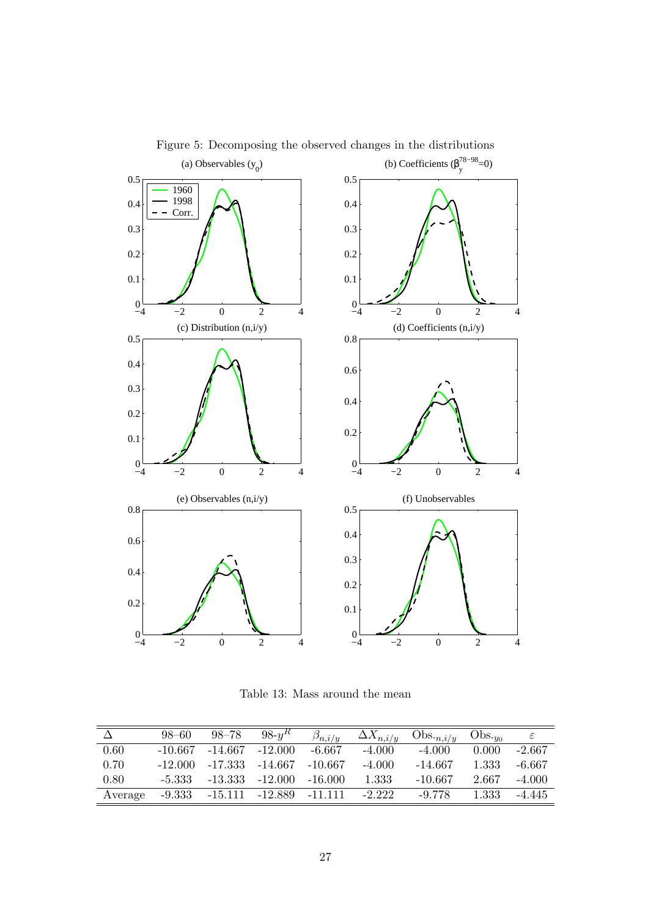Figure 5: Decomposing the observed changes in the distributions

Table 13: Mass around the mean

| $\Delta$ | 98–60 | 98–78 | 98-$y^R$ | $\beta_{n,i/y}$ | $\Delta X_{n,i/y}$ | Obs.$_{n,i/y}$ | Obs.$_{y_0}$ | $\varepsilon$ |
|---|---|---|---|---|---|---|---|---|
| 0.60 | -10.667 | -14.667 | -12.000 | -6.667 | -4.000 | -4.000 | 0.000 | -2.667 |
| 0.70 | -12.000 | -17.333 | -14.667 | -10.667 | -4.000 | -14.667 | 1.333 | -6.667 |
| 0.80 | -5.333 | -13.333 | -12.000 | -16.000 | 1.333 | -10.667 | 2.667 | -4.000 |
| Average | -9.333 | -15.111 | -12.889 | -11.111 | -2.222 | -9.778 | 1.333 | -4.445 |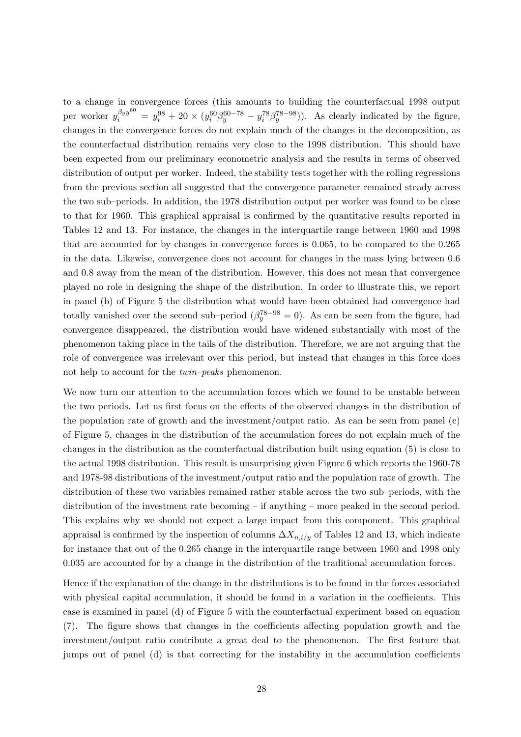to a change in convergence forces (this amounts to building the counterfactual 1998 output per worker $y_i^{\beta_y y^{60}} = y_i^{98} + 20 \times (y_i^{60}\beta_y^{60-78} - y_i^{78}\beta_y^{78-98})$). As clearly indicated by the figure, changes in the convergence forces do not explain much of the changes in the decomposition, as the counterfactual distribution remains very close to the 1998 distribution. This should have been expected from our preliminary econometric analysis and the results in terms of observed distribution of output per worker. Indeed, the stability tests together with the rolling regressions from the previous section all suggested that the convergence parameter remained steady across the two sub–periods. In addition, the 1978 distribution output per worker was found to be close to that for 1960. This graphical appraisal is confirmed by the quantitative results reported in Tables 12 and 13. For instance, the changes in the interquartile range between 1960 and 1998 that are accounted for by changes in convergence forces is 0.065, to be compared to the 0.265 in the data. Likewise, convergence does not account for changes in the mass lying between 0.6 and 0.8 away from the mean of the distribution. However, this does not mean that convergence played no role in designing the shape of the distribution. In order to illustrate this, we report in panel (b) of Figure 5 the distribution what would have been obtained had convergence had totally vanished over the second sub–period ($\beta_y^{78-98} = 0$). As can be seen from the figure, had convergence disappeared, the distribution would have widened substantially with most of the phenomenon taking place in the tails of the distribution. Therefore, we are not arguing that the role of convergence was irrelevant over this period, but instead that changes in this force does not help to account for the *twin–peaks* phenomenon.

We now turn our attention to the accumulation forces which we found to be unstable between the two periods. Let us first focus on the effects of the observed changes in the distribution of the population rate of growth and the investment/output ratio. As can be seen from panel (c) of Figure 5, changes in the distribution of the accumulation forces do not explain much of the changes in the distribution as the counterfactual distribution built using equation (5) is close to the actual 1998 distribution. This result is unsurprising given Figure 6 which reports the 1960-78 and 1978-98 distributions of the investment/output ratio and the population rate of growth. The distribution of these two variables remained rather stable across the two sub–periods, with the distribution of the investment rate becoming – if anything – more peaked in the second period. This explains why we should not expect a large impact from this component. This graphical appraisal is confirmed by the inspection of columns $\Delta X_{n,i/y}$ of Tables 12 and 13, which indicate for instance that out of the 0.265 change in the interquartile range between 1960 and 1998 only 0.035 are accounted for by a change in the distribution of the traditional accumulation forces.

Hence if the explanation of the change in the distributions is to be found in the forces associated with physical capital accumulation, it should be found in a variation in the coefficients. This case is examined in panel (d) of Figure 5 with the counterfactual experiment based on equation (7). The figure shows that changes in the coefficients affecting population growth and the investment/output ratio contribute a great deal to the phenomenon. The first feature that jumps out of panel (d) is that correcting for the instability in the accumulation coefficients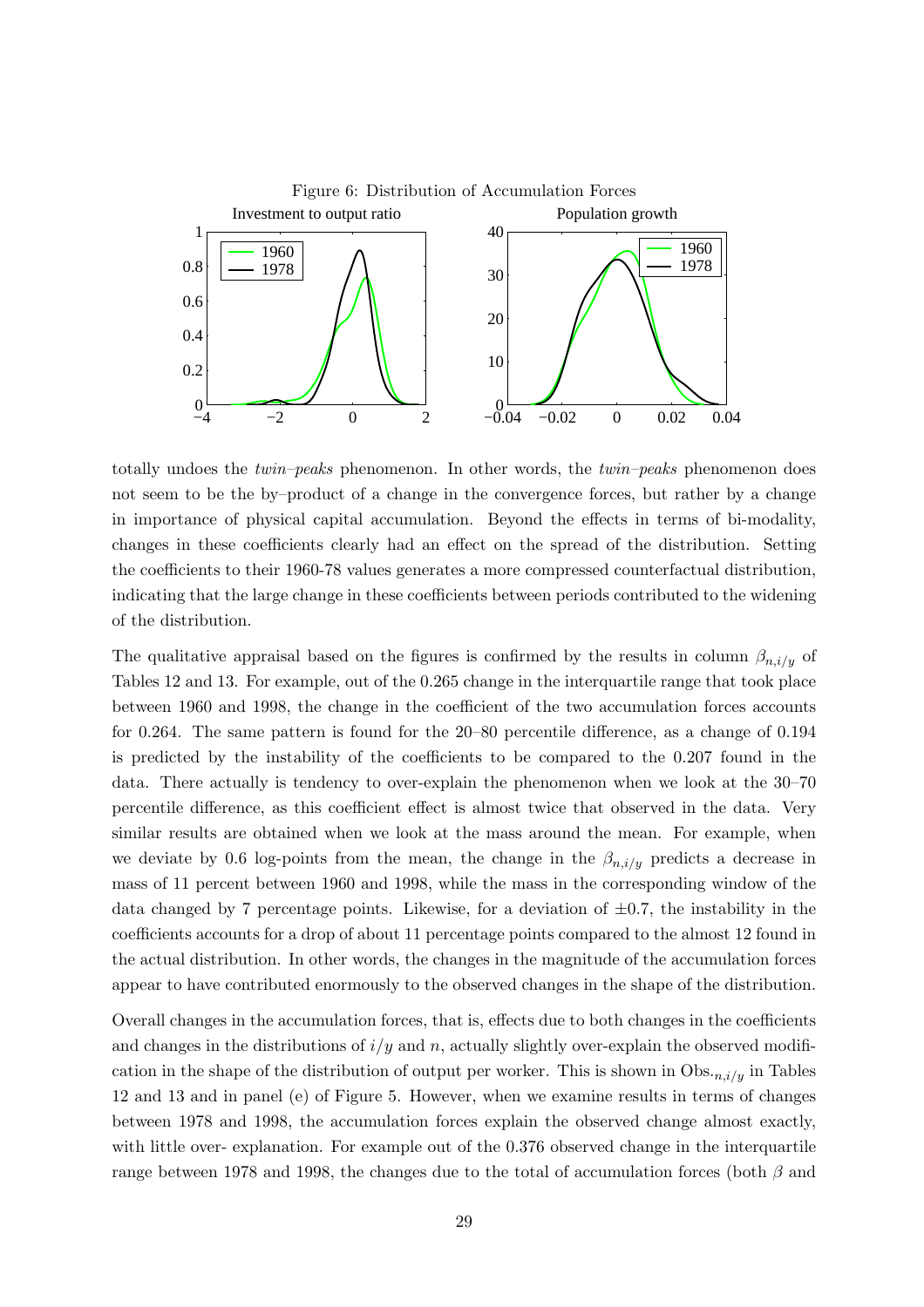Figure 6: Distribution of Accumulation Forces

totally undoes the *twin–peaks* phenomenon. In other words, the *twin–peaks* phenomenon does not seem to be the by–product of a change in the convergence forces, but rather by a change in importance of physical capital accumulation. Beyond the effects in terms of bi-modality, changes in these coefficients clearly had an effect on the spread of the distribution. Setting the coefficients to their 1960-78 values generates a more compressed counterfactual distribution, indicating that the large change in these coefficients between periods contributed to the widening of the distribution.

The qualitative appraisal based on the figures is confirmed by the results in column $\beta_{n,i/y}$ of Tables 12 and 13. For example, out of the 0.265 change in the interquartile range that took place between 1960 and 1998, the change in the coefficient of the two accumulation forces accounts for 0.264. The same pattern is found for the 20–80 percentile difference, as a change of 0.194 is predicted by the instability of the coefficients to be compared to the 0.207 found in the data. There actually is tendency to over-explain the phenomenon when we look at the 30–70 percentile difference, as this coefficient effect is almost twice that observed in the data. Very similar results are obtained when we look at the mass around the mean. For example, when we deviate by 0.6 log-points from the mean, the change in the $\beta_{n,i/y}$ predicts a decrease in mass of 11 percent between 1960 and 1998, while the mass in the corresponding window of the data changed by 7 percentage points. Likewise, for a deviation of $\pm 0.7$, the instability in the coefficients accounts for a drop of about 11 percentage points compared to the almost 12 found in the actual distribution. In other words, the changes in the magnitude of the accumulation forces appear to have contributed enormously to the observed changes in the shape of the distribution.

Overall changes in the accumulation forces, that is, effects due to both changes in the coefficients and changes in the distributions of $i/y$ and $n$, actually slightly over-explain the observed modification in the shape of the distribution of output per worker. This is shown in $\text{Obs.}_{n,i/y}$ in Tables 12 and 13 and in panel (e) of Figure 5. However, when we examine results in terms of changes between 1978 and 1998, the accumulation forces explain the observed change almost exactly, with little over- explanation. For example out of the 0.376 observed change in the interquartile range between 1978 and 1998, the changes due to the total of accumulation forces (both $\beta$ and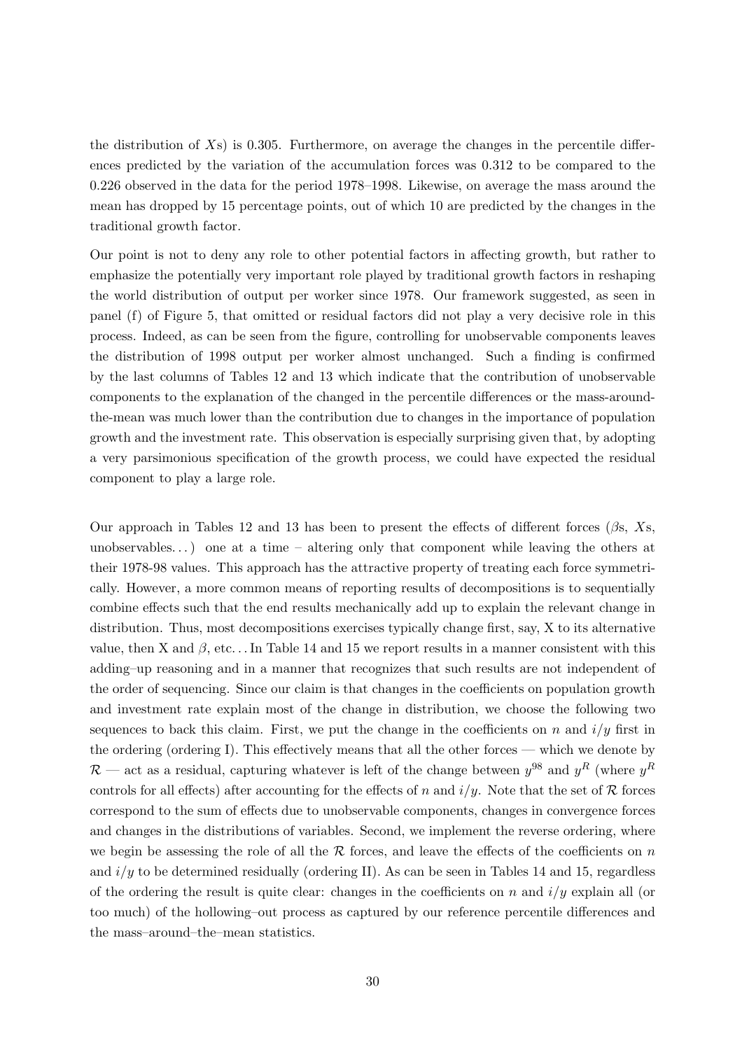the distribution of $X$s) is 0.305. Furthermore, on average the changes in the percentile differences predicted by the variation of the accumulation forces was 0.312 to be compared to the 0.226 observed in the data for the period 1978–1998. Likewise, on average the mass around the mean has dropped by 15 percentage points, out of which 10 are predicted by the changes in the traditional growth factor.

Our point is not to deny any role to other potential factors in affecting growth, but rather to emphasize the potentially very important role played by traditional growth factors in reshaping the world distribution of output per worker since 1978. Our framework suggested, as seen in panel (f) of Figure 5, that omitted or residual factors did not play a very decisive role in this process. Indeed, as can be seen from the figure, controlling for unobservable components leaves the distribution of 1998 output per worker almost unchanged. Such a finding is confirmed by the last columns of Tables 12 and 13 which indicate that the contribution of unobservable components to the explanation of the changed in the percentile differences or the mass-around-the-mean was much lower than the contribution due to changes in the importance of population growth and the investment rate. This observation is especially surprising given that, by adopting a very parsimonious specification of the growth process, we could have expected the residual component to play a large role.

Our approach in Tables 12 and 13 has been to present the effects of different forces ($\beta$s, $X$s, unobservables...) one at a time – altering only that component while leaving the others at their 1978-98 values. This approach has the attractive property of treating each force symmetrically. However, a more common means of reporting results of decompositions is to sequentially combine effects such that the end results mechanically add up to explain the relevant change in distribution. Thus, most decompositions exercises typically change first, say, X to its alternative value, then X and $\beta$, etc... In Table 14 and 15 we report results in a manner consistent with this adding–up reasoning and in a manner that recognizes that such results are not independent of the order of sequencing. Since our claim is that changes in the coefficients on population growth and investment rate explain most of the change in distribution, we choose the following two sequences to back this claim. First, we put the change in the coefficients on $n$ and $i/y$ first in the ordering (ordering I). This effectively means that all the other forces — which we denote by $\mathcal{R}$ — act as a residual, capturing whatever is left of the change between $y^{98}$ and $y^{R}$ (where $y^{R}$ controls for all effects) after accounting for the effects of $n$ and $i/y$. Note that the set of $\mathcal{R}$ forces correspond to the sum of effects due to unobservable components, changes in convergence forces and changes in the distributions of variables. Second, we implement the reverse ordering, where we begin be assessing the role of all the $\mathcal{R}$ forces, and leave the effects of the coefficients on $n$ and $i/y$ to be determined residually (ordering II). As can be seen in Tables 14 and 15, regardless of the ordering the result is quite clear: changes in the coefficients on $n$ and $i/y$ explain all (or too much) of the hollowing–out process as captured by our reference percentile differences and the mass–around–the–mean statistics.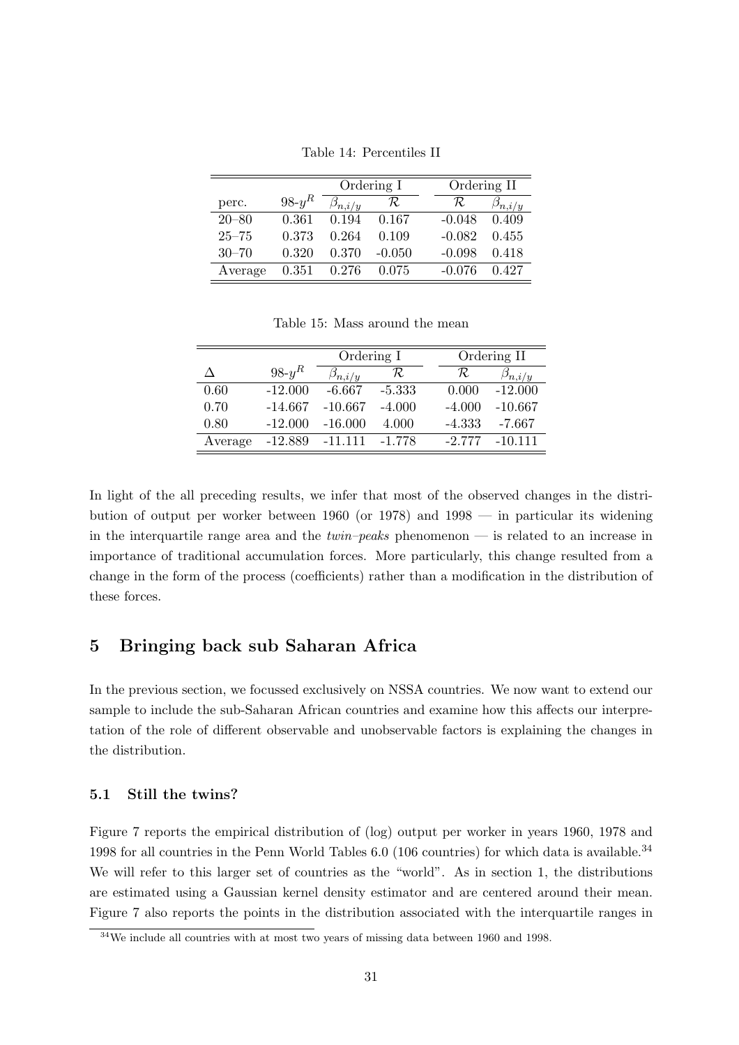Table 14: Percentiles II

| | | Ordering I | | Ordering II | |
|---|---|---|---|---|---|
| perc. | 98-$y^R$ | $\beta_{n,i/y}$ | $\mathcal{R}$ | $\mathcal{R}$ | $\beta_{n,i/y}$ |
| 20–80 | 0.361 | 0.194 | 0.167 | -0.048 | 0.409 |
| 25–75 | 0.373 | 0.264 | 0.109 | -0.082 | 0.455 |
| 30–70 | 0.320 | 0.370 | -0.050 | -0.098 | 0.418 |
| Average | 0.351 | 0.276 | 0.075 | -0.076 | 0.427 |

Table 15: Mass around the mean

| | | Ordering I | | Ordering II | |
|---|---|---|---|---|---|
| $\Delta$ | 98-$y^R$ | $\beta_{n,i/y}$ | $\mathcal{R}$ | $\mathcal{R}$ | $\beta_{n,i/y}$ |
| 0.60 | -12.000 | -6.667 | -5.333 | 0.000 | -12.000 |
| 0.70 | -14.667 | -10.667 | -4.000 | -4.000 | -10.667 |
| 0.80 | -12.000 | -16.000 | 4.000 | -4.333 | -7.667 |
| Average | -12.889 | -11.111 | -1.778 | -2.777 | -10.111 |

In light of the all preceding results, we infer that most of the observed changes in the distribution of output per worker between 1960 (or 1978) and 1998 — in particular its widening in the interquartile range area and the *twin–peaks* phenomenon — is related to an increase in importance of traditional accumulation forces. More particularly, this change resulted from a change in the form of the process (coefficients) rather than a modification in the distribution of these forces.

## 5 Bringing back sub Saharan Africa

In the previous section, we focussed exclusively on NSSA countries. We now want to extend our sample to include the sub-Saharan African countries and examine how this affects our interpretation of the role of different observable and unobservable factors is explaining the changes in the distribution.

### 5.1 Still the twins?

Figure 7 reports the empirical distribution of (log) output per worker in years 1960, 1978 and 1998 for all countries in the Penn World Tables 6.0 (106 countries) for which data is available.[34] We will refer to this larger set of countries as the "world". As in section 1, the distributions are estimated using a Gaussian kernel density estimator and are centered around their mean. Figure 7 also reports the points in the distribution associated with the interquartile ranges in

[34] We include all countries with at most two years of missing data between 1960 and 1998.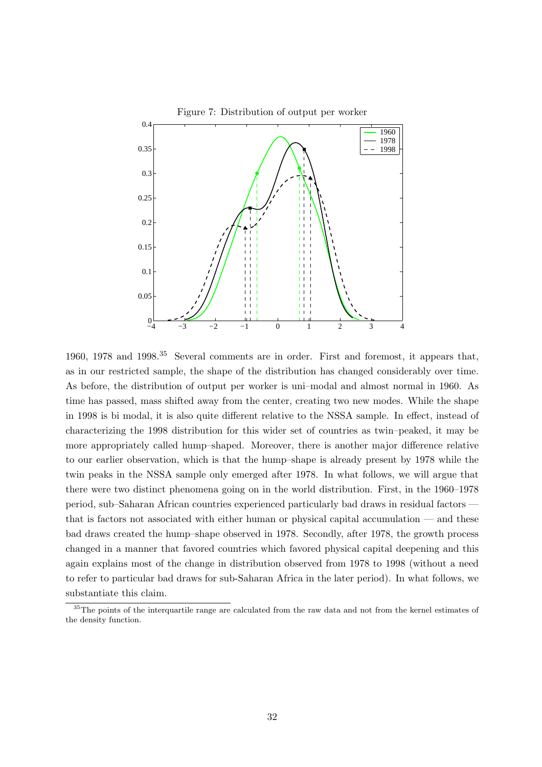Figure 7: Distribution of output per worker

1960, 1978 and 1998.[35] Several comments are in order. First and foremost, it appears that, as in our restricted sample, the shape of the distribution has changed considerably over time. As before, the distribution of output per worker is uni–modal and almost normal in 1960. As time has passed, mass shifted away from the center, creating two new modes. While the shape in 1998 is bi modal, it is also quite different relative to the NSSA sample. In effect, instead of characterizing the 1998 distribution for this wider set of countries as twin–peaked, it may be more appropriately called hump–shaped. Moreover, there is another major difference relative to our earlier observation, which is that the hump–shape is already present by 1978 while the twin peaks in the NSSA sample only emerged after 1978. In what follows, we will argue that there were two distinct phenomena going on in the world distribution. First, in the 1960–1978 period, sub–Saharan African countries experienced particularly bad draws in residual factors — that is factors not associated with either human or physical capital accumulation — and these bad draws created the hump–shape observed in 1978. Secondly, after 1978, the growth process changed in a manner that favored countries which favored physical capital deepening and this again explains most of the change in distribution observed from 1978 to 1998 (without a need to refer to particular bad draws for sub-Saharan Africa in the later period). In what follows, we substantiate this claim.

[35] The points of the interquartile range are calculated from the raw data and not from the kernel estimates of the density function.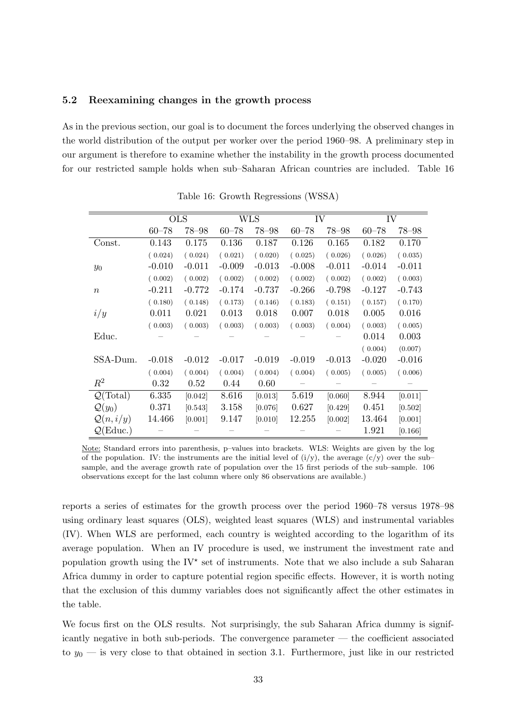### 5.2 Reexamining changes in the growth process

As in the previous section, our goal is to document the forces underlying the observed changes in the world distribution of the output per worker over the period 1960–98. A preliminary step in our argument is therefore to examine whether the instability in the growth process documented for our restricted sample holds when sub–Saharan African countries are included. Table 16 reports a series of estimates for the growth process over the period 1960–78 versus 1978–98 using ordinary least squares (OLS), weighted least squares (WLS) and instrumental variables (IV). When WLS are performed, each country is weighted according to the logarithm of its average population. When an IV procedure is used, we instrument the investment rate and population growth using the IV$^{\star}$ set of instruments. Note that we also include a sub Saharan Africa dummy in order to capture potential region specific effects. However, it is worth noting that the exclusion of this dummy variables does not significantly affect the other estimates in the table.

Table 16: Growth Regressions (WSSA)

| | OLS | | WLS | | IV | | IV | |
|---|---|---|---|---|---|---|---|---|
| | 60–78 | 78–98 | 60–78 | 78–98 | 60–78 | 78–98 | 60–78 | 78–98 |
| Const. | 0.143 | 0.175 | 0.136 | 0.187 | 0.126 | 0.165 | 0.182 | 0.170 |
| | ( 0.024) | ( 0.024) | ( 0.021) | ( 0.020) | ( 0.025) | ( 0.026) | ( 0.026) | ( 0.035) |
| $y_0$ | -0.010 | -0.011 | -0.009 | -0.013 | -0.008 | -0.011 | -0.014 | -0.011 |
| | ( 0.002) | ( 0.002) | ( 0.002) | ( 0.002) | ( 0.002) | ( 0.002) | ( 0.002) | ( 0.003) |
| $n$ | -0.211 | -0.772 | -0.174 | -0.737 | -0.266 | -0.798 | -0.127 | -0.743 |
| | ( 0.180) | ( 0.148) | ( 0.173) | ( 0.146) | ( 0.183) | ( 0.151) | ( 0.157) | ( 0.170) |
| $i/y$ | 0.011 | 0.021 | 0.013 | 0.018 | 0.007 | 0.018 | 0.005 | 0.016 |
| | ( 0.003) | ( 0.003) | ( 0.003) | ( 0.003) | ( 0.003) | ( 0.004) | ( 0.003) | ( 0.005) |
| Educ. | – | – | – | – | – | – | 0.014 | 0.003 |
| | | | | | | | ( 0.004) | (0.007) |
| SSA-Dum. | -0.018 | -0.012 | -0.017 | -0.019 | -0.019 | -0.013 | -0.020 | -0.016 |
| | ( 0.004) | ( 0.004) | ( 0.004) | ( 0.004) | ( 0.004) | ( 0.005) | ( 0.005) | ( 0.006) |
| $R^2$ | 0.32 | 0.52 | 0.44 | 0.60 | – | – | – | – |
| $\mathcal{Q}$(Total) | 6.335 | [0.042] | 8.616 | [0.013] | 5.619 | [0.060] | 8.944 | [0.011] |
| $\mathcal{Q}(y_0)$ | 0.371 | [0.543] | 3.158 | [0.076] | 0.627 | [0.429] | 0.451 | [0.502] |
| $\mathcal{Q}(n, i/y)$ | 14.466 | [0.001] | 9.147 | [0.010] | 12.255 | [0.002] | 13.464 | [0.001] |
| $\mathcal{Q}$(Educ.) | – | – | – | – | – | – | 1.921 | [0.166] |

Note: Standard errors into parenthesis, p–values into brackets. WLS: Weights are given by the log of the population. IV: the instruments are the initial level of (i/y), the average (c/y) over the sub–sample, and the average growth rate of population over the 15 first periods of the sub–sample. 106 observations except for the last column where only 86 observations are available.)

We focus first on the OLS results. Not surprisingly, the sub Saharan Africa dummy is significantly negative in both sub-periods. The convergence parameter — the coefficient associated to $y_0$ — is very close to that obtained in section 3.1. Furthermore, just like in our restricted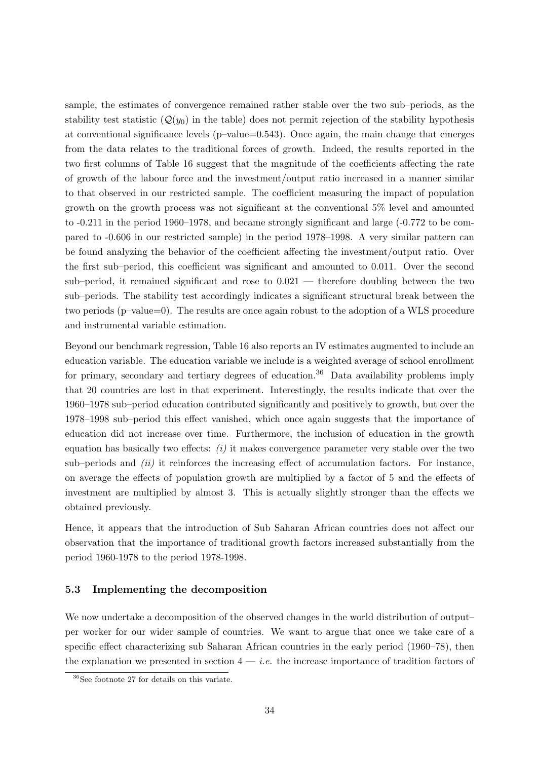sample, the estimates of convergence remained rather stable over the two sub–periods, as the stability test statistic ($\mathcal{Q}(y_0)$ in the table) does not permit rejection of the stability hypothesis at conventional significance levels (p–value=0.543). Once again, the main change that emerges from the data relates to the traditional forces of growth. Indeed, the results reported in the two first columns of Table 16 suggest that the magnitude of the coefficients affecting the rate of growth of the labour force and the investment/output ratio increased in a manner similar to that observed in our restricted sample. The coefficient measuring the impact of population growth on the growth process was not significant at the conventional 5% level and amounted to -0.211 in the period 1960–1978, and became strongly significant and large (-0.772 to be compared to -0.606 in our restricted sample) in the period 1978–1998. A very similar pattern can be found analyzing the behavior of the coefficient affecting the investment/output ratio. Over the first sub–period, this coefficient was significant and amounted to 0.011. Over the second sub–period, it remained significant and rose to 0.021 — therefore doubling between the two sub–periods. The stability test accordingly indicates a significant structural break between the two periods (p–value=0). The results are once again robust to the adoption of a WLS procedure and instrumental variable estimation.

Beyond our benchmark regression, Table 16 also reports an IV estimates augmented to include an education variable. The education variable we include is a weighted average of school enrollment for primary, secondary and tertiary degrees of education.[36] Data availability problems imply that 20 countries are lost in that experiment. Interestingly, the results indicate that over the 1960–1978 sub–period education contributed significantly and positively to growth, but over the 1978–1998 sub–period this effect vanished, which once again suggests that the importance of education did not increase over time. Furthermore, the inclusion of education in the growth equation has basically two effects: *(i)* it makes convergence parameter very stable over the two sub–periods and *(ii)* it reinforces the increasing effect of accumulation factors. For instance, on average the effects of population growth are multiplied by a factor of 5 and the effects of investment are multiplied by almost 3. This is actually slightly stronger than the effects we obtained previously.

Hence, it appears that the introduction of Sub Saharan African countries does not affect our observation that the importance of traditional growth factors increased substantially from the period 1960-1978 to the period 1978-1998.

### 5.3 Implementing the decomposition

We now undertake a decomposition of the observed changes in the world distribution of output–per worker for our wider sample of countries. We want to argue that once we take care of a specific effect characterizing sub Saharan African countries in the early period (1960–78), then the explanation we presented in section 4 — *i.e.* the increase importance of tradition factors of

[36] See footnote 27 for details on this variate.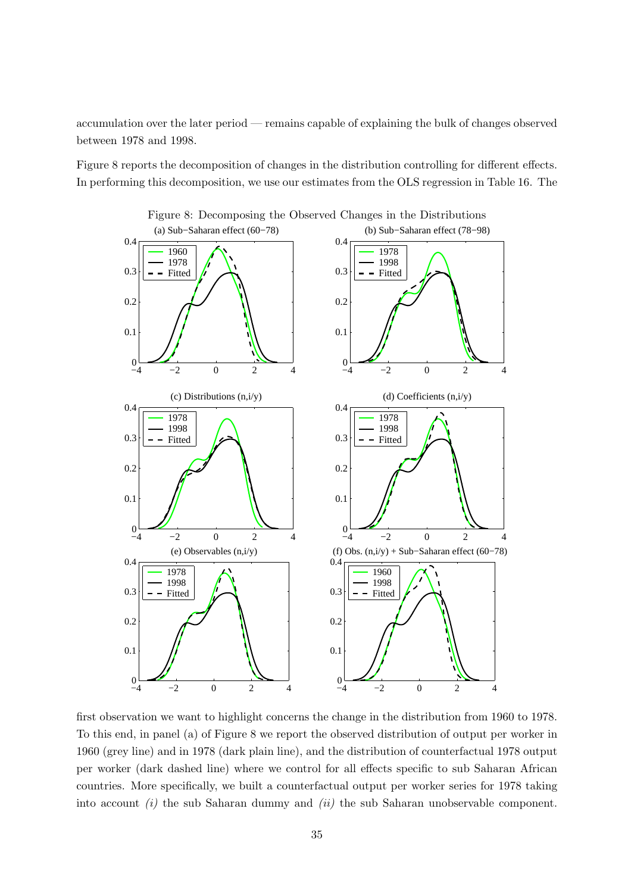accumulation over the later period — remains capable of explaining the bulk of changes observed between 1978 and 1998.

Figure 8 reports the decomposition of changes in the distribution controlling for different effects. In performing this decomposition, we use our estimates from the OLS regression in Table 16. The

Figure 8: Decomposing the Observed Changes in the Distributions

first observation we want to highlight concerns the change in the distribution from 1960 to 1978. To this end, in panel (a) of Figure 8 we report the observed distribution of output per worker in 1960 (grey line) and in 1978 (dark plain line), and the distribution of counterfactual 1978 output per worker (dark dashed line) where we control for all effects specific to sub Saharan African countries. More specifically, we built a counterfactual output per worker series for 1978 taking into account *(i)* the sub Saharan dummy and *(ii)* the sub Saharan unobservable component.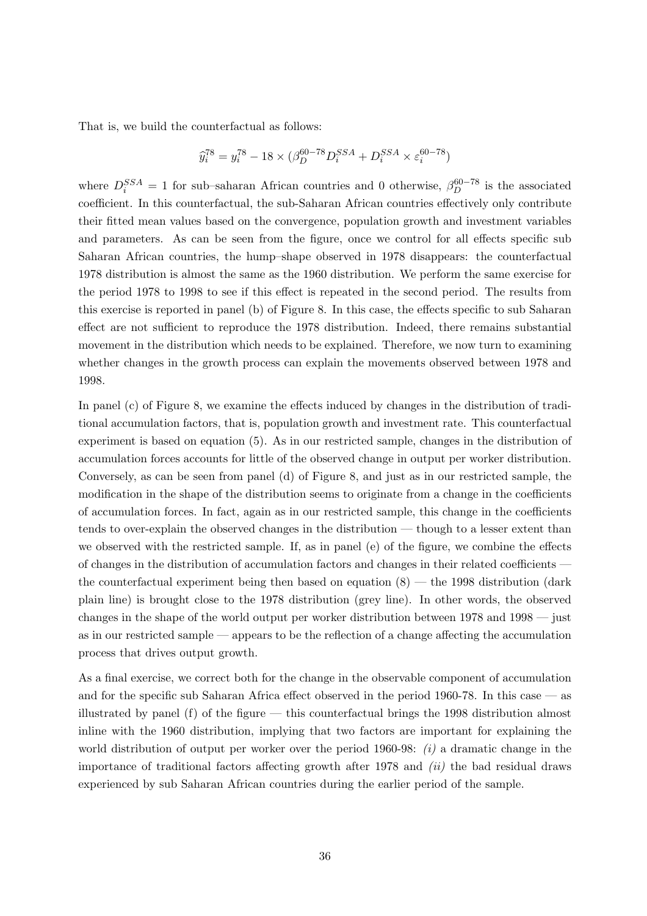That is, we build the counterfactual as follows:

$$\widehat{y}_i^{78} = y_i^{78} - 18 \times (\beta_D^{60-78} D_i^{SSA} + D_i^{SSA} \times \varepsilon_i^{60-78})$$

where $D_i^{SSA} = 1$ for sub–saharan African countries and 0 otherwise, $\beta_D^{60-78}$ is the associated coefficient. In this counterfactual, the sub-Saharan African countries effectively only contribute their fitted mean values based on the convergence, population growth and investment variables and parameters. As can be seen from the figure, once we control for all effects specific sub Saharan African countries, the hump–shape observed in 1978 disappears: the counterfactual 1978 distribution is almost the same as the 1960 distribution. We perform the same exercise for the period 1978 to 1998 to see if this effect is repeated in the second period. The results from this exercise is reported in panel (b) of Figure 8. In this case, the effects specific to sub Saharan effect are not sufficient to reproduce the 1978 distribution. Indeed, there remains substantial movement in the distribution which needs to be explained. Therefore, we now turn to examining whether changes in the growth process can explain the movements observed between 1978 and 1998.

In panel (c) of Figure 8, we examine the effects induced by changes in the distribution of traditional accumulation factors, that is, population growth and investment rate. This counterfactual experiment is based on equation (5). As in our restricted sample, changes in the distribution of accumulation forces accounts for little of the observed change in output per worker distribution. Conversely, as can be seen from panel (d) of Figure 8, and just as in our restricted sample, the modification in the shape of the distribution seems to originate from a change in the coefficients of accumulation forces. In fact, again as in our restricted sample, this change in the coefficients tends to over-explain the observed changes in the distribution — though to a lesser extent than we observed with the restricted sample. If, as in panel (e) of the figure, we combine the effects of changes in the distribution of accumulation factors and changes in their related coefficients — the counterfactual experiment being then based on equation (8) — the 1998 distribution (dark plain line) is brought close to the 1978 distribution (grey line). In other words, the observed changes in the shape of the world output per worker distribution between 1978 and 1998 — just as in our restricted sample — appears to be the reflection of a change affecting the accumulation process that drives output growth.

As a final exercise, we correct both for the change in the observable component of accumulation and for the specific sub Saharan Africa effect observed in the period 1960-78. In this case — as illustrated by panel (f) of the figure — this counterfactual brings the 1998 distribution almost inline with the 1960 distribution, implying that two factors are important for explaining the world distribution of output per worker over the period 1960-98: *(i)* a dramatic change in the importance of traditional factors affecting growth after 1978 and *(ii)* the bad residual draws experienced by sub Saharan African countries during the earlier period of the sample.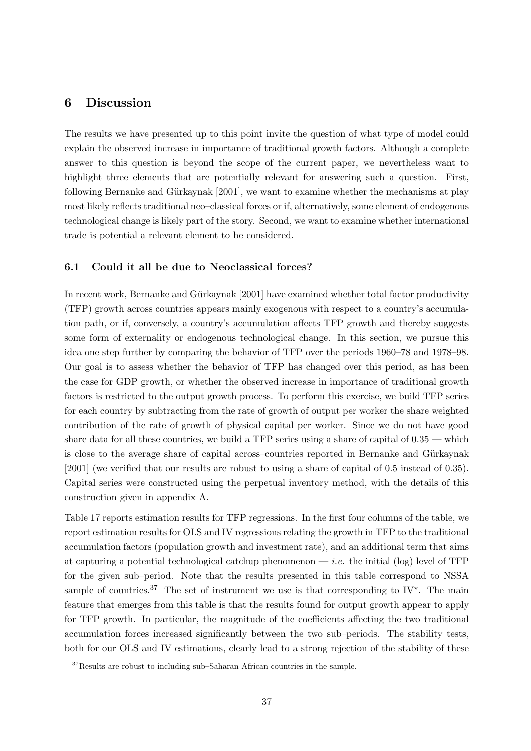# 6 Discussion

The results we have presented up to this point invite the question of what type of model could explain the observed increase in importance of traditional growth factors. Although a complete answer to this question is beyond the scope of the current paper, we nevertheless want to highlight three elements that are potentially relevant for answering such a question. First, following Bernanke and Gürkaynak [2001], we want to examine whether the mechanisms at play most likely reflects traditional neo–classical forces or if, alternatively, some element of endogenous technological change is likely part of the story. Second, we want to examine whether international trade is potential a relevant element to be considered.

## 6.1 Could it all be due to Neoclassical forces?

In recent work, Bernanke and Gürkaynak [2001] have examined whether total factor productivity (TFP) growth across countries appears mainly exogenous with respect to a country's accumulation path, or if, conversely, a country's accumulation affects TFP growth and thereby suggests some form of externality or endogenous technological change. In this section, we pursue this idea one step further by comparing the behavior of TFP over the periods 1960–78 and 1978–98. Our goal is to assess whether the behavior of TFP has changed over this period, as has been the case for GDP growth, or whether the observed increase in importance of traditional growth factors is restricted to the output growth process. To perform this exercise, we build TFP series for each country by subtracting from the rate of growth of output per worker the share weighted contribution of the rate of growth of physical capital per worker. Since we do not have good share data for all these countries, we build a TFP series using a share of capital of 0.35 — which is close to the average share of capital across–countries reported in Bernanke and Gürkaynak [2001] (we verified that our results are robust to using a share of capital of 0.5 instead of 0.35). Capital series were constructed using the perpetual inventory method, with the details of this construction given in appendix A.

Table 17 reports estimation results for TFP regressions. In the first four columns of the table, we report estimation results for OLS and IV regressions relating the growth in TFP to the traditional accumulation factors (population growth and investment rate), and an additional term that aims at capturing a potential technological catchup phenomenon — *i.e.* the initial (log) level of TFP for the given sub–period. Note that the results presented in this table correspond to NSSA sample of countries.[37] The set of instrument we use is that corresponding to IV$^{\star}$. The main feature that emerges from this table is that the results found for output growth appear to apply for TFP growth. In particular, the magnitude of the coefficients affecting the two traditional accumulation forces increased significantly between the two sub–periods. The stability tests, both for our OLS and IV estimations, clearly lead to a strong rejection of the stability of these

[37] Results are robust to including sub–Saharan African countries in the sample.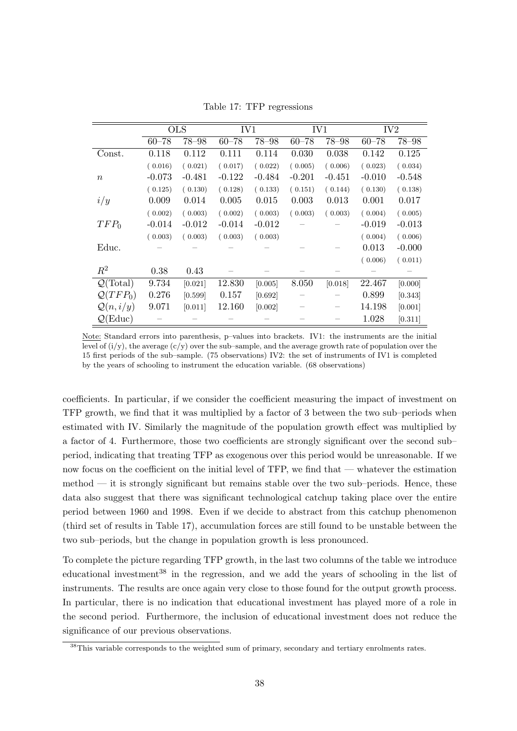Table 17: TFP regressions

| | OLS | | IV1 | | IV1 | | IV2 | |
|---|---|---|---|---|---|---|---|---|
| | 60–78 | 78–98 | 60–78 | 78–98 | 60–78 | 78–98 | 60–78 | 78–98 |
| Const. | 0.118 | 0.112 | 0.111 | 0.114 | 0.030 | 0.038 | 0.142 | 0.125 |
| | ( 0.016) | ( 0.021) | ( 0.017) | ( 0.022) | ( 0.005) | ( 0.006) | ( 0.023) | ( 0.034) |
| $n$ | -0.073 | -0.481 | -0.122 | -0.484 | -0.201 | -0.451 | -0.010 | -0.548 |
| | ( 0.125) | ( 0.130) | ( 0.128) | ( 0.133) | ( 0.151) | ( 0.144) | ( 0.130) | ( 0.138) |
| $i/y$ | 0.009 | 0.014 | 0.005 | 0.015 | 0.003 | 0.013 | 0.001 | 0.017 |
| | ( 0.002) | ( 0.003) | ( 0.002) | ( 0.003) | ( 0.003) | ( 0.003) | ( 0.004) | ( 0.005) |
| $TFP_0$ | -0.014 | -0.012 | -0.014 | -0.012 | – | – | -0.019 | -0.013 |
| | ( 0.003) | ( 0.003) | ( 0.003) | ( 0.003) | | | ( 0.004) | ( 0.006) |
| Educ. | – | – | – | – | – | – | 0.013 | -0.000 |
| | | | | | | | ( 0.006) | ( 0.011) |
| $R^2$ | 0.38 | 0.43 | – | – | – | – | – | – |
| $\mathcal{Q}$(Total) | 9.734 | [0.021] | 12.830 | [0.005] | 8.050 | [0.018] | 22.467 | [0.000] |
| $\mathcal{Q}(TFP_0)$ | 0.276 | [0.599] | 0.157 | [0.692] | – | – | 0.899 | [0.343] |
| $\mathcal{Q}(n, i/y)$ | 9.071 | [0.011] | 12.160 | [0.002] | – | – | 14.198 | [0.001] |
| $\mathcal{Q}$(Educ) | – | – | – | – | – | – | 1.028 | [0.311] |

Note: Standard errors into parenthesis, p–values into brackets. IV1: the instruments are the initial level of (i/y), the average (c/y) over the sub–sample, and the average growth rate of population over the 15 first periods of the sub–sample. (75 observations) IV2: the set of instruments of IV1 is completed by the years of schooling to instrument the education variable. (68 observations)

coefficients. In particular, if we consider the coefficient measuring the impact of investment on TFP growth, we find that it was multiplied by a factor of 3 between the two sub–periods when estimated with IV. Similarly the magnitude of the population growth effect was multiplied by a factor of 4. Furthermore, those two coefficients are strongly significant over the second sub–period, indicating that treating TFP as exogenous over this period would be unreasonable. If we now focus on the coefficient on the initial level of TFP, we find that — whatever the estimation method — it is strongly significant but remains stable over the two sub–periods. Hence, these data also suggest that there was significant technological catchup taking place over the entire period between 1960 and 1998. Even if we decide to abstract from this catchup phenomenon (third set of results in Table 17), accumulation forces are still found to be unstable between the two sub–periods, but the change in population growth is less pronounced.

To complete the picture regarding TFP growth, in the last two columns of the table we introduce educational investment[38] in the regression, and we add the years of schooling in the list of instruments. The results are once again very close to those found for the output growth process. In particular, there is no indication that educational investment has played more of a role in the second period. Furthermore, the inclusion of educational investment does not reduce the significance of our previous observations.

[38] This variable corresponds to the weighted sum of primary, secondary and tertiary enrolments rates.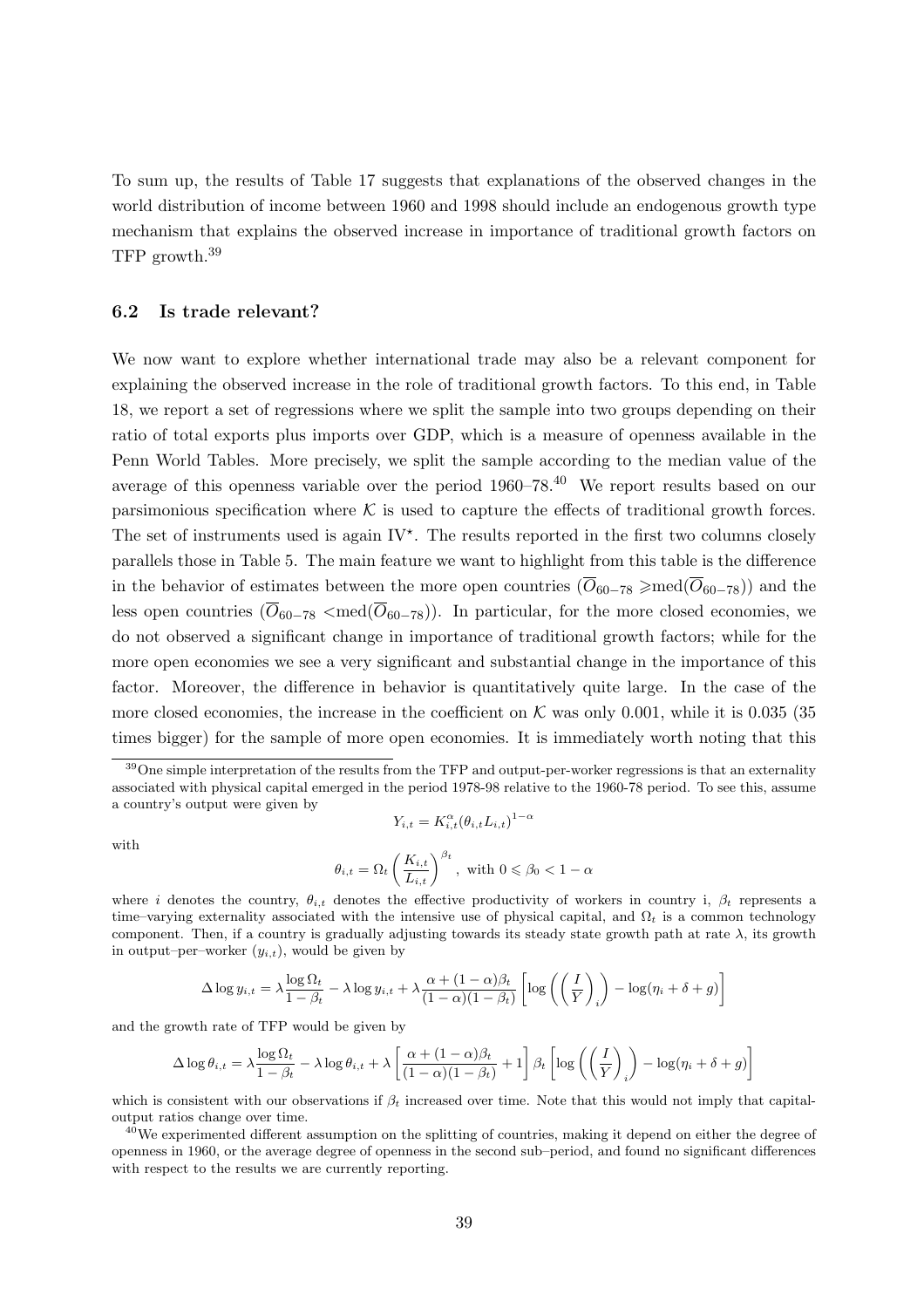To sum up, the results of Table 17 suggests that explanations of the observed changes in the world distribution of income between 1960 and 1998 should include an endogenous growth type mechanism that explains the observed increase in importance of traditional growth factors on TFP growth.[39]

### 6.2 Is trade relevant?

We now want to explore whether international trade may also be a relevant component for explaining the observed increase in the role of traditional growth factors. To this end, in Table 18, we report a set of regressions where we split the sample into two groups depending on their ratio of total exports plus imports over GDP, which is a measure of openness available in the Penn World Tables. More precisely, we split the sample according to the median value of the average of this openness variable over the period 1960–78.[40] We report results based on our parsimonious specification where $\mathcal{K}$ is used to capture the effects of traditional growth forces. The set of instruments used is again IV$^\star$. The results reported in the first two columns closely parallels those in Table 5. The main feature we want to highlight from this table is the difference in the behavior of estimates between the more open countries ($\overline{O}_{60-78} \geqslant \text{med}(\overline{O}_{60-78})$) and the less open countries ($\overline{O}_{60-78} < \text{med}(\overline{O}_{60-78})$). In particular, for the more closed economies, we do not observed a significant change in importance of traditional growth factors; while for the more open economies we see a very significant and substantial change in the importance of this factor. Moreover, the difference in behavior is quantitatively quite large. In the case of the more closed economies, the increase in the coefficient on $\mathcal{K}$ was only 0.001, while it is 0.035 (35 times bigger) for the sample of more open economies. It is immediately worth noting that this

---

[39] One simple interpretation of the results from the TFP and output-per-worker regressions is that an externality associated with physical capital emerged in the period 1978-98 relative to the 1960-78 period. To see this, assume a country's output were given by

$$Y_{i,t} = K_{i,t}^{\alpha}(\theta_{i,t} L_{i,t})^{1-\alpha}$$

with

$$\theta_{i,t} = \Omega_t \left( \frac{K_{i,t}}{L_{i,t}} \right)^{\beta_t}, \text{ with } 0 \leqslant \beta_0 < 1 - \alpha$$

where $i$ denotes the country, $\theta_{i,t}$ denotes the effective productivity of workers in country i, $\beta_t$ represents a time–varying externality associated with the intensive use of physical capital, and $\Omega_t$ is a common technology component. Then, if a country is gradually adjusting towards its steady state growth path at rate $\lambda$, its growth in output–per–worker ($y_{i,t}$), would be given by

$$\Delta \log y_{i,t} = \lambda \frac{\log \Omega_t}{1 - \beta_t} - \lambda \log y_{i,t} + \lambda \frac{\alpha + (1-\alpha)\beta_t}{(1-\alpha)(1-\beta_t)} \left[ \log \left( \left( \frac{I}{Y} \right)_i \right) - \log(\eta_i + \delta + g) \right]$$

and the growth rate of TFP would be given by

$$\Delta \log \theta_{i,t} = \lambda \frac{\log \Omega_t}{1 - \beta_t} - \lambda \log \theta_{i,t} + \lambda \left[ \frac{\alpha + (1-\alpha)\beta_t}{(1-\alpha)(1-\beta_t)} + 1 \right] \beta_t \left[ \log \left( \left( \frac{I}{Y} \right)_i \right) - \log(\eta_i + \delta + g) \right]$$

which is consistent with our observations if $\beta_t$ increased over time. Note that this would not imply that capital-output ratios change over time.

[40] We experimented different assumption on the splitting of countries, making it depend on either the degree of openness in 1960, or the average degree of openness in the second sub–period, and found no significant differences with respect to the results we are currently reporting.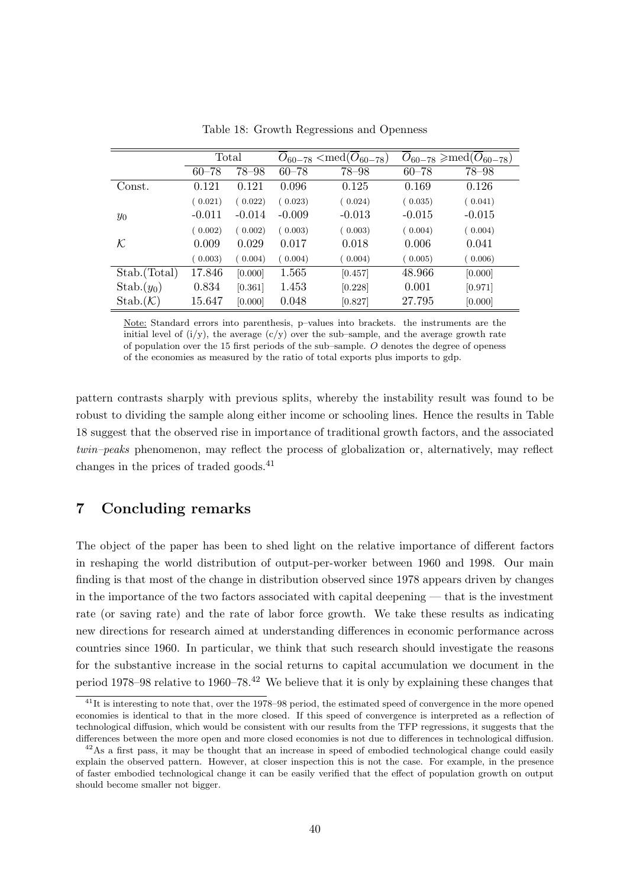Table 18: Growth Regressions and Openness

| | Total | | $\overline{O}_{60-78}$ <med($\overline{O}_{60-78}$) | | $\overline{O}_{60-78}$ ⩾med($\overline{O}_{60-78}$) | |
|---|---|---|---|---|---|---|
| | 60–78 | 78–98 | 60–78 | 78–98 | 60–78 | 78–98 |
| Const. | 0.121 | 0.121 | 0.096 | 0.125 | 0.169 | 0.126 |
| | ( 0.021) | ( 0.022) | ( 0.023) | ( 0.024) | ( 0.035) | ( 0.041) |
| $y_0$ | -0.011 | -0.014 | -0.009 | -0.013 | -0.015 | -0.015 |
| | ( 0.002) | ( 0.002) | ( 0.003) | ( 0.003) | ( 0.004) | ( 0.004) |
| $\mathcal{K}$ | 0.009 | 0.029 | 0.017 | 0.018 | 0.006 | 0.041 |
| | ( 0.003) | ( 0.004) | ( 0.004) | ( 0.004) | ( 0.005) | ( 0.006) |
| Stab.(Total) | 17.846 | [0.000] | 1.565 | [0.457] | 48.966 | [0.000] |
| Stab.($y_0$) | 0.834 | [0.361] | 1.453 | [0.228] | 0.001 | [0.971] |
| Stab.($\mathcal{K}$) | 15.647 | [0.000] | 0.048 | [0.827] | 27.795 | [0.000] |

Note: Standard errors into parenthesis, p–values into brackets. the instruments are the initial level of (i/y), the average (c/y) over the sub–sample, and the average growth rate of population over the 15 first periods of the sub–sample. $O$ denotes the degree of openess of the economies as measured by the ratio of total exports plus imports to gdp.

pattern contrasts sharply with previous splits, whereby the instability result was found to be robust to dividing the sample along either income or schooling lines. Hence the results in Table 18 suggest that the observed rise in importance of traditional growth factors, and the associated *twin–peaks* phenomenon, may reflect the process of globalization or, alternatively, may reflect changes in the prices of traded goods.[41]

## 7 Concluding remarks

The object of the paper has been to shed light on the relative importance of different factors in reshaping the world distribution of output-per-worker between 1960 and 1998. Our main finding is that most of the change in distribution observed since 1978 appears driven by changes in the importance of the two factors associated with capital deepening — that is the investment rate (or saving rate) and the rate of labor force growth. We take these results as indicating new directions for research aimed at understanding differences in economic performance across countries since 1960. In particular, we think that such research should investigate the reasons for the substantive increase in the social returns to capital accumulation we document in the period 1978–98 relative to 1960–78.[42] We believe that it is only by explaining these changes that

[41] It is interesting to note that, over the 1978–98 period, the estimated speed of convergence in the more opened economies is identical to that in the more closed. If this speed of convergence is interpreted as a reflection of technological diffusion, which would be consistent with our results from the TFP regressions, it suggests that the differences between the more open and more closed economies is not due to differences in technological diffusion.

[42] As a first pass, it may be thought that an increase in speed of embodied technological change could easily explain the observed pattern. However, at closer inspection this is not the case. For example, in the presence of faster embodied technological change it can be easily verified that the effect of population growth on output should become smaller not bigger.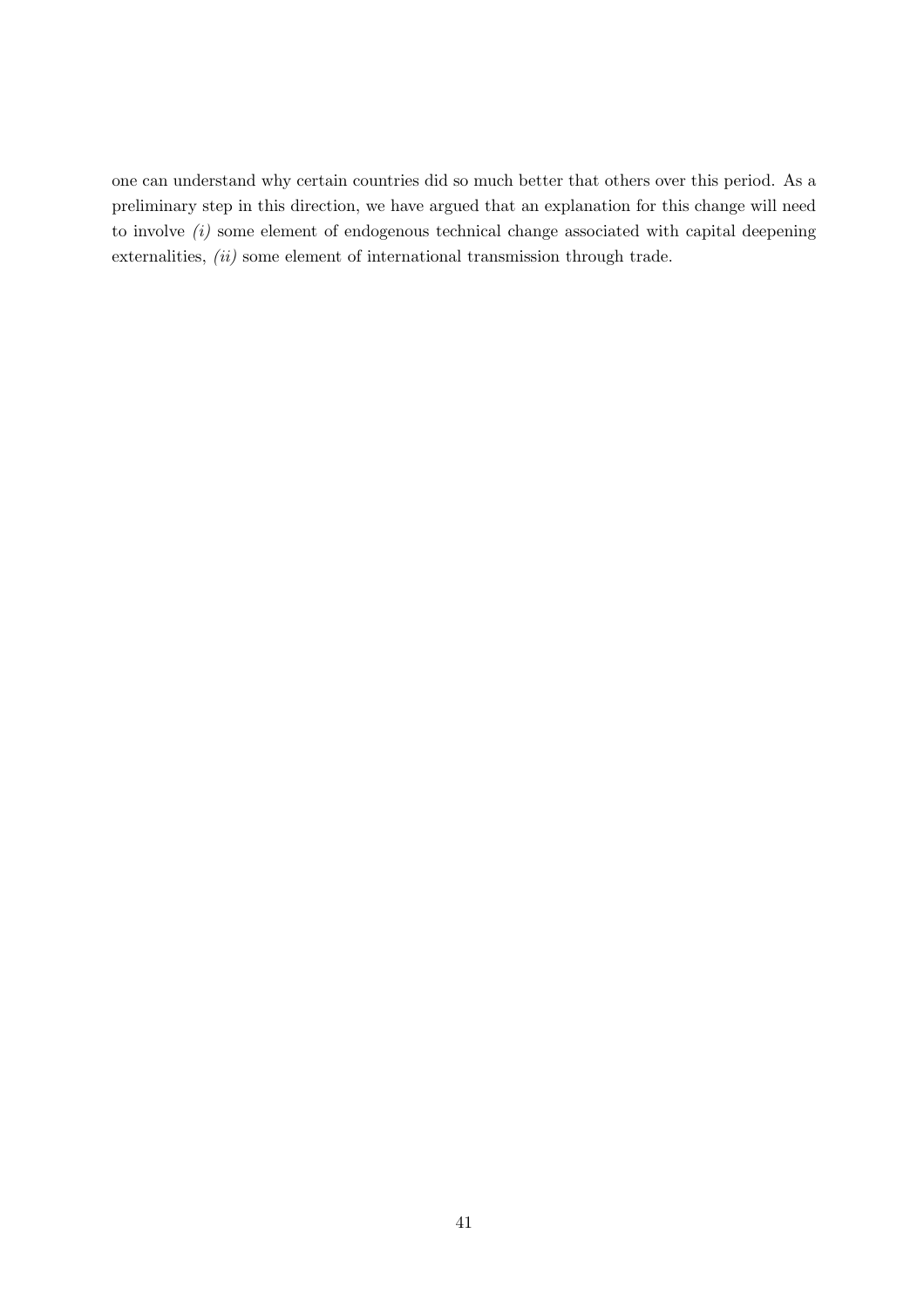one can understand why certain countries did so much better that others over this period. As a preliminary step in this direction, we have argued that an explanation for this change will need to involve *(i)* some element of endogenous technical change associated with capital deepening externalities, *(ii)* some element of international transmission through trade.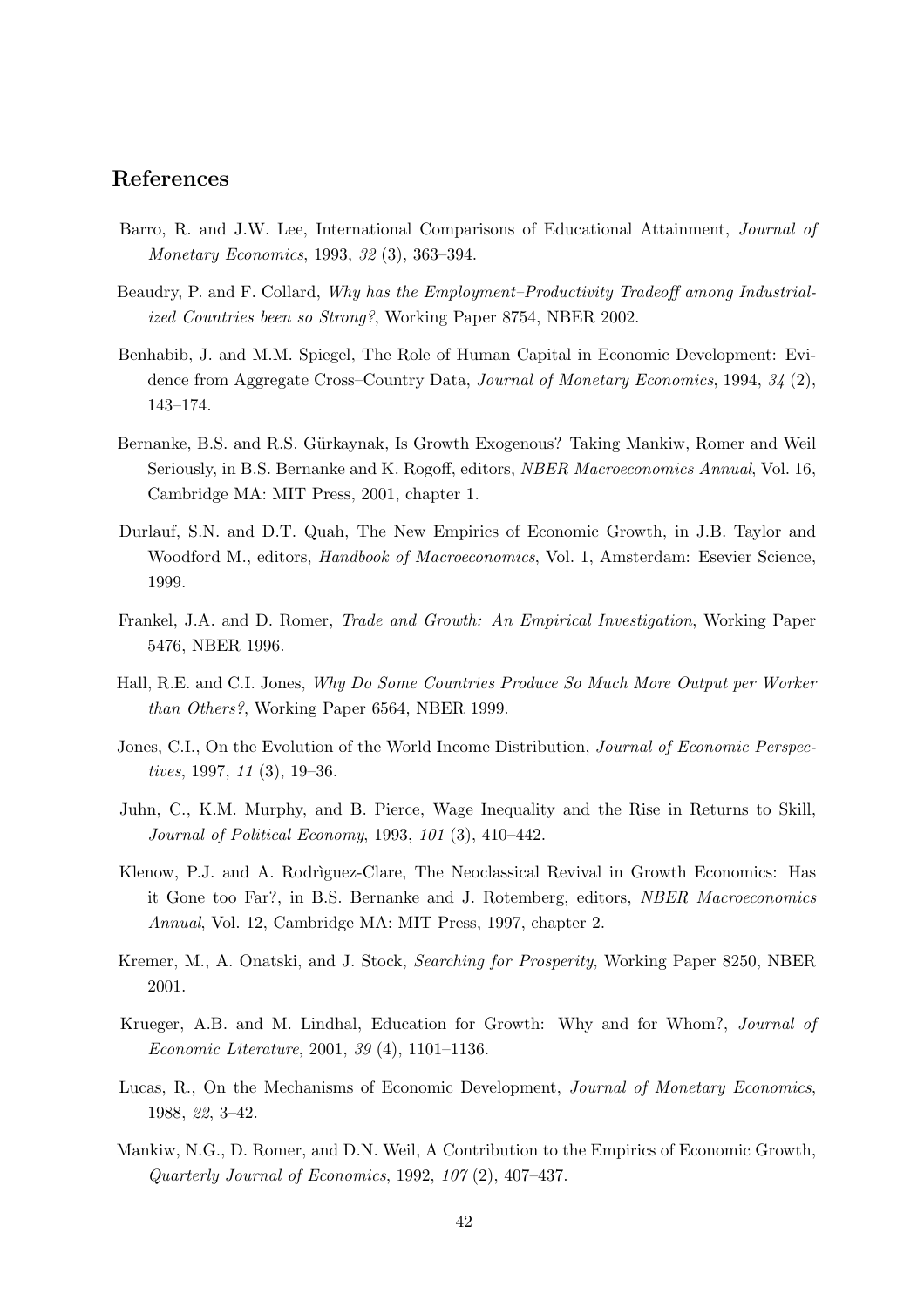## References

Barro, R. and J.W. Lee, International Comparisons of Educational Attainment, *Journal of Monetary Economics*, 1993, *32* (3), 363–394.

Beaudry, P. and F. Collard, *Why has the Employment–Productivity Tradeoff among Industrialized Countries been so Strong?*, Working Paper 8754, NBER 2002.

Benhabib, J. and M.M. Spiegel, The Role of Human Capital in Economic Development: Evidence from Aggregate Cross–Country Data, *Journal of Monetary Economics*, 1994, *34* (2), 143–174.

Bernanke, B.S. and R.S. Gürkaynak, Is Growth Exogenous? Taking Mankiw, Romer and Weil Seriously, in B.S. Bernanke and K. Rogoff, editors, *NBER Macroeconomics Annual*, Vol. 16, Cambridge MA: MIT Press, 2001, chapter 1.

Durlauf, S.N. and D.T. Quah, The New Empirics of Economic Growth, in J.B. Taylor and Woodford M., editors, *Handbook of Macroeconomics*, Vol. 1, Amsterdam: Esevier Science, 1999.

Frankel, J.A. and D. Romer, *Trade and Growth: An Empirical Investigation*, Working Paper 5476, NBER 1996.

Hall, R.E. and C.I. Jones, *Why Do Some Countries Produce So Much More Output per Worker than Others?*, Working Paper 6564, NBER 1999.

Jones, C.I., On the Evolution of the World Income Distribution, *Journal of Economic Perspectives*, 1997, *11* (3), 19–36.

Juhn, C., K.M. Murphy, and B. Pierce, Wage Inequality and the Rise in Returns to Skill, *Journal of Political Economy*, 1993, *101* (3), 410–442.

Klenow, P.J. and A. Rodrìguez-Clare, The Neoclassical Revival in Growth Economics: Has it Gone too Far?, in B.S. Bernanke and J. Rotemberg, editors, *NBER Macroeconomics Annual*, Vol. 12, Cambridge MA: MIT Press, 1997, chapter 2.

Kremer, M., A. Onatski, and J. Stock, *Searching for Prosperity*, Working Paper 8250, NBER 2001.

Krueger, A.B. and M. Lindhal, Education for Growth: Why and for Whom?, *Journal of Economic Literature*, 2001, *39* (4), 1101–1136.

Lucas, R., On the Mechanisms of Economic Development, *Journal of Monetary Economics*, 1988, *22*, 3–42.

Mankiw, N.G., D. Romer, and D.N. Weil, A Contribution to the Empirics of Economic Growth, *Quarterly Journal of Economics*, 1992, *107* (2), 407–437.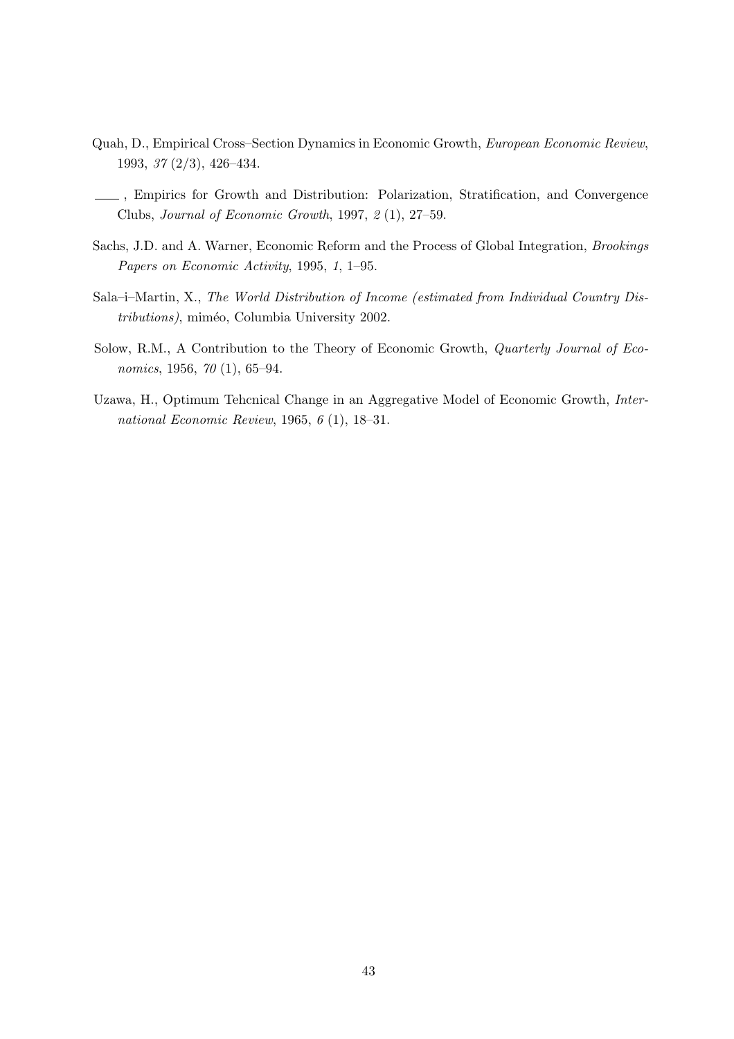Quah, D., Empirical Cross–Section Dynamics in Economic Growth, *European Economic Review*, 1993, *37* (2/3), 426–434.

——, Empirics for Growth and Distribution: Polarization, Stratification, and Convergence Clubs, *Journal of Economic Growth*, 1997, *2* (1), 27–59.

Sachs, J.D. and A. Warner, Economic Reform and the Process of Global Integration, *Brookings Papers on Economic Activity*, 1995, *1*, 1–95.

Sala–i–Martin, X., *The World Distribution of Income (estimated from Individual Country Distributions)*, miméo, Columbia University 2002.

Solow, R.M., A Contribution to the Theory of Economic Growth, *Quarterly Journal of Economics*, 1956, *70* (1), 65–94.

Uzawa, H., Optimum Tehcnical Change in an Aggregative Model of Economic Growth, *International Economic Review*, 1965, *6* (1), 18–31.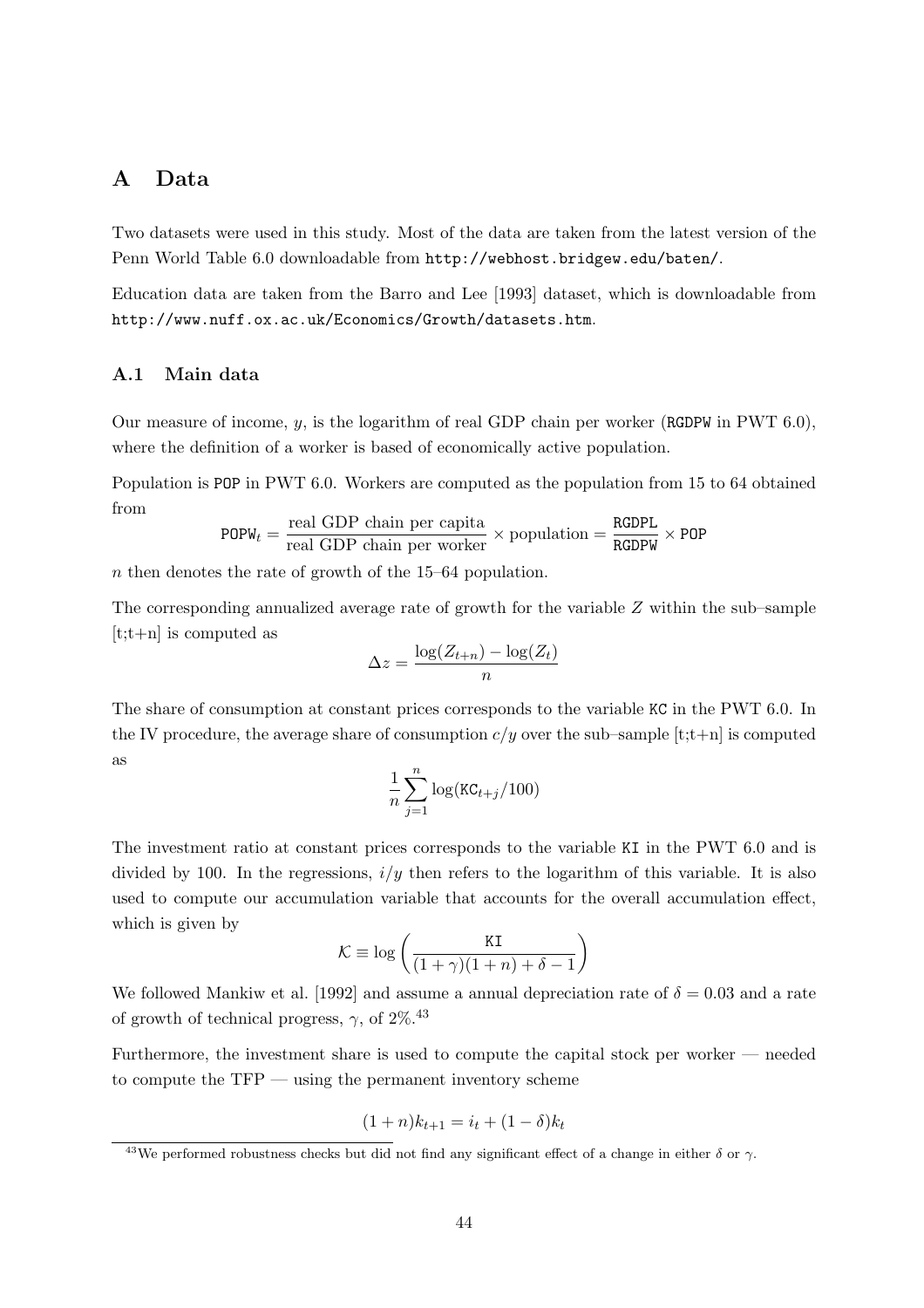# A Data

Two datasets were used in this study. Most of the data are taken from the latest version of the Penn World Table 6.0 downloadable from `http://webhost.bridgew.edu/baten/`.

Education data are taken from the Barro and Lee [1993] dataset, which is downloadable from `http://www.nuff.ox.ac.uk/Economics/Growth/datasets.htm`.

## A.1 Main data

Our measure of income, $y$, is the logarithm of real GDP chain per worker (`RGDPW` in PWT 6.0), where the definition of a worker is based of economically active population.

Population is `POP` in PWT 6.0. Workers are computed as the population from 15 to 64 obtained from

$$\mathtt{POPW}_t = \frac{\text{real GDP chain per capita}}{\text{real GDP chain per worker}} \times \text{population} = \frac{\mathtt{RGDPL}}{\mathtt{RGDPW}} \times \mathtt{POP}$$

$n$ then denotes the rate of growth of the 15–64 population.

The corresponding annualized average rate of growth for the variable $Z$ within the sub–sample [t;t+n] is computed as

$$\Delta z = \frac{\log(Z_{t+n}) - \log(Z_t)}{n}$$

The share of consumption at constant prices corresponds to the variable `KC` in the PWT 6.0. In the IV procedure, the average share of consumption $c/y$ over the sub–sample [t;t+n] is computed as

$$\frac{1}{n}\sum_{j=1}^{n} \log(\mathtt{KC}_{t+j}/100)$$

The investment ratio at constant prices corresponds to the variable `KI` in the PWT 6.0 and is divided by 100. In the regressions, $i/y$ then refers to the logarithm of this variable. It is also used to compute our accumulation variable that accounts for the overall accumulation effect, which is given by

$$\mathcal{K} \equiv \log\left(\frac{\mathtt{KI}}{(1+\gamma)(1+n)+\delta-1}\right)$$

We followed Mankiw et al. [1992] and assume a annual depreciation rate of $\delta = 0.03$ and a rate of growth of technical progress, $\gamma$, of 2%.[43]

Furthermore, the investment share is used to compute the capital stock per worker — needed to compute the TFP — using the permanent inventory scheme

$$(1+n)k_{t+1} = i_t + (1-\delta)k_t$$

[43] We performed robustness checks but did not find any significant effect of a change in either $\delta$ or $\gamma$.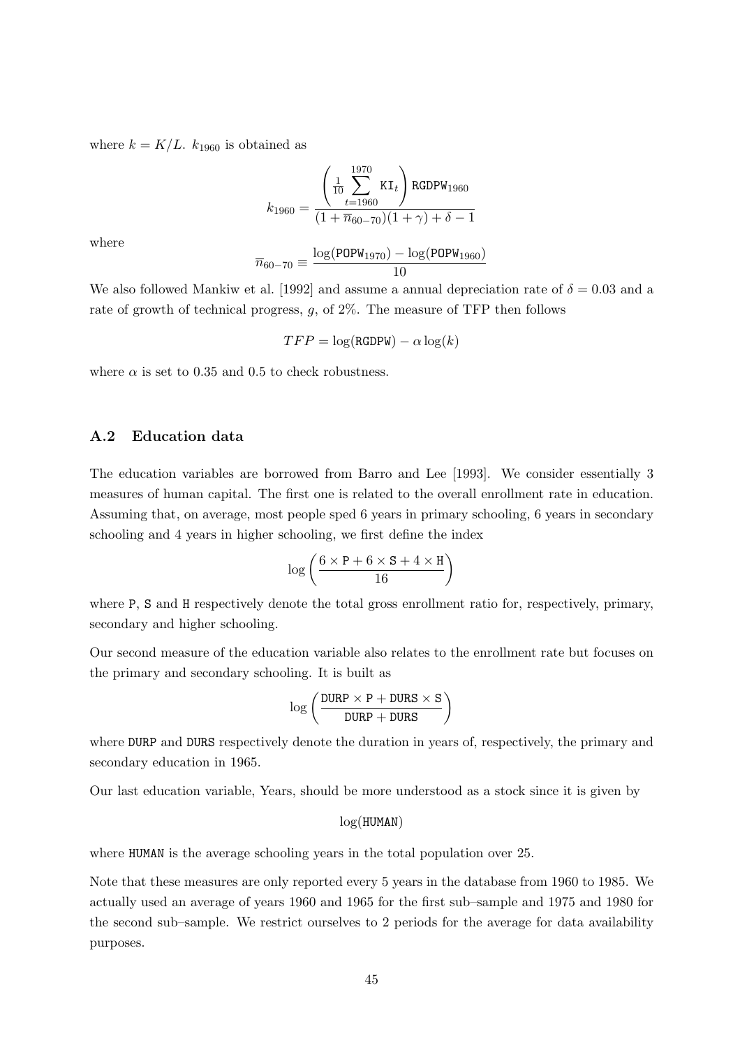where $k = K/L$. $k_{1960}$ is obtained as

$$k_{1960} = \frac{\left(\frac{1}{10}\sum_{t=1960}^{1970} \texttt{KI}_t\right)\texttt{RGDPW}_{1960}}{(1+\overline{n}_{60-70})(1+\gamma)+\delta-1}$$

where

$$\overline{n}_{60-70} \equiv \frac{\log(\texttt{POPW}_{1970}) - \log(\texttt{POPW}_{1960})}{10}$$

We also followed Mankiw et al. [1992] and assume a annual depreciation rate of $\delta = 0.03$ and a rate of growth of technical progress, $g$, of 2%. The measure of TFP then follows

$$TFP = \log(\texttt{RGDPW}) - \alpha \log(k)$$

where $\alpha$ is set to 0.35 and 0.5 to check robustness.

## A.2 Education data

The education variables are borrowed from Barro and Lee [1993]. We consider essentially 3 measures of human capital. The first one is related to the overall enrollment rate in education. Assuming that, on average, most people sped 6 years in primary schooling, 6 years in secondary schooling and 4 years in higher schooling, we first define the index

$$\log\left(\frac{6\times\texttt{P}+6\times\texttt{S}+4\times\texttt{H}}{16}\right)$$

where P, S and H respectively denote the total gross enrollment ratio for, respectively, primary, secondary and higher schooling.

Our second measure of the education variable also relates to the enrollment rate but focuses on the primary and secondary schooling. It is built as

$$\log\left(\frac{\texttt{DURP}\times\texttt{P}+\texttt{DURS}\times\texttt{S}}{\texttt{DURP}+\texttt{DURS}}\right)$$

where DURP and DURS respectively denote the duration in years of, respectively, the primary and secondary education in 1965.

Our last education variable, Years, should be more understood as a stock since it is given by

$$\log(\texttt{HUMAN})$$

where HUMAN is the average schooling years in the total population over 25.

Note that these measures are only reported every 5 years in the database from 1960 to 1985. We actually used an average of years 1960 and 1965 for the first sub–sample and 1975 and 1980 for the second sub–sample. We restrict ourselves to 2 periods for the average for data availability purposes.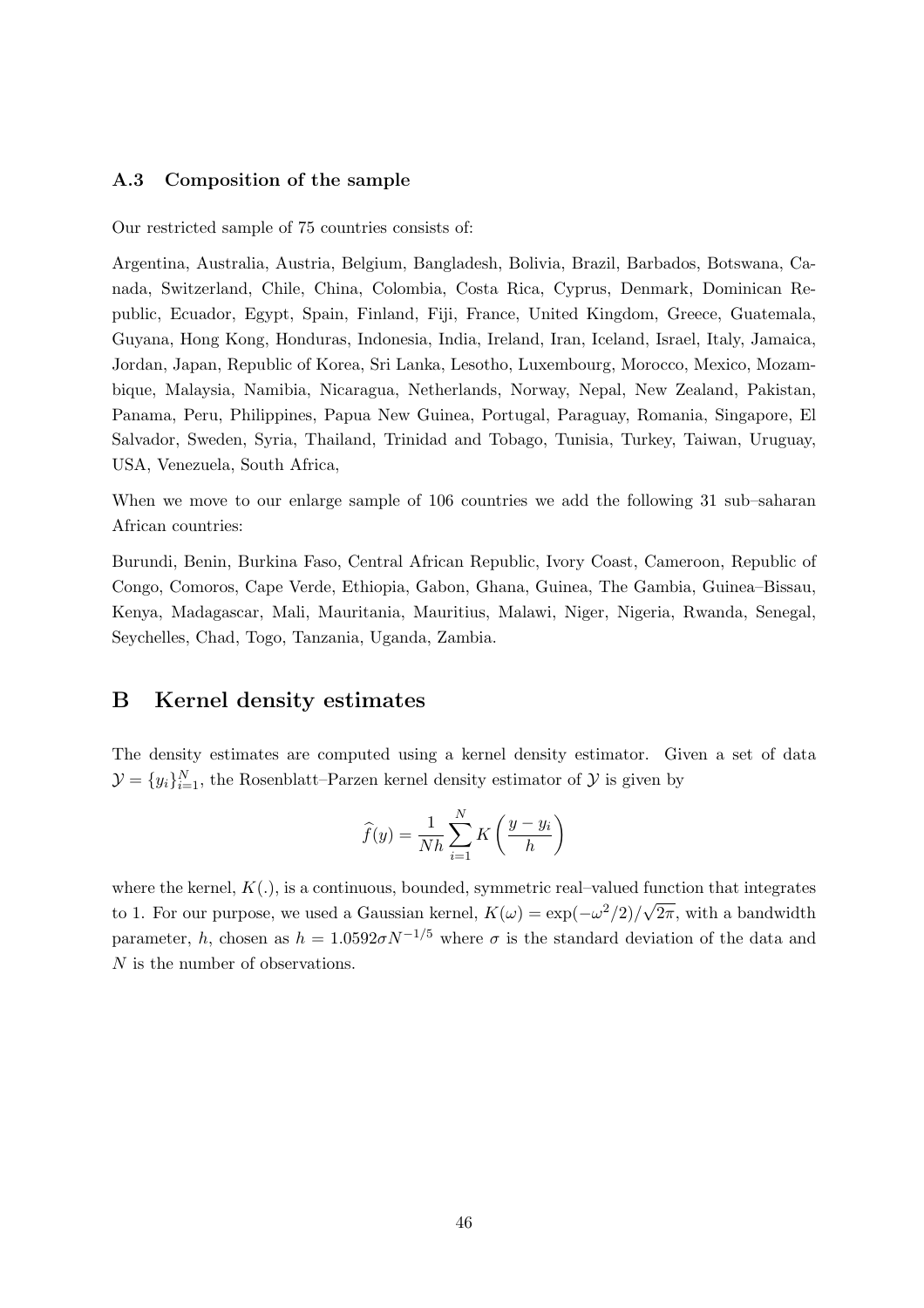### A.3 Composition of the sample

Our restricted sample of 75 countries consists of:

Argentina, Australia, Austria, Belgium, Bangladesh, Bolivia, Brazil, Barbados, Botswana, Canada, Switzerland, Chile, China, Colombia, Costa Rica, Cyprus, Denmark, Dominican Republic, Ecuador, Egypt, Spain, Finland, Fiji, France, United Kingdom, Greece, Guatemala, Guyana, Hong Kong, Honduras, Indonesia, India, Ireland, Iran, Iceland, Israel, Italy, Jamaica, Jordan, Japan, Republic of Korea, Sri Lanka, Lesotho, Luxembourg, Morocco, Mexico, Mozambique, Malaysia, Namibia, Nicaragua, Netherlands, Norway, Nepal, New Zealand, Pakistan, Panama, Peru, Philippines, Papua New Guinea, Portugal, Paraguay, Romania, Singapore, El Salvador, Sweden, Syria, Thailand, Trinidad and Tobago, Tunisia, Turkey, Taiwan, Uruguay, USA, Venezuela, South Africa,

When we move to our enlarge sample of 106 countries we add the following 31 sub–saharan African countries:

Burundi, Benin, Burkina Faso, Central African Republic, Ivory Coast, Cameroon, Republic of Congo, Comoros, Cape Verde, Ethiopia, Gabon, Ghana, Guinea, The Gambia, Guinea–Bissau, Kenya, Madagascar, Mali, Mauritania, Mauritius, Malawi, Niger, Nigeria, Rwanda, Senegal, Seychelles, Chad, Togo, Tanzania, Uganda, Zambia.

# B Kernel density estimates

The density estimates are computed using a kernel density estimator. Given a set of data $\mathcal{Y} = \{y_i\}_{i=1}^N$, the Rosenblatt–Parzen kernel density estimator of $\mathcal{Y}$ is given by

$$\widehat{f}(y) = \frac{1}{Nh} \sum_{i=1}^{N} K\left(\frac{y - y_i}{h}\right)$$

where the kernel, $K(.)$, is a continuous, bounded, symmetric real–valued function that integrates to 1. For our purpose, we used a Gaussian kernel, $K(\omega) = \exp(-\omega^2/2)/\sqrt{2\pi}$, with a bandwidth parameter, $h$, chosen as $h = 1.0592\sigma N^{-1/5}$ where $\sigma$ is the standard deviation of the data and $N$ is the number of observations.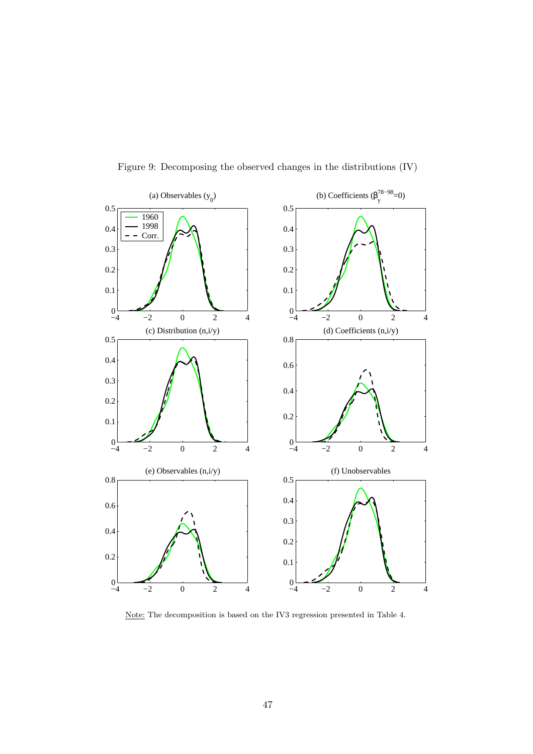Figure 9: Decomposing the observed changes in the distributions (IV)

(a) Observables ($y_0$)

1960
1998
Corr.

(b) Coefficients ($\beta_y^{78-98}=0$)

(c) Distribution (n,i/y)

(d) Coefficients (n,i/y)

(e) Observables (n,i/y)

(f) Unobservables

Note: The decomposition is based on the IV3 regression presented in Table 4.